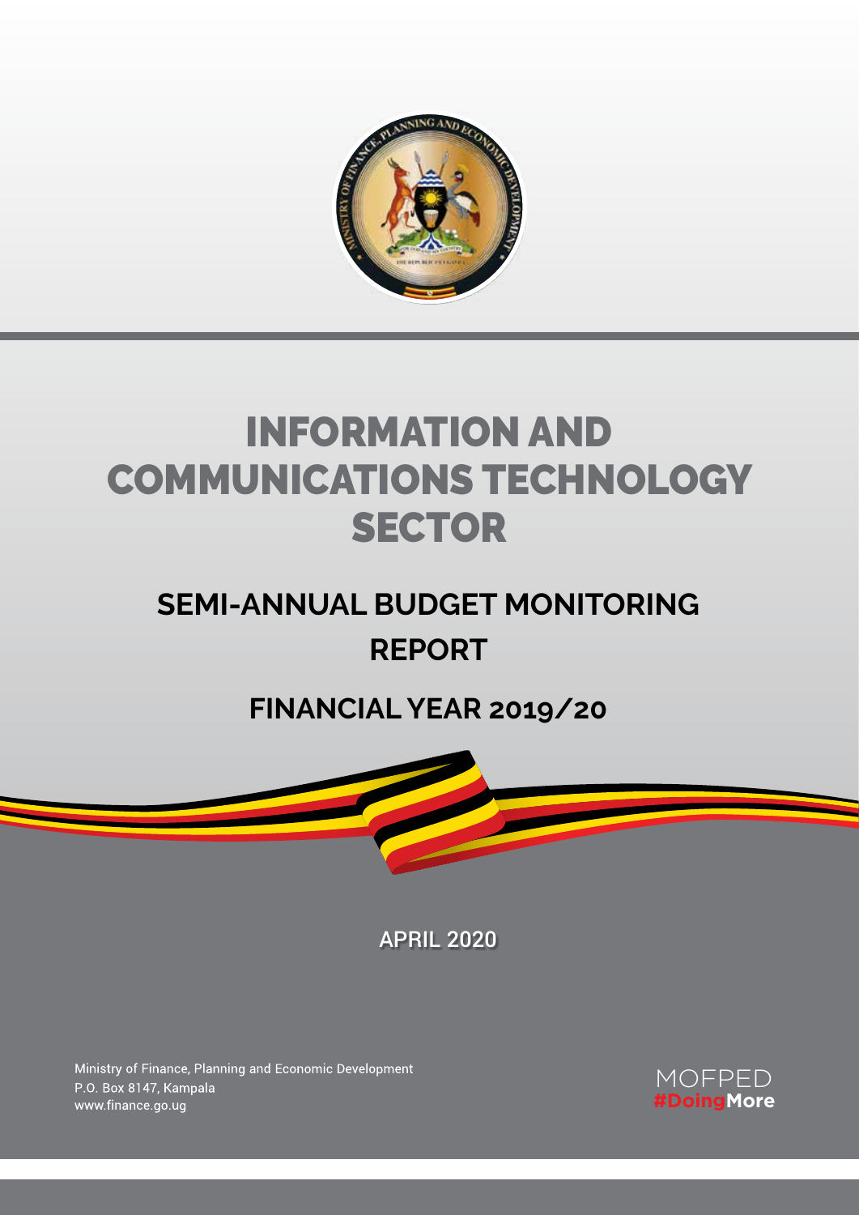# INFORMATION AND COMMUNICATIONS TECHNOLOGY SECTOR

## SEMI-ANNUAL BUDGET MONITORING REPORT

## FINANCIAL YEAR 2019/20

APRIL 2020

Ministry of Finance, Planning and Economic Development
P.O. Box 8147, Kampala
www.finance.go.ug

MOFPED
#DoingMore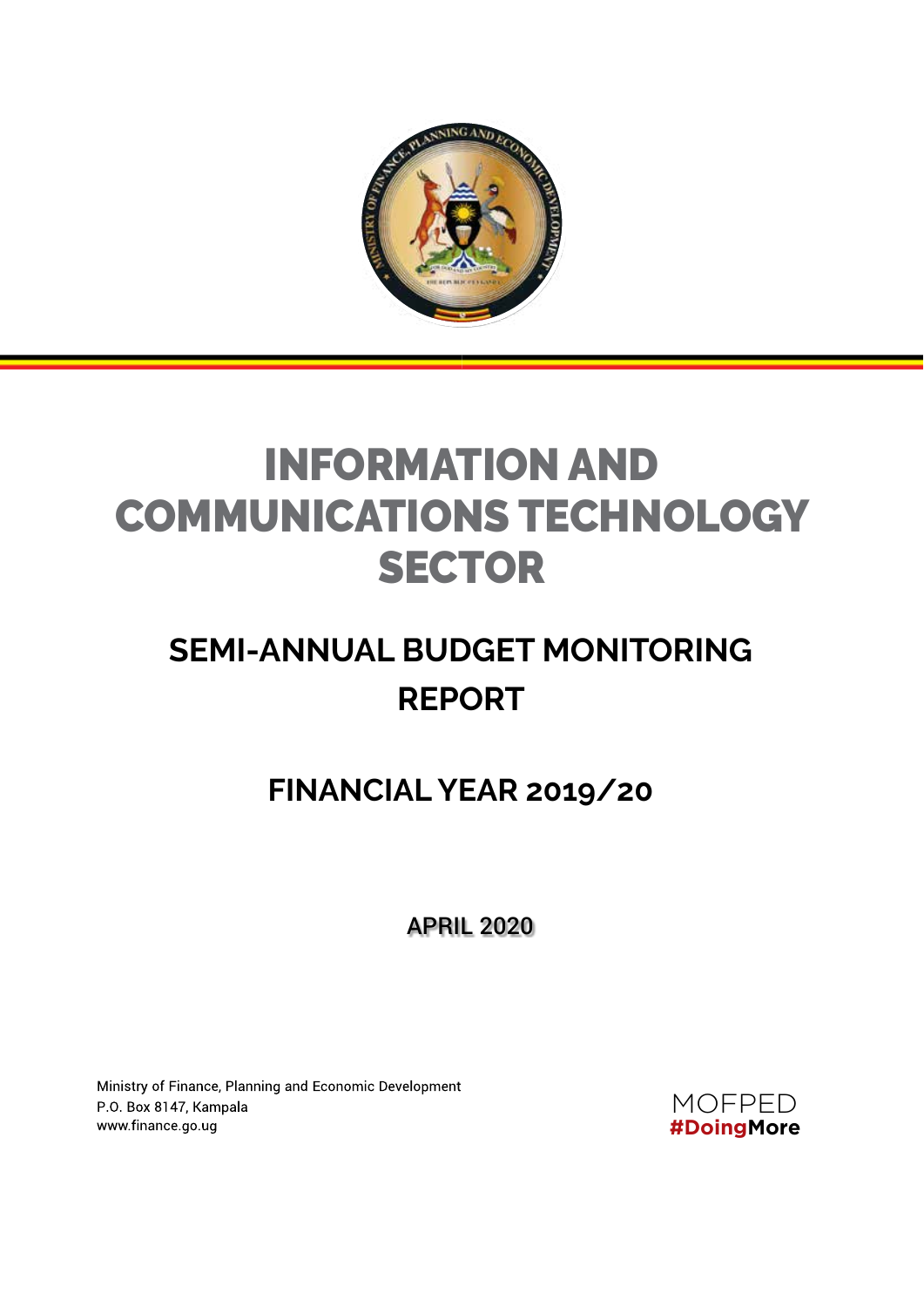# INFORMATION AND COMMUNICATIONS TECHNOLOGY SECTOR

## SEMI-ANNUAL BUDGET MONITORING REPORT

## FINANCIAL YEAR 2019/20

APRIL 2020

Ministry of Finance, Planning and Economic Development
P.O. Box 8147, Kampala
www.finance.go.ug

MOFPED
#DoingMore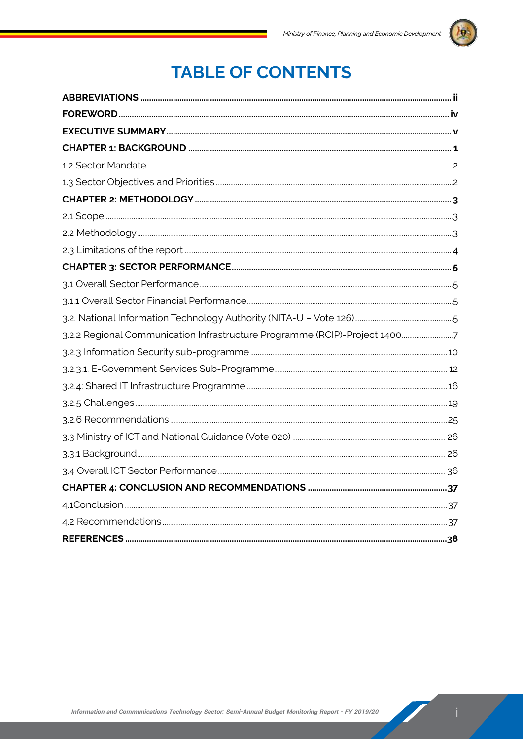# TABLE OF CONTENTS

**ABBREVIATIONS** ...... **ii**

**FOREWORD** ...... **iv**

**EXECUTIVE SUMMARY** ...... **v**

**CHAPTER 1: BACKGROUND** ...... **1**

1.2 Sector Mandate ...... 2

1.3 Sector Objectives and Priorities ...... 2

**CHAPTER 2: METHODOLOGY** ...... **3**

2.1 Scope ...... 3

2.2 Methodology ...... 3

2.3 Limitations of the report ...... 4

**CHAPTER 3: SECTOR PERFORMANCE** ...... **5**

3.1 Overall Sector Performance ...... 5

3.1.1 Overall Sector Financial Performance ...... 5

3.2. National Information Technology Authority (NITA-U – Vote 126) ...... 5

3.2.2 Regional Communication Infrastructure Programme (RCIP)-Project 1400 ...... 7

3.2.3 Information Security sub-programme ...... 10

3.2.3.1. E-Government Services Sub-Programme ...... 12

3.2.4: Shared IT Infrastructure Programme ...... 16

3.2.5 Challenges ...... 19

3.2.6 Recommendations ...... 25

3.3 Ministry of ICT and National Guidance (Vote 020) ...... 26

3.3.1 Background ...... 26

3.4 Overall ICT Sector Performance ...... 36

**CHAPTER 4: CONCLUSION AND RECOMMENDATIONS** ...... **37**

4.1Conclusion ...... 37

4.2 Recommendations ...... 37

**REFERENCES** ...... **38**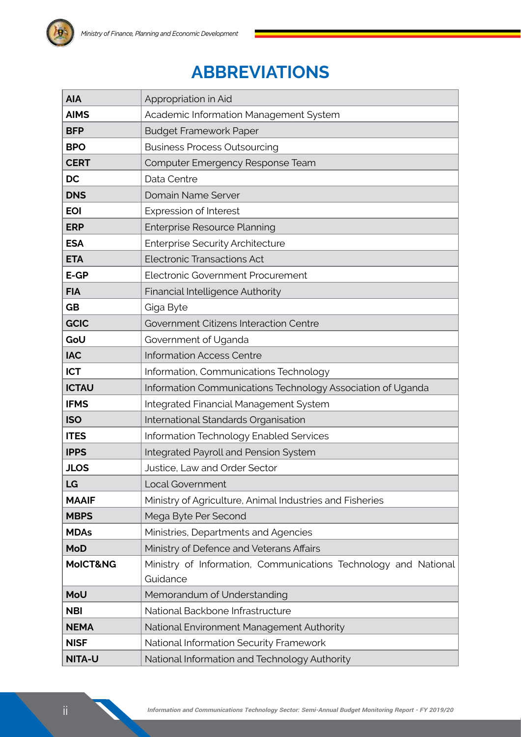# ABBREVIATIONS

| | |
|---|---|
| **AIA** | Appropriation in Aid |
| **AIMS** | Academic Information Management System |
| **BFP** | Budget Framework Paper |
| **BPO** | Business Process Outsourcing |
| **CERT** | Computer Emergency Response Team |
| **DC** | Data Centre |
| **DNS** | Domain Name Server |
| **EOI** | Expression of Interest |
| **ERP** | Enterprise Resource Planning |
| **ESA** | Enterprise Security Architecture |
| **ETA** | Electronic Transactions Act |
| **E-GP** | Electronic Government Procurement |
| **FIA** | Financial Intelligence Authority |
| **GB** | Giga Byte |
| **GCIC** | Government Citizens Interaction Centre |
| **GoU** | Government of Uganda |
| **IAC** | Information Access Centre |
| **ICT** | Information, Communications Technology |
| **ICTAU** | Information Communications Technology Association of Uganda |
| **IFMS** | Integrated Financial Management System |
| **ISO** | International Standards Organisation |
| **ITES** | Information Technology Enabled Services |
| **IPPS** | Integrated Payroll and Pension System |
| **JLOS** | Justice, Law and Order Sector |
| **LG** | Local Government |
| **MAAIF** | Ministry of Agriculture, Animal Industries and Fisheries |
| **MBPS** | Mega Byte Per Second |
| **MDAs** | Ministries, Departments and Agencies |
| **MoD** | Ministry of Defence and Veterans Affairs |
| **MoICT&NG** | Ministry of Information, Communications Technology and National Guidance |
| **MoU** | Memorandum of Understanding |
| **NBI** | National Backbone Infrastructure |
| **NEMA** | National Environment Management Authority |
| **NISF** | National Information Security Framework |
| **NITA-U** | National Information and Technology Authority |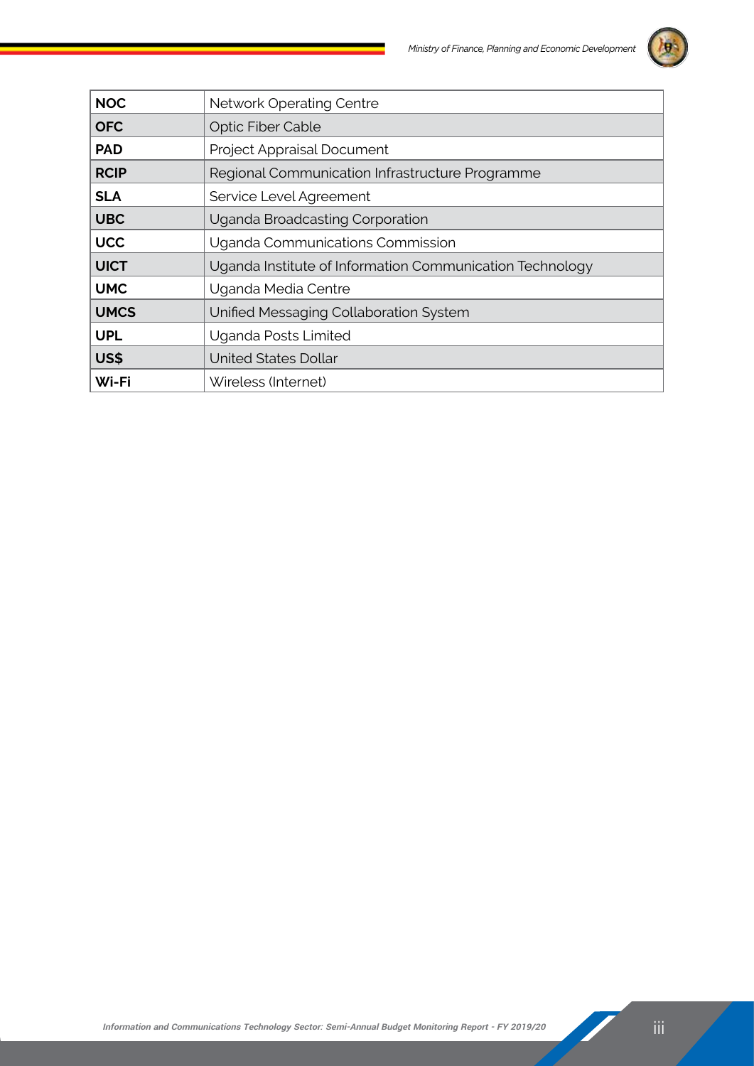| | |
|---|---|
| **NOC** | Network Operating Centre |
| **OFC** | Optic Fiber Cable |
| **PAD** | Project Appraisal Document |
| **RCIP** | Regional Communication Infrastructure Programme |
| **SLA** | Service Level Agreement |
| **UBC** | Uganda Broadcasting Corporation |
| **UCC** | Uganda Communications Commission |
| **UICT** | Uganda Institute of Information Communication Technology |
| **UMC** | Uganda Media Centre |
| **UMCS** | Unified Messaging Collaboration System |
| **UPL** | Uganda Posts Limited |
| **US$** | United States Dollar |
| **Wi-Fi** | Wireless (Internet) |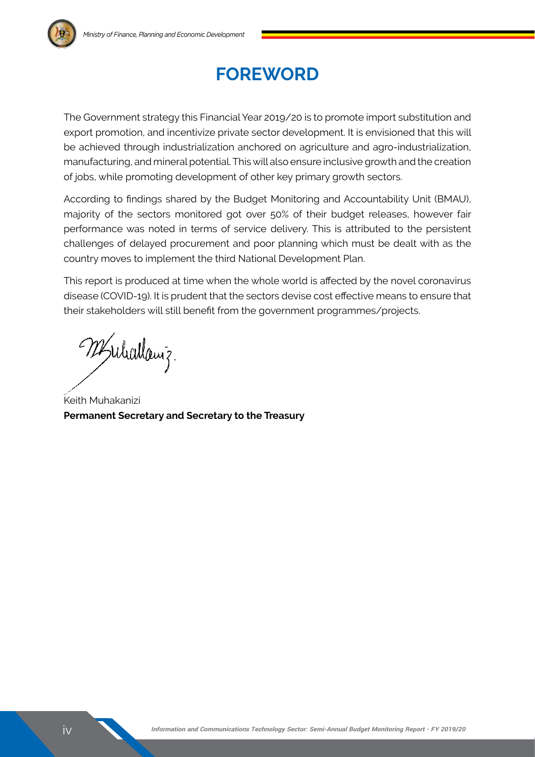# FOREWORD

The Government strategy this Financial Year 2019/20 is to promote import substitution and export promotion, and incentivize private sector development. It is envisioned that this will be achieved through industrialization anchored on agriculture and agro-industrialization, manufacturing, and mineral potential. This will also ensure inclusive growth and the creation of jobs, while promoting development of other key primary growth sectors.

According to findings shared by the Budget Monitoring and Accountability Unit (BMAU), majority of the sectors monitored got over 50% of their budget releases, however fair performance was noted in terms of service delivery. This is attributed to the persistent challenges of delayed procurement and poor planning which must be dealt with as the country moves to implement the third National Development Plan.

This report is produced at time when the whole world is affected by the novel coronavirus disease (COVID-19). It is prudent that the sectors devise cost effective means to ensure that their stakeholders will still benefit from the government programmes/projects.

Keith Muhakanizi
**Permanent Secretary and Secretary to the Treasury**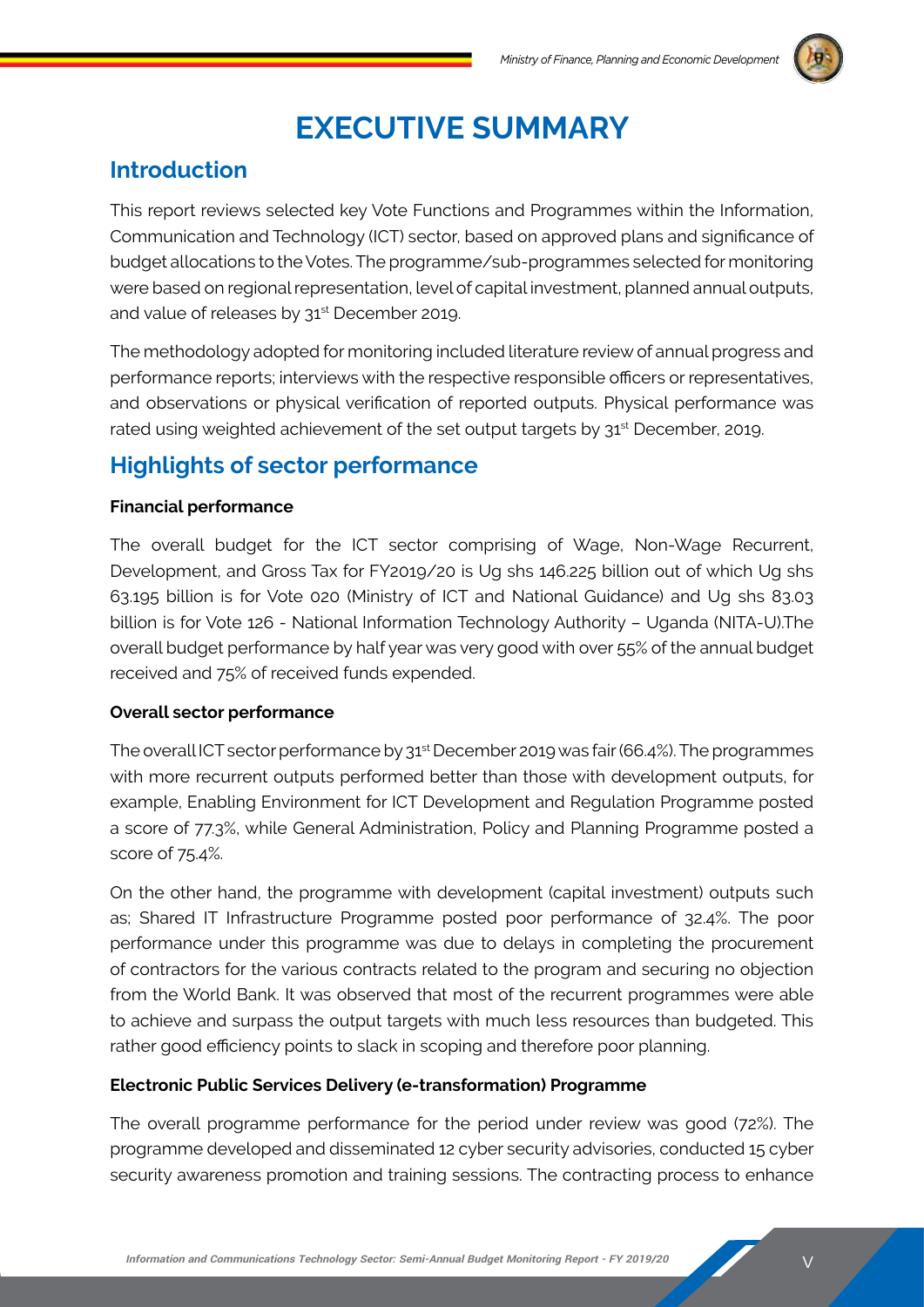# EXECUTIVE SUMMARY

## Introduction

This report reviews selected key Vote Functions and Programmes within the Information, Communication and Technology (ICT) sector, based on approved plans and significance of budget allocations to the Votes. The programme/sub-programmes selected for monitoring were based on regional representation, level of capital investment, planned annual outputs, and value of releases by 31st December 2019.

The methodology adopted for monitoring included literature review of annual progress and performance reports; interviews with the respective responsible officers or representatives, and observations or physical verification of reported outputs. Physical performance was rated using weighted achievement of the set output targets by 31st December, 2019.

## Highlights of sector performance

**Financial performance**

The overall budget for the ICT sector comprising of Wage, Non-Wage Recurrent, Development, and Gross Tax for FY2019/20 is Ug shs 146.225 billion out of which Ug shs 63.195 billion is for Vote 020 (Ministry of ICT and National Guidance) and Ug shs 83.03 billion is for Vote 126 - National Information Technology Authority – Uganda (NITA-U).The overall budget performance by half year was very good with over 55% of the annual budget received and 75% of received funds expended.

**Overall sector performance**

The overall ICT sector performance by 31st December 2019 was fair (66.4%). The programmes with more recurrent outputs performed better than those with development outputs, for example, Enabling Environment for ICT Development and Regulation Programme posted a score of 77.3%, while General Administration, Policy and Planning Programme posted a score of 75.4%.

On the other hand, the programme with development (capital investment) outputs such as; Shared IT Infrastructure Programme posted poor performance of 32.4%. The poor performance under this programme was due to delays in completing the procurement of contractors for the various contracts related to the program and securing no objection from the World Bank. It was observed that most of the recurrent programmes were able to achieve and surpass the output targets with much less resources than budgeted. This rather good efficiency points to slack in scoping and therefore poor planning.

**Electronic Public Services Delivery (e-transformation) Programme**

The overall programme performance for the period under review was good (72%). The programme developed and disseminated 12 cyber security advisories, conducted 15 cyber security awareness promotion and training sessions. The contracting process to enhance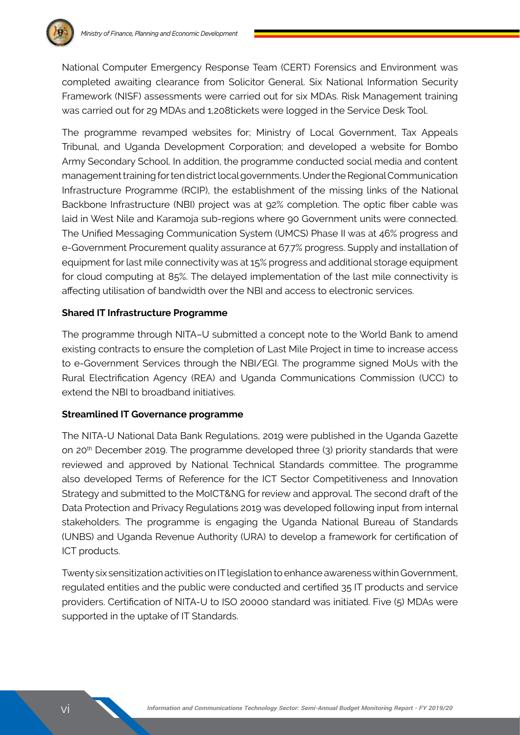National Computer Emergency Response Team (CERT) Forensics and Environment was completed awaiting clearance from Solicitor General. Six National Information Security Framework (NISF) assessments were carried out for six MDAs. Risk Management training was carried out for 29 MDAs and 1,208tickets were logged in the Service Desk Tool.

The programme revamped websites for; Ministry of Local Government, Tax Appeals Tribunal, and Uganda Development Corporation; and developed a website for Bombo Army Secondary School. In addition, the programme conducted social media and content management training for ten district local governments. Under the Regional Communication Infrastructure Programme (RCIP), the establishment of the missing links of the National Backbone Infrastructure (NBI) project was at 92% completion. The optic fiber cable was laid in West Nile and Karamoja sub-regions where 90 Government units were connected. The Unified Messaging Communication System (UMCS) Phase II was at 46% progress and e-Government Procurement quality assurance at 67.7% progress. Supply and installation of equipment for last mile connectivity was at 15% progress and additional storage equipment for cloud computing at 85%. The delayed implementation of the last mile connectivity is affecting utilisation of bandwidth over the NBI and access to electronic services.

**Shared IT Infrastructure Programme**

The programme through NITA–U submitted a concept note to the World Bank to amend existing contracts to ensure the completion of Last Mile Project in time to increase access to e-Government Services through the NBI/EGI. The programme signed MoUs with the Rural Electrification Agency (REA) and Uganda Communications Commission (UCC) to extend the NBI to broadband initiatives.

**Streamlined IT Governance programme**

The NITA-U National Data Bank Regulations, 2019 were published in the Uganda Gazette on 20th December 2019. The programme developed three (3) priority standards that were reviewed and approved by National Technical Standards committee. The programme also developed Terms of Reference for the ICT Sector Competitiveness and Innovation Strategy and submitted to the MoICT&NG for review and approval. The second draft of the Data Protection and Privacy Regulations 2019 was developed following input from internal stakeholders. The programme is engaging the Uganda National Bureau of Standards (UNBS) and Uganda Revenue Authority (URA) to develop a framework for certification of ICT products.

Twenty six sensitization activities on IT legislation to enhance awareness within Government, regulated entities and the public were conducted and certified 35 IT products and service providers. Certification of NITA-U to ISO 20000 standard was initiated. Five (5) MDAs were supported in the uptake of IT Standards.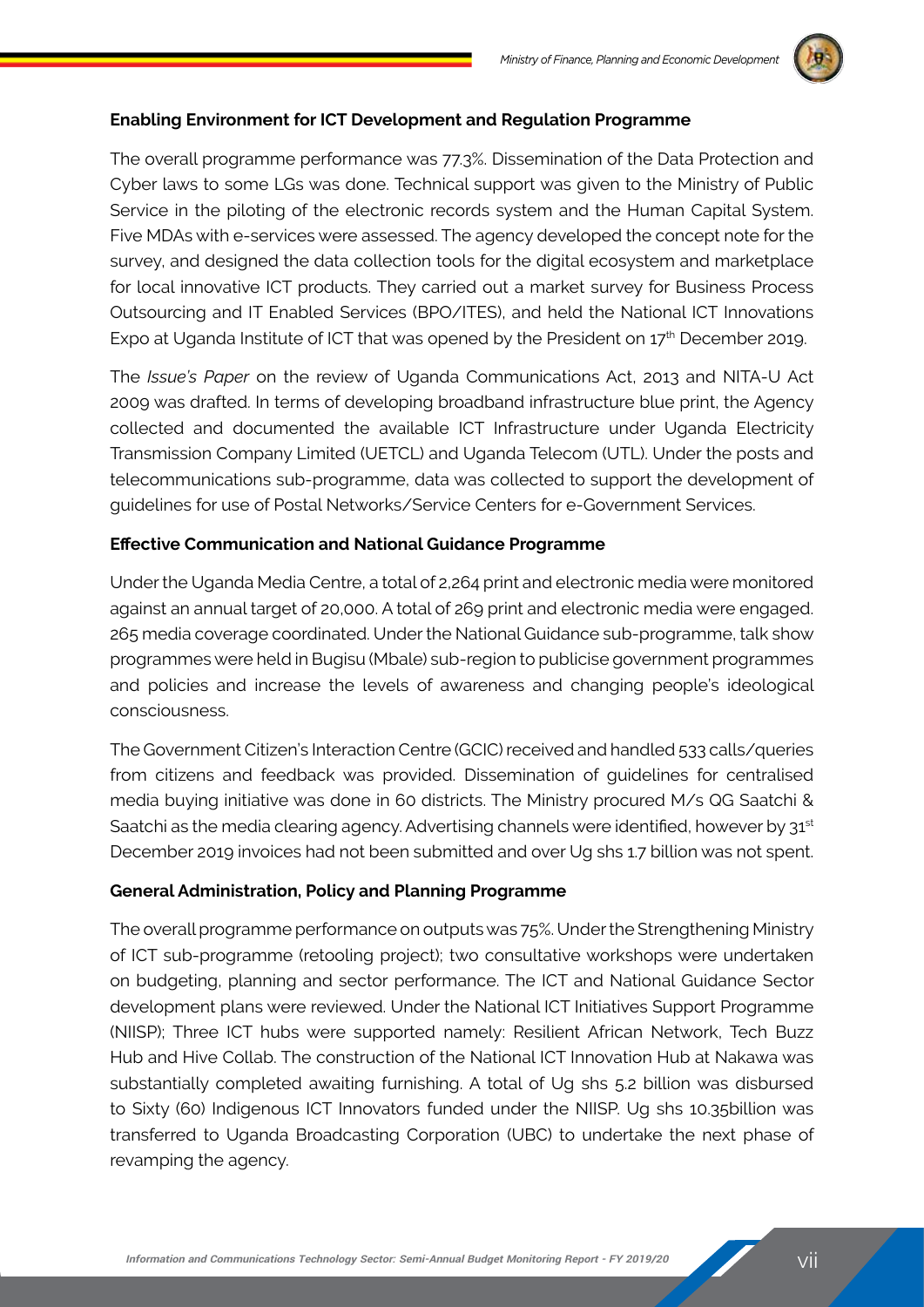**Enabling Environment for ICT Development and Regulation Programme**

The overall programme performance was 77.3%. Dissemination of the Data Protection and Cyber laws to some LGs was done. Technical support was given to the Ministry of Public Service in the piloting of the electronic records system and the Human Capital System. Five MDAs with e-services were assessed. The agency developed the concept note for the survey, and designed the data collection tools for the digital ecosystem and marketplace for local innovative ICT products. They carried out a market survey for Business Process Outsourcing and IT Enabled Services (BPO/ITES), and held the National ICT Innovations Expo at Uganda Institute of ICT that was opened by the President on 17th December 2019.

The *Issue's Paper* on the review of Uganda Communications Act, 2013 and NITA-U Act 2009 was drafted. In terms of developing broadband infrastructure blue print, the Agency collected and documented the available ICT Infrastructure under Uganda Electricity Transmission Company Limited (UETCL) and Uganda Telecom (UTL). Under the posts and telecommunications sub-programme, data was collected to support the development of guidelines for use of Postal Networks/Service Centers for e-Government Services.

**Effective Communication and National Guidance Programme**

Under the Uganda Media Centre, a total of 2,264 print and electronic media were monitored against an annual target of 20,000. A total of 269 print and electronic media were engaged. 265 media coverage coordinated. Under the National Guidance sub-programme, talk show programmes were held in Bugisu (Mbale) sub-region to publicise government programmes and policies and increase the levels of awareness and changing people's ideological consciousness.

The Government Citizen's Interaction Centre (GCIC) received and handled 533 calls/queries from citizens and feedback was provided. Dissemination of guidelines for centralised media buying initiative was done in 60 districts. The Ministry procured M/s QG Saatchi & Saatchi as the media clearing agency. Advertising channels were identified, however by 31st December 2019 invoices had not been submitted and over Ug shs 1.7 billion was not spent.

**General Administration, Policy and Planning Programme**

The overall programme performance on outputs was 75%. Under the Strengthening Ministry of ICT sub-programme (retooling project); two consultative workshops were undertaken on budgeting, planning and sector performance. The ICT and National Guidance Sector development plans were reviewed. Under the National ICT Initiatives Support Programme (NIISP); Three ICT hubs were supported namely: Resilient African Network, Tech Buzz Hub and Hive Collab. The construction of the National ICT Innovation Hub at Nakawa was substantially completed awaiting furnishing. A total of Ug shs 5.2 billion was disbursed to Sixty (60) Indigenous ICT Innovators funded under the NIISP. Ug shs 10.35billion was transferred to Uganda Broadcasting Corporation (UBC) to undertake the next phase of revamping the agency.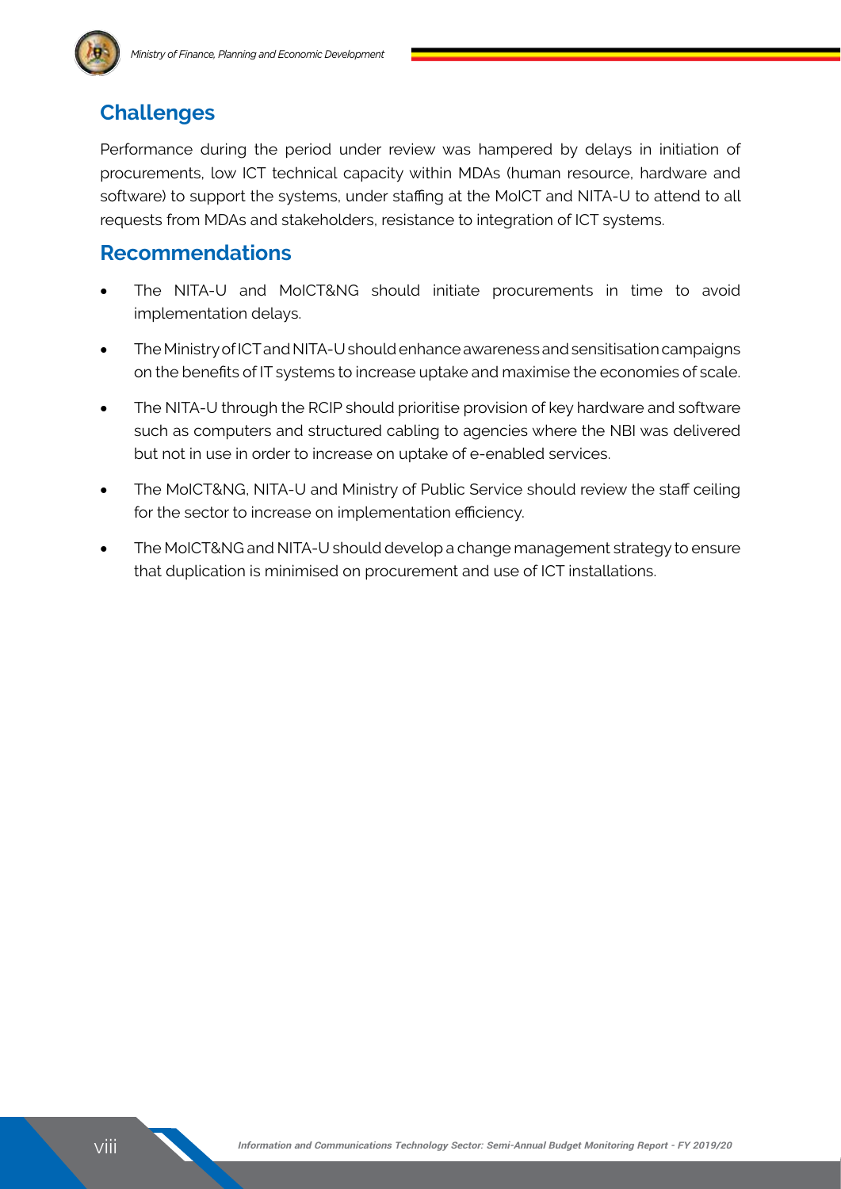## Challenges

Performance during the period under review was hampered by delays in initiation of procurements, low ICT technical capacity within MDAs (human resource, hardware and software) to support the systems, under staffing at the MoICT and NITA-U to attend to all requests from MDAs and stakeholders, resistance to integration of ICT systems.

## Recommendations

- The NITA-U and MoICT&NG should initiate procurements in time to avoid implementation delays.
- The Ministry of ICT and NITA-U should enhance awareness and sensitisation campaigns on the benefits of IT systems to increase uptake and maximise the economies of scale.
- The NITA-U through the RCIP should prioritise provision of key hardware and software such as computers and structured cabling to agencies where the NBI was delivered but not in use in order to increase on uptake of e-enabled services.
- The MoICT&NG, NITA-U and Ministry of Public Service should review the staff ceiling for the sector to increase on implementation efficiency.
- The MoICT&NG and NITA-U should develop a change management strategy to ensure that duplication is minimised on procurement and use of ICT installations.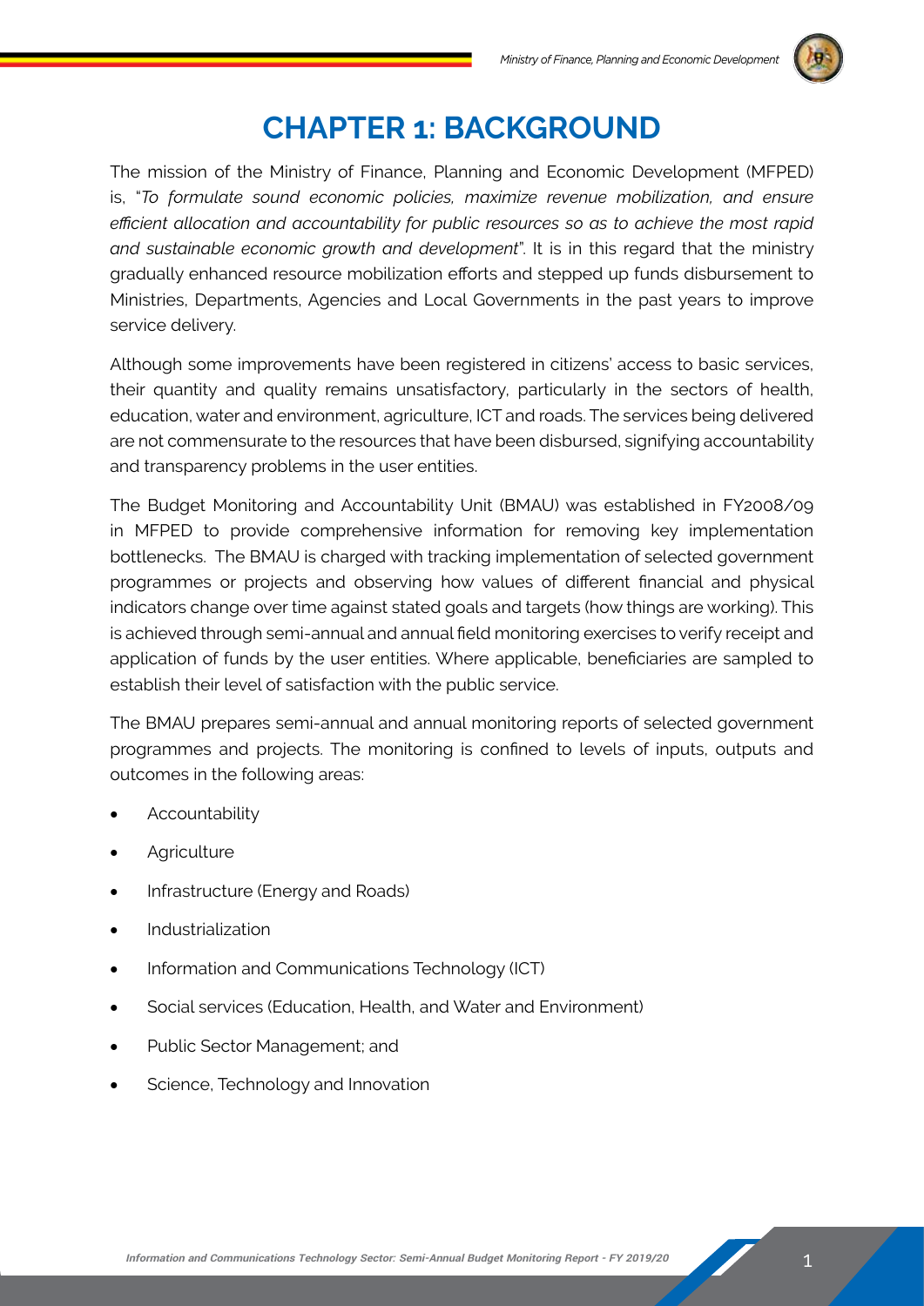# CHAPTER 1: BACKGROUND

The mission of the Ministry of Finance, Planning and Economic Development (MFPED) is, "*To formulate sound economic policies, maximize revenue mobilization, and ensure efficient allocation and accountability for public resources so as to achieve the most rapid and sustainable economic growth and development*". It is in this regard that the ministry gradually enhanced resource mobilization efforts and stepped up funds disbursement to Ministries, Departments, Agencies and Local Governments in the past years to improve service delivery.

Although some improvements have been registered in citizens' access to basic services, their quantity and quality remains unsatisfactory, particularly in the sectors of health, education, water and environment, agriculture, ICT and roads. The services being delivered are not commensurate to the resources that have been disbursed, signifying accountability and transparency problems in the user entities.

The Budget Monitoring and Accountability Unit (BMAU) was established in FY2008/09 in MFPED to provide comprehensive information for removing key implementation bottlenecks. The BMAU is charged with tracking implementation of selected government programmes or projects and observing how values of different financial and physical indicators change over time against stated goals and targets (how things are working). This is achieved through semi-annual and annual field monitoring exercises to verify receipt and application of funds by the user entities. Where applicable, beneficiaries are sampled to establish their level of satisfaction with the public service.

The BMAU prepares semi-annual and annual monitoring reports of selected government programmes and projects. The monitoring is confined to levels of inputs, outputs and outcomes in the following areas:

- Accountability
- Agriculture
- Infrastructure (Energy and Roads)
- Industrialization
- Information and Communications Technology (ICT)
- Social services (Education, Health, and Water and Environment)
- Public Sector Management; and
- Science, Technology and Innovation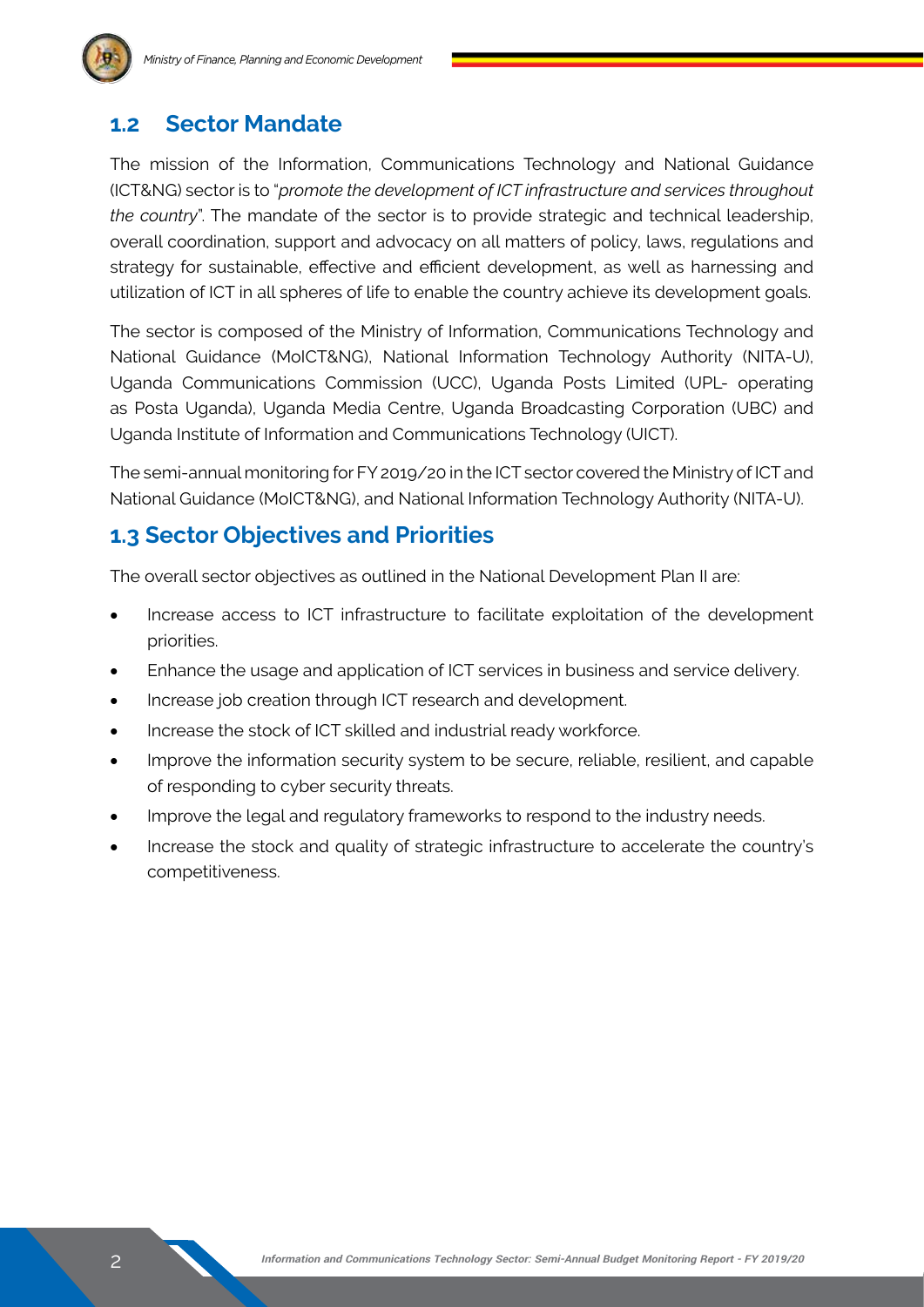## 1.2 Sector Mandate

The mission of the Information, Communications Technology and National Guidance (ICT&NG) sector is to "*promote the development of ICT infrastructure and services throughout the country*". The mandate of the sector is to provide strategic and technical leadership, overall coordination, support and advocacy on all matters of policy, laws, regulations and strategy for sustainable, effective and efficient development, as well as harnessing and utilization of ICT in all spheres of life to enable the country achieve its development goals.

The sector is composed of the Ministry of Information, Communications Technology and National Guidance (MoICT&NG), National Information Technology Authority (NITA-U), Uganda Communications Commission (UCC), Uganda Posts Limited (UPL- operating as Posta Uganda), Uganda Media Centre, Uganda Broadcasting Corporation (UBC) and Uganda Institute of Information and Communications Technology (UICT).

The semi-annual monitoring for FY 2019/20 in the ICT sector covered the Ministry of ICT and National Guidance (MoICT&NG), and National Information Technology Authority (NITA-U).

## 1.3 Sector Objectives and Priorities

The overall sector objectives as outlined in the National Development Plan II are:

- Increase access to ICT infrastructure to facilitate exploitation of the development priorities.
- Enhance the usage and application of ICT services in business and service delivery.
- Increase job creation through ICT research and development.
- Increase the stock of ICT skilled and industrial ready workforce.
- Improve the information security system to be secure, reliable, resilient, and capable of responding to cyber security threats.
- Improve the legal and regulatory frameworks to respond to the industry needs.
- Increase the stock and quality of strategic infrastructure to accelerate the country's competitiveness.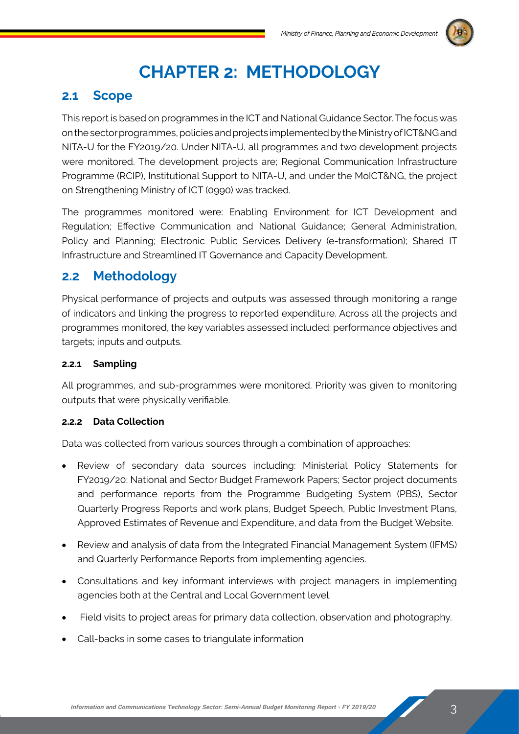# CHAPTER 2: METHODOLOGY

## 2.1 Scope

This report is based on programmes in the ICT and National Guidance Sector. The focus was on the sector programmes, policies and projects implemented by the Ministry of ICT&NG and NITA-U for the FY2019/20. Under NITA-U, all programmes and two development projects were monitored. The development projects are; Regional Communication Infrastructure Programme (RCIP), Institutional Support to NITA-U, and under the MoICT&NG, the project on Strengthening Ministry of ICT (0990) was tracked.

The programmes monitored were: Enabling Environment for ICT Development and Regulation; Effective Communication and National Guidance; General Administration, Policy and Planning; Electronic Public Services Delivery (e-transformation); Shared IT Infrastructure and Streamlined IT Governance and Capacity Development.

## 2.2 Methodology

Physical performance of projects and outputs was assessed through monitoring a range of indicators and linking the progress to reported expenditure. Across all the projects and programmes monitored, the key variables assessed included: performance objectives and targets; inputs and outputs.

### 2.2.1 Sampling

All programmes, and sub-programmes were monitored. Priority was given to monitoring outputs that were physically verifiable.

### 2.2.2 Data Collection

Data was collected from various sources through a combination of approaches:

- Review of secondary data sources including: Ministerial Policy Statements for FY2019/20; National and Sector Budget Framework Papers; Sector project documents and performance reports from the Programme Budgeting System (PBS), Sector Quarterly Progress Reports and work plans, Budget Speech, Public Investment Plans, Approved Estimates of Revenue and Expenditure, and data from the Budget Website.
- Review and analysis of data from the Integrated Financial Management System (IFMS) and Quarterly Performance Reports from implementing agencies.
- Consultations and key informant interviews with project managers in implementing agencies both at the Central and Local Government level.
- Field visits to project areas for primary data collection, observation and photography.
- Call-backs in some cases to triangulate information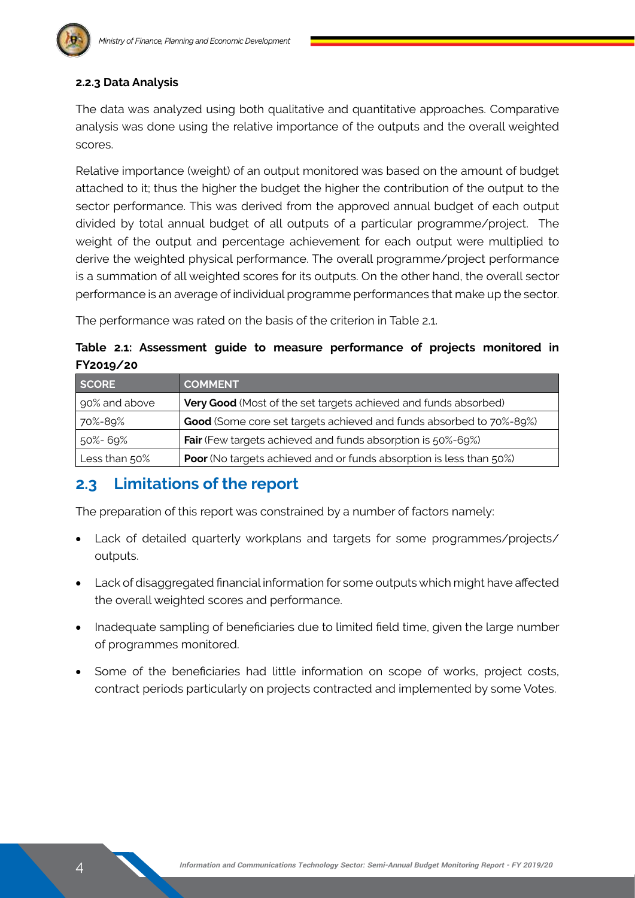#### 2.2.3 Data Analysis

The data was analyzed using both qualitative and quantitative approaches. Comparative analysis was done using the relative importance of the outputs and the overall weighted scores.

Relative importance (weight) of an output monitored was based on the amount of budget attached to it; thus the higher the budget the higher the contribution of the output to the sector performance. This was derived from the approved annual budget of each output divided by total annual budget of all outputs of a particular programme/project. The weight of the output and percentage achievement for each output were multiplied to derive the weighted physical performance. The overall programme/project performance is a summation of all weighted scores for its outputs. On the other hand, the overall sector performance is an average of individual programme performances that make up the sector.

The performance was rated on the basis of the criterion in Table 2.1.

**Table 2.1: Assessment guide to measure performance of projects monitored in FY2019/20**

| SCORE | COMMENT |
|---|---|
| 90% and above | **Very Good** (Most of the set targets achieved and funds absorbed) |
| 70%-89% | **Good** (Some core set targets achieved and funds absorbed to 70%-89%) |
| 50%- 69% | **Fair** (Few targets achieved and funds absorption is 50%-69%) |
| Less than 50% | **Poor** (No targets achieved and or funds absorption is less than 50%) |

## 2.3 Limitations of the report

The preparation of this report was constrained by a number of factors namely:

- Lack of detailed quarterly workplans and targets for some programmes/projects/ outputs.
- Lack of disaggregated financial information for some outputs which might have affected the overall weighted scores and performance.
- Inadequate sampling of beneficiaries due to limited field time, given the large number of programmes monitored.
- Some of the beneficiaries had little information on scope of works, project costs, contract periods particularly on projects contracted and implemented by some Votes.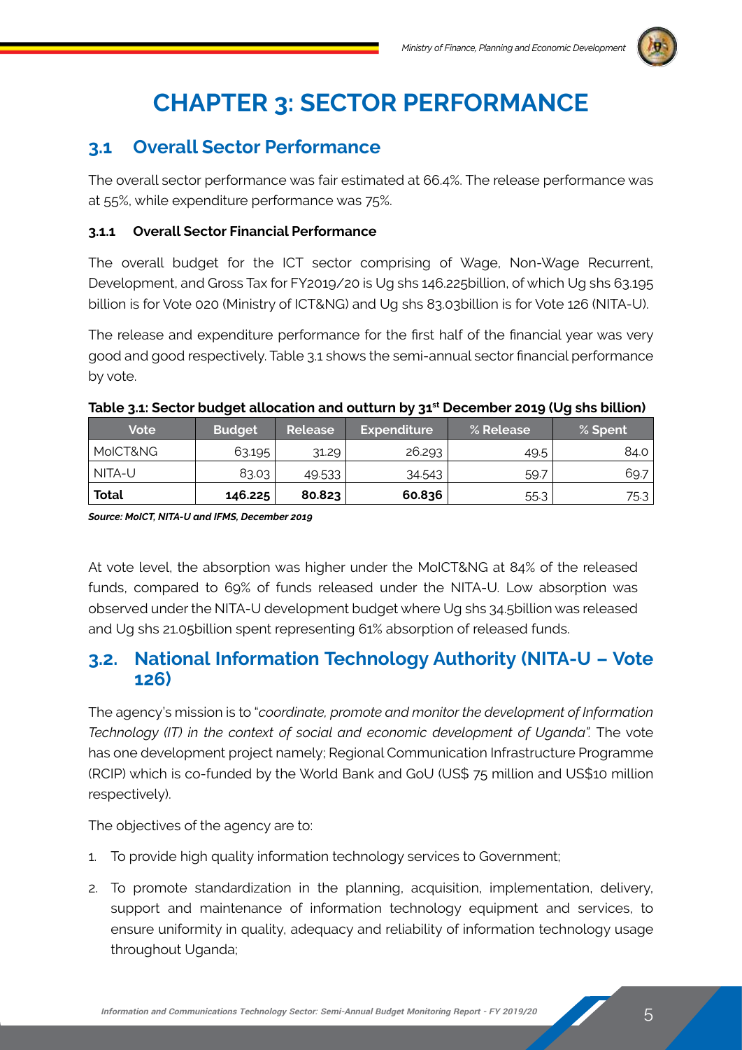# CHAPTER 3: SECTOR PERFORMANCE

## 3.1 Overall Sector Performance

The overall sector performance was fair estimated at 66.4%. The release performance was at 55%, while expenditure performance was 75%.

### 3.1.1 Overall Sector Financial Performance

The overall budget for the ICT sector comprising of Wage, Non-Wage Recurrent, Development, and Gross Tax for FY2019/20 is Ug shs 146.225billion, of which Ug shs 63.195 billion is for Vote 020 (Ministry of ICT&NG) and Ug shs 83.03billion is for Vote 126 (NITA-U).

The release and expenditure performance for the first half of the financial year was very good and good respectively. Table 3.1 shows the semi-annual sector financial performance by vote.

**Table 3.1: Sector budget allocation and outturn by 31st December 2019 (Ug shs billion)**

| Vote | Budget | Release | Expenditure | % Release | % Spent |
|---|---|---|---|---|---|
| MoICT&NG | 63.195 | 31.29 | 26.293 | 49.5 | 84.0 |
| NITA-U | 83.03 | 49.533 | 34.543 | 59.7 | 69.7 |
| **Total** | **146.225** | **80.823** | **60.836** | 55.3 | 75.3 |

***Source: MoICT, NITA-U and IFMS, December 2019***

At vote level, the absorption was higher under the MoICT&NG at 84% of the released funds, compared to 69% of funds released under the NITA-U. Low absorption was observed under the NITA-U development budget where Ug shs 34.5billion was released and Ug shs 21.05billion spent representing 61% absorption of released funds.

## 3.2. National Information Technology Authority (NITA-U – Vote 126)

The agency's mission is to "*coordinate, promote and monitor the development of Information Technology (IT) in the context of social and economic development of Uganda*". The vote has one development project namely; Regional Communication Infrastructure Programme (RCIP) which is co-funded by the World Bank and GoU (US$ 75 million and US$10 million respectively).

The objectives of the agency are to:

1. To provide high quality information technology services to Government;
2. To promote standardization in the planning, acquisition, implementation, delivery, support and maintenance of information technology equipment and services, to ensure uniformity in quality, adequacy and reliability of information technology usage throughout Uganda;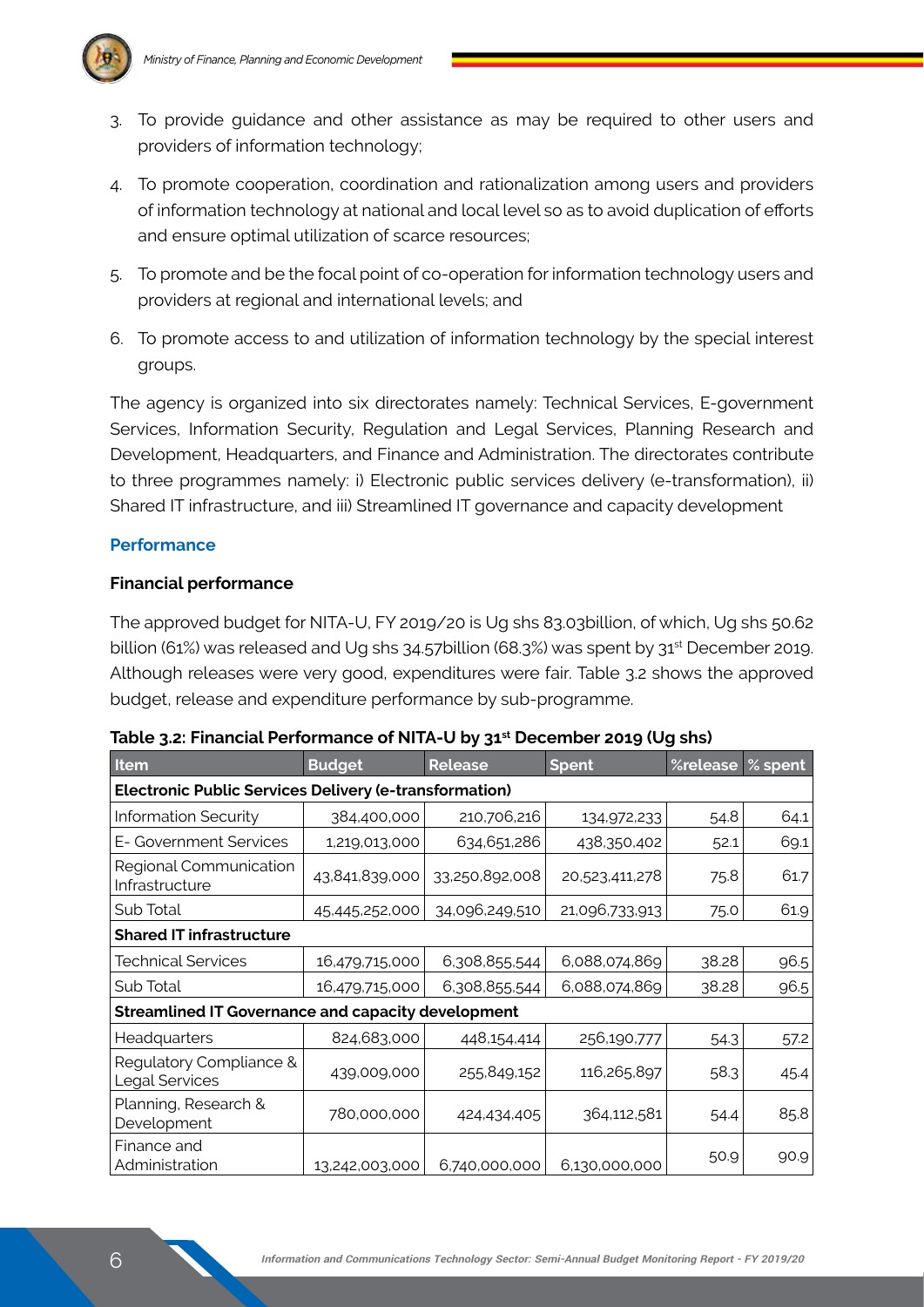3. To provide guidance and other assistance as may be required to other users and providers of information technology;
4. To promote cooperation, coordination and rationalization among users and providers of information technology at national and local level so as to avoid duplication of efforts and ensure optimal utilization of scarce resources;
5. To promote and be the focal point of co-operation for information technology users and providers at regional and international levels; and
6. To promote access to and utilization of information technology by the special interest groups.

The agency is organized into six directorates namely: Technical Services, E-government Services, Information Security, Regulation and Legal Services, Planning Research and Development, Headquarters, and Finance and Administration. The directorates contribute to three programmes namely: i) Electronic public services delivery (e-transformation), ii) Shared IT infrastructure, and iii) Streamlined IT governance and capacity development

### Performance

#### Financial performance

The approved budget for NITA-U, FY 2019/20 is Ug shs 83.03billion, of which, Ug shs 50.62 billion (61%) was released and Ug shs 34.57billion (68.3%) was spent by 31st December 2019. Although releases were very good, expenditures were fair. Table 3.2 shows the approved budget, release and expenditure performance by sub-programme.

**Table 3.2: Financial Performance of NITA-U by 31st December 2019 (Ug shs)**

| Item | Budget | Release | Spent | %release | % spent |
|---|---|---|---|---|---|
| **Electronic Public Services Delivery (e-transformation)** | | | | | |
| Information Security | 384,400,000 | 210,706,216 | 134,972,233 | 54.8 | 64.1 |
| E- Government Services | 1,219,013,000 | 634,651,286 | 438,350,402 | 52.1 | 69.1 |
| Regional Communication Infrastructure | 43,841,839,000 | 33,250,892,008 | 20,523,411,278 | 75.8 | 61.7 |
| Sub Total | 45,445,252,000 | 34,096,249,510 | 21,096,733,913 | 75.0 | 61.9 |
| **Shared IT infrastructure** | | | | | |
| Technical Services | 16,479,715,000 | 6,308,855,544 | 6,088,074,869 | 38.28 | 96.5 |
| Sub Total | 16,479,715,000 | 6,308,855,544 | 6,088,074,869 | 38.28 | 96.5 |
| **Streamlined IT Governance and capacity development** | | | | | |
| Headquarters | 824,683,000 | 448,154,414 | 256,190,777 | 54.3 | 57.2 |
| Regulatory Compliance & Legal Services | 439,009,000 | 255,849,152 | 116,265,897 | 58.3 | 45.4 |
| Planning, Research & Development | 780,000,000 | 424,434,405 | 364,112,581 | 54.4 | 85.8 |
| Finance and Administration | 13,242,003,000 | 6,740,000,000 | 6,130,000,000 | 50.9 | 90.9 |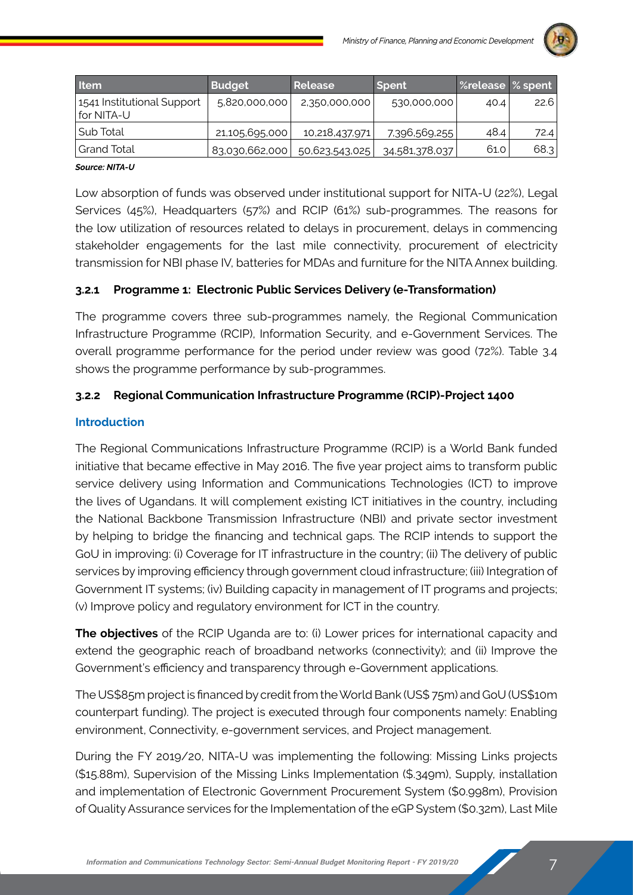| Item | Budget | Release | Spent | %release | % spent |
|---|---|---|---|---|---|
| 1541 Institutional Support for NITA-U | 5,820,000,000 | 2,350,000,000 | 530,000,000 | 40.4 | 22.6 |
| Sub Total | 21,105,695,000 | 10,218,437,971 | 7,396,569,255 | 48.4 | 72.4 |
| Grand Total | 83,030,662,000 | 50,623,543,025 | 34,581,378,037 | 61.0 | 68.3 |

***Source: NITA-U***

Low absorption of funds was observed under institutional support for NITA-U (22%), Legal Services (45%), Headquarters (57%) and RCIP (61%) sub-programmes. The reasons for the low utilization of resources related to delays in procurement, delays in commencing stakeholder engagements for the last mile connectivity, procurement of electricity transmission for NBI phase IV, batteries for MDAs and furniture for the NITA Annex building.

### 3.2.1 Programme 1: Electronic Public Services Delivery (e-Transformation)

The programme covers three sub-programmes namely, the Regional Communication Infrastructure Programme (RCIP), Information Security, and e-Government Services. The overall programme performance for the period under review was good (72%). Table 3.4 shows the programme performance by sub-programmes.

### 3.2.2 Regional Communication Infrastructure Programme (RCIP)-Project 1400

#### Introduction

The Regional Communications Infrastructure Programme (RCIP) is a World Bank funded initiative that became effective in May 2016. The five year project aims to transform public service delivery using Information and Communications Technologies (ICT) to improve the lives of Ugandans. It will complement existing ICT initiatives in the country, including the National Backbone Transmission Infrastructure (NBI) and private sector investment by helping to bridge the financing and technical gaps. The RCIP intends to support the GoU in improving: (i) Coverage for IT infrastructure in the country; (ii) The delivery of public services by improving efficiency through government cloud infrastructure; (iii) Integration of Government IT systems; (iv) Building capacity in management of IT programs and projects; (v) Improve policy and regulatory environment for ICT in the country.

**The objectives** of the RCIP Uganda are to: (i) Lower prices for international capacity and extend the geographic reach of broadband networks (connectivity); and (ii) Improve the Government's efficiency and transparency through e-Government applications.

The US$85m project is financed by credit from the World Bank (US$ 75m) and GoU (US$10m counterpart funding). The project is executed through four components namely: Enabling environment, Connectivity, e-government services, and Project management.

During the FY 2019/20, NITA-U was implementing the following: Missing Links projects ($15.88m), Supervision of the Missing Links Implementation ($.349m), Supply, installation and implementation of Electronic Government Procurement System ($0.998m), Provision of Quality Assurance services for the Implementation of the eGP System ($0.32m), Last Mile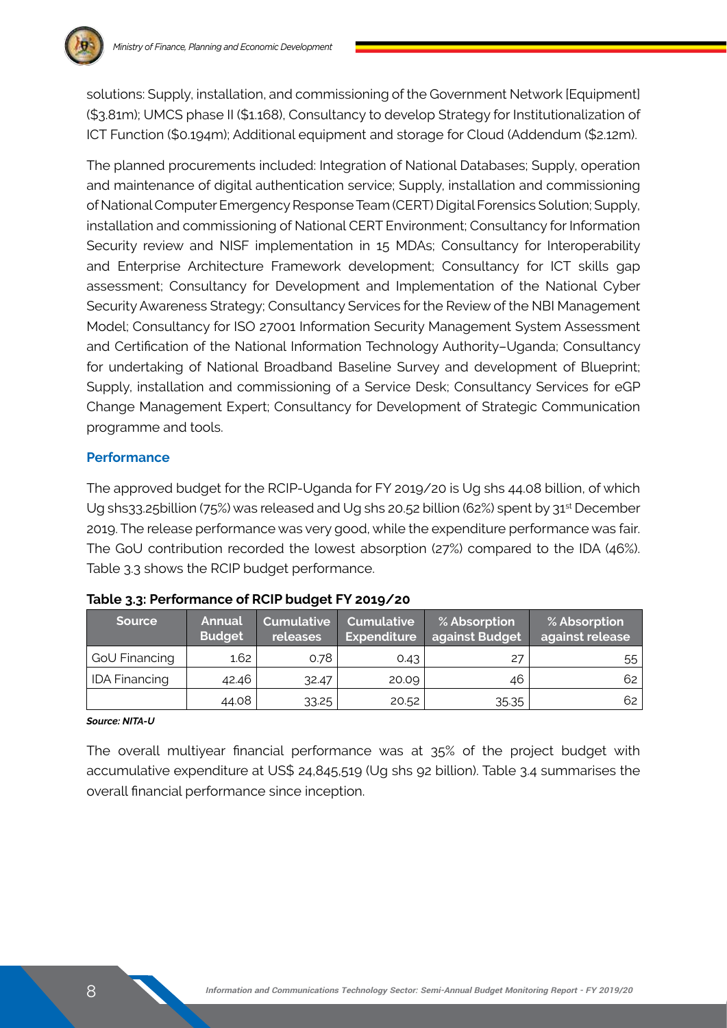solutions: Supply, installation, and commissioning of the Government Network [Equipment] ($3.81m); UMCS phase II ($1.168), Consultancy to develop Strategy for Institutionalization of ICT Function ($0.194m); Additional equipment and storage for Cloud (Addendum ($2.12m).

The planned procurements included: Integration of National Databases; Supply, operation and maintenance of digital authentication service; Supply, installation and commissioning of National Computer Emergency Response Team (CERT) Digital Forensics Solution; Supply, installation and commissioning of National CERT Environment; Consultancy for Information Security review and NISF implementation in 15 MDAs; Consultancy for Interoperability and Enterprise Architecture Framework development; Consultancy for ICT skills gap assessment; Consultancy for Development and Implementation of the National Cyber Security Awareness Strategy; Consultancy Services for the Review of the NBI Management Model; Consultancy for ISO 27001 Information Security Management System Assessment and Certification of the National Information Technology Authority–Uganda; Consultancy for undertaking of National Broadband Baseline Survey and development of Blueprint; Supply, installation and commissioning of a Service Desk; Consultancy Services for eGP Change Management Expert; Consultancy for Development of Strategic Communication programme and tools.

### Performance

The approved budget for the RCIP-Uganda for FY 2019/20 is Ug shs 44.08 billion, of which Ug shs33.25billion (75%) was released and Ug shs 20.52 billion (62%) spent by 31st December 2019. The release performance was very good, while the expenditure performance was fair. The GoU contribution recorded the lowest absorption (27%) compared to the IDA (46%). Table 3.3 shows the RCIP budget performance.

**Table 3.3: Performance of RCIP budget FY 2019/20**

| Source | Annual Budget | Cumulative releases | Cumulative Expenditure | % Absorption against Budget | % Absorption against release |
|---|---|---|---|---|---|
| GoU Financing | 1.62 | 0.78 | 0.43 | 27 | 55 |
| IDA Financing | 42.46 | 32.47 | 20.09 | 46 | 62 |
| | 44.08 | 33.25 | 20.52 | 35.35 | 62 |

***Source: NITA-U***

The overall multiyear financial performance was at 35% of the project budget with accumulative expenditure at US$ 24,845,519 (Ug shs 92 billion). Table 3.4 summarises the overall financial performance since inception.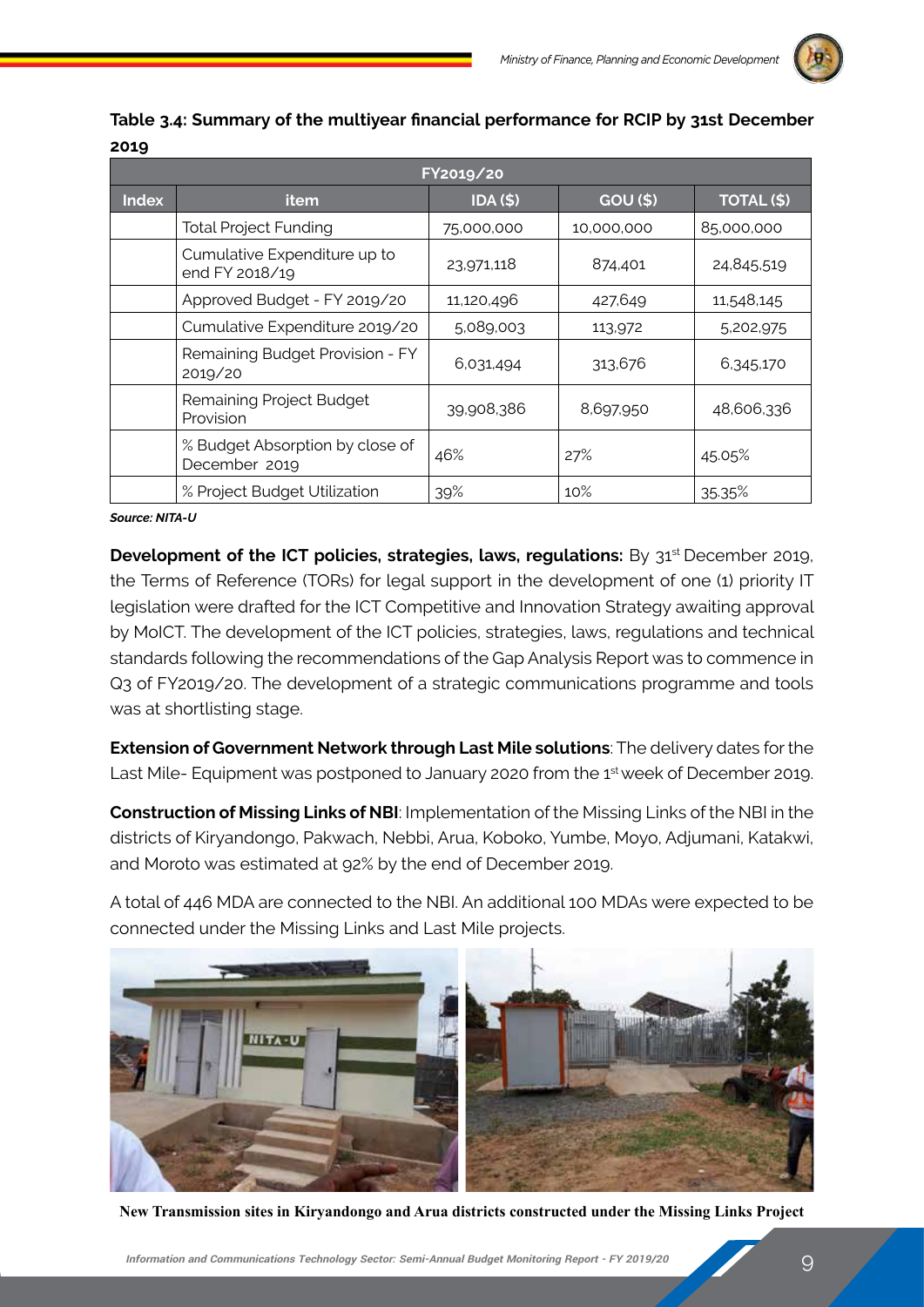**Table 3.4: Summary of the multiyear financial performance for RCIP by 31st December 2019**

| FY2019/20 | | | | |
|---|---|---|---|---|
| **Index** | **item** | **IDA ($)** | **GOU ($)** | **TOTAL ($)** |
| | Total Project Funding | 75,000,000 | 10,000,000 | 85,000,000 |
| | Cumulative Expenditure up to end FY 2018/19 | 23,971,118 | 874,401 | 24,845,519 |
| | Approved Budget - FY 2019/20 | 11,120,496 | 427,649 | 11,548,145 |
| | Cumulative Expenditure 2019/20 | 5,089,003 | 113,972 | 5,202,975 |
| | Remaining Budget Provision - FY 2019/20 | 6,031,494 | 313,676 | 6,345,170 |
| | Remaining Project Budget Provision | 39,908,386 | 8,697,950 | 48,606,336 |
| | % Budget Absorption by close of December 2019 | 46% | 27% | 45.05% |
| | % Project Budget Utilization | 39% | 10% | 35.35% |

***Source: NITA-U***

**Development of the ICT policies, strategies, laws, regulations:** By 31st December 2019, the Terms of Reference (TORs) for legal support in the development of one (1) priority IT legislation were drafted for the ICT Competitive and Innovation Strategy awaiting approval by MoICT. The development of the ICT policies, strategies, laws, regulations and technical standards following the recommendations of the Gap Analysis Report was to commence in Q3 of FY2019/20. The development of a strategic communications programme and tools was at shortlisting stage.

**Extension of Government Network through Last Mile solutions**: The delivery dates for the Last Mile- Equipment was postponed to January 2020 from the 1st week of December 2019.

**Construction of Missing Links of NBI**: Implementation of the Missing Links of the NBI in the districts of Kiryandongo, Pakwach, Nebbi, Arua, Koboko, Yumbe, Moyo, Adjumani, Katakwi, and Moroto was estimated at 92% by the end of December 2019.

A total of 446 MDA are connected to the NBI. An additional 100 MDAs were expected to be connected under the Missing Links and Last Mile projects.

**New Transmission sites in Kiryandongo and Arua districts constructed under the Missing Links Project**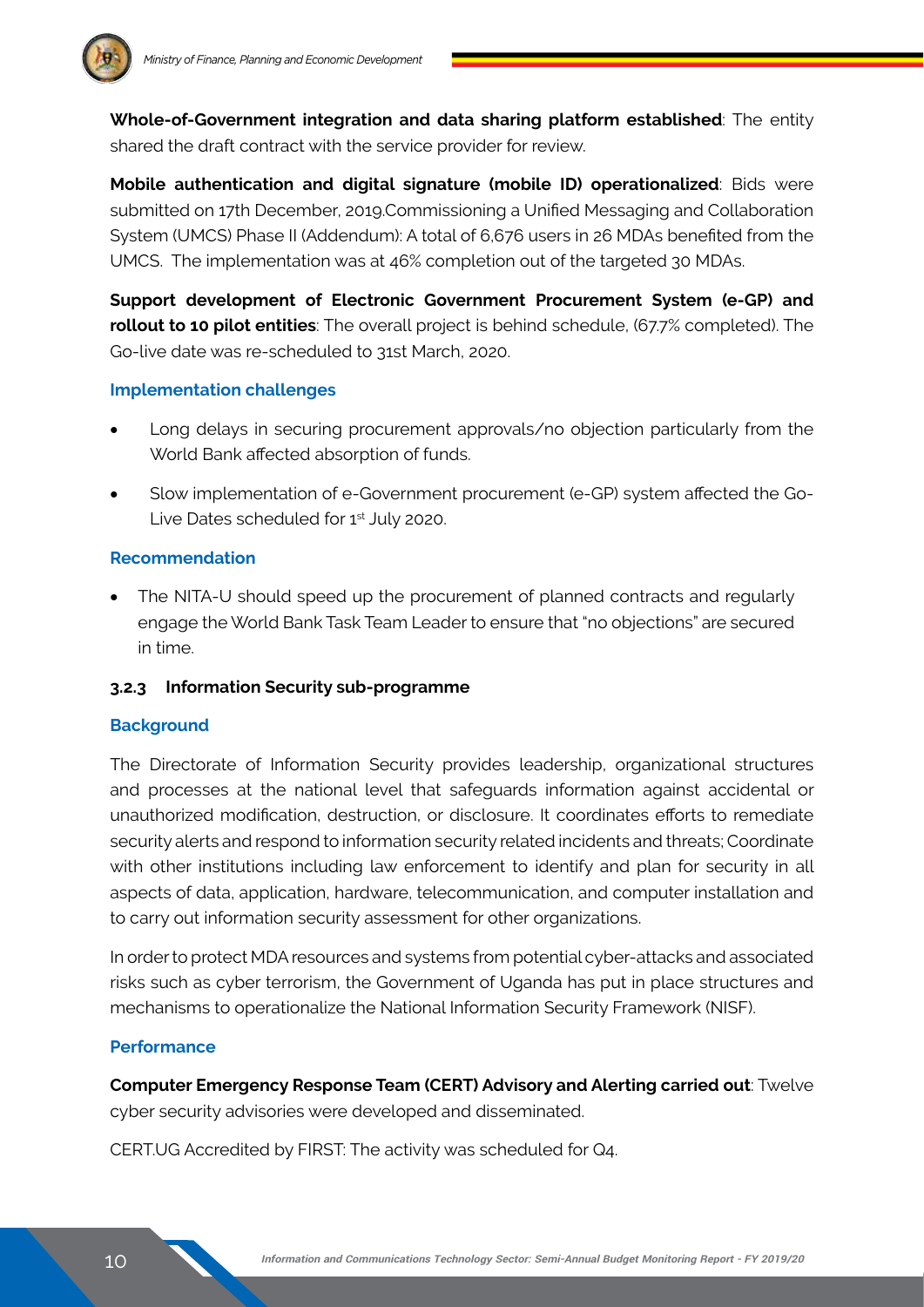**Whole-of-Government integration and data sharing platform established**: The entity shared the draft contract with the service provider for review.

**Mobile authentication and digital signature (mobile ID) operationalized**: Bids were submitted on 17th December, 2019.Commissioning a Unified Messaging and Collaboration System (UMCS) Phase II (Addendum): A total of 6,676 users in 26 MDAs benefited from the UMCS. The implementation was at 46% completion out of the targeted 30 MDAs.

**Support development of Electronic Government Procurement System (e-GP) and rollout to 10 pilot entities**: The overall project is behind schedule, (67.7% completed). The Go-live date was re-scheduled to 31st March, 2020.

### Implementation challenges

- Long delays in securing procurement approvals/no objection particularly from the World Bank affected absorption of funds.
- Slow implementation of e-Government procurement (e-GP) system affected the Go-Live Dates scheduled for 1st July 2020.

### Recommendation

- The NITA-U should speed up the procurement of planned contracts and regularly engage the World Bank Task Team Leader to ensure that "no objections" are secured in time.

### 3.2.3 Information Security sub-programme

### Background

The Directorate of Information Security provides leadership, organizational structures and processes at the national level that safeguards information against accidental or unauthorized modification, destruction, or disclosure. It coordinates efforts to remediate security alerts and respond to information security related incidents and threats; Coordinate with other institutions including law enforcement to identify and plan for security in all aspects of data, application, hardware, telecommunication, and computer installation and to carry out information security assessment for other organizations.

In order to protect MDA resources and systems from potential cyber-attacks and associated risks such as cyber terrorism, the Government of Uganda has put in place structures and mechanisms to operationalize the National Information Security Framework (NISF).

### Performance

**Computer Emergency Response Team (CERT) Advisory and Alerting carried out**: Twelve cyber security advisories were developed and disseminated.

CERT.UG Accredited by FIRST: The activity was scheduled for Q4.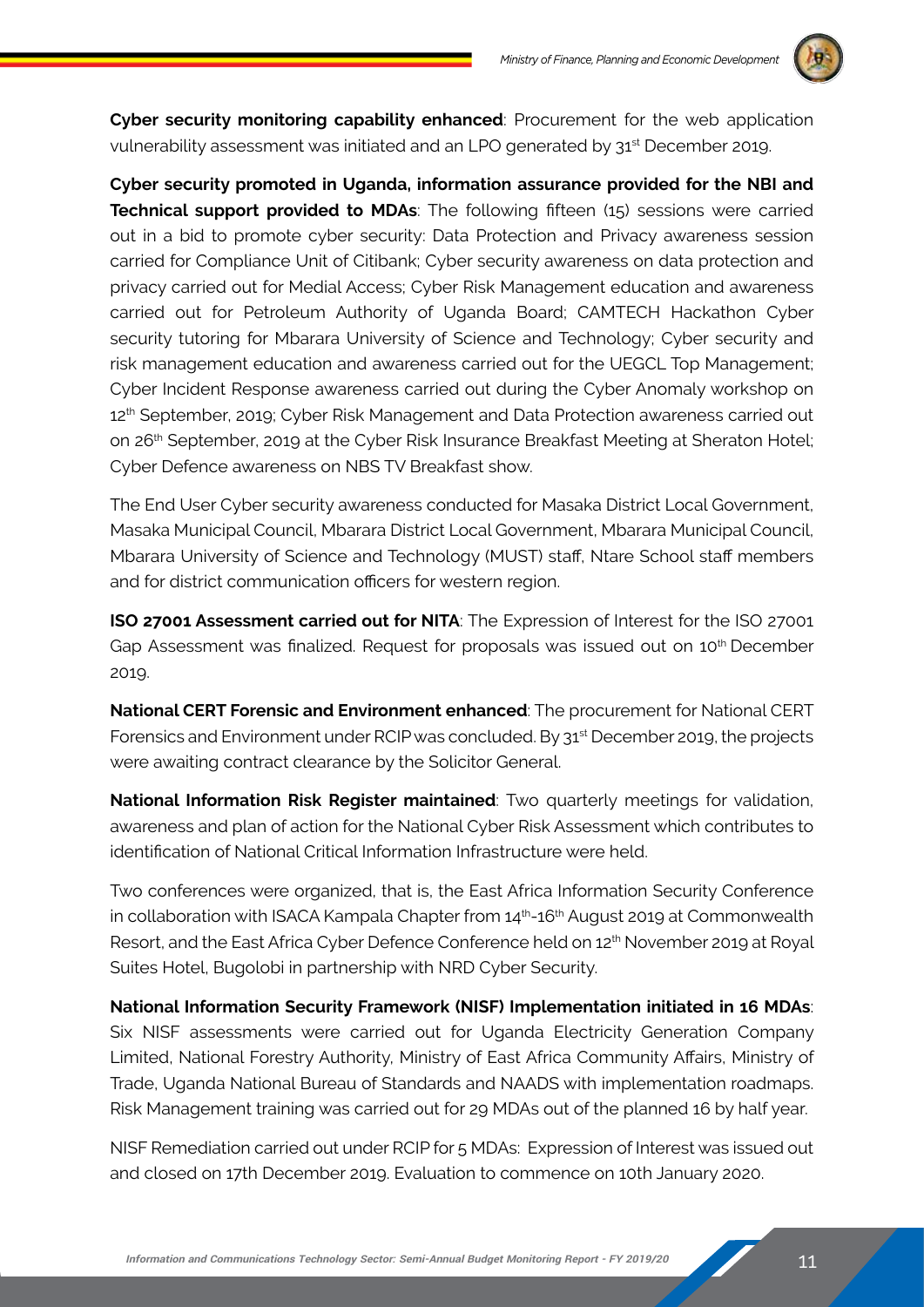**Cyber security monitoring capability enhanced**: Procurement for the web application vulnerability assessment was initiated and an LPO generated by 31st December 2019.

**Cyber security promoted in Uganda, information assurance provided for the NBI and Technical support provided to MDAs**: The following fifteen (15) sessions were carried out in a bid to promote cyber security: Data Protection and Privacy awareness session carried for Compliance Unit of Citibank; Cyber security awareness on data protection and privacy carried out for Medial Access; Cyber Risk Management education and awareness carried out for Petroleum Authority of Uganda Board; CAMTECH Hackathon Cyber security tutoring for Mbarara University of Science and Technology; Cyber security and risk management education and awareness carried out for the UEGCL Top Management; Cyber Incident Response awareness carried out during the Cyber Anomaly workshop on 12th September, 2019; Cyber Risk Management and Data Protection awareness carried out on 26th September, 2019 at the Cyber Risk Insurance Breakfast Meeting at Sheraton Hotel; Cyber Defence awareness on NBS TV Breakfast show.

The End User Cyber security awareness conducted for Masaka District Local Government, Masaka Municipal Council, Mbarara District Local Government, Mbarara Municipal Council, Mbarara University of Science and Technology (MUST) staff, Ntare School staff members and for district communication officers for western region.

**ISO 27001 Assessment carried out for NITA**: The Expression of Interest for the ISO 27001 Gap Assessment was finalized. Request for proposals was issued out on 10th December 2019.

**National CERT Forensic and Environment enhanced**: The procurement for National CERT Forensics and Environment under RCIP was concluded. By 31st December 2019, the projects were awaiting contract clearance by the Solicitor General.

**National Information Risk Register maintained**: Two quarterly meetings for validation, awareness and plan of action for the National Cyber Risk Assessment which contributes to identification of National Critical Information Infrastructure were held.

Two conferences were organized, that is, the East Africa Information Security Conference in collaboration with ISACA Kampala Chapter from 14th-16th August 2019 at Commonwealth Resort, and the East Africa Cyber Defence Conference held on 12th November 2019 at Royal Suites Hotel, Bugolobi in partnership with NRD Cyber Security.

**National Information Security Framework (NISF) Implementation initiated in 16 MDAs**: Six NISF assessments were carried out for Uganda Electricity Generation Company Limited, National Forestry Authority, Ministry of East Africa Community Affairs, Ministry of Trade, Uganda National Bureau of Standards and NAADS with implementation roadmaps. Risk Management training was carried out for 29 MDAs out of the planned 16 by half year.

NISF Remediation carried out under RCIP for 5 MDAs: Expression of Interest was issued out and closed on 17th December 2019. Evaluation to commence on 10th January 2020.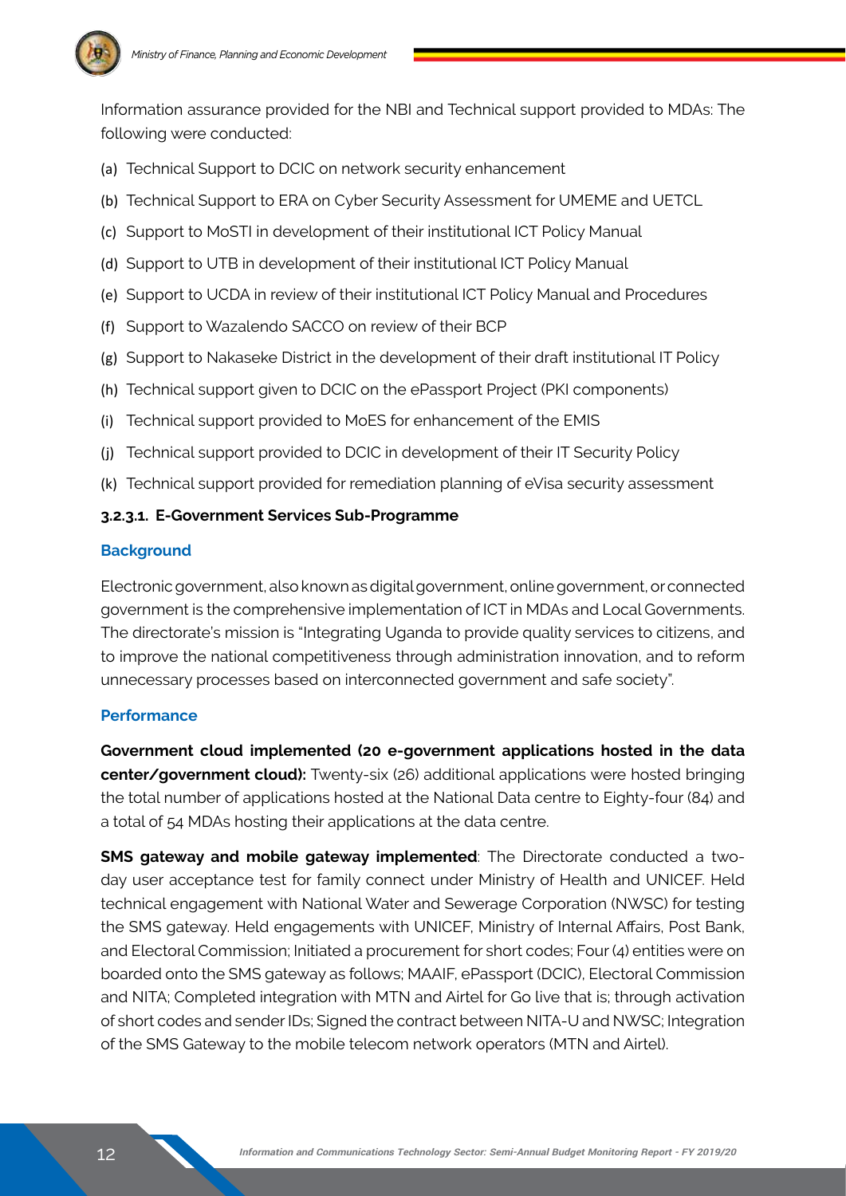Information assurance provided for the NBI and Technical support provided to MDAs: The following were conducted:

(a) Technical Support to DCIC on network security enhancement
(b) Technical Support to ERA on Cyber Security Assessment for UMEME and UETCL
(c) Support to MoSTI in development of their institutional ICT Policy Manual
(d) Support to UTB in development of their institutional ICT Policy Manual
(e) Support to UCDA in review of their institutional ICT Policy Manual and Procedures
(f) Support to Wazalendo SACCO on review of their BCP
(g) Support to Nakaseke District in the development of their draft institutional IT Policy
(h) Technical support given to DCIC on the ePassport Project (PKI components)
(i) Technical support provided to MoES for enhancement of the EMIS
(j) Technical support provided to DCIC in development of their IT Security Policy
(k) Technical support provided for remediation planning of eVisa security assessment

#### 3.2.3.1. E-Government Services Sub-Programme

**Background**

Electronic government, also known as digital government, online government, or connected government is the comprehensive implementation of ICT in MDAs and Local Governments. The directorate's mission is "Integrating Uganda to provide quality services to citizens, and to improve the national competitiveness through administration innovation, and to reform unnecessary processes based on interconnected government and safe society".

**Performance**

**Government cloud implemented (20 e-government applications hosted in the data center/government cloud):** Twenty-six (26) additional applications were hosted bringing the total number of applications hosted at the National Data centre to Eighty-four (84) and a total of 54 MDAs hosting their applications at the data centre.

**SMS gateway and mobile gateway implemented**: The Directorate conducted a two-day user acceptance test for family connect under Ministry of Health and UNICEF. Held technical engagement with National Water and Sewerage Corporation (NWSC) for testing the SMS gateway. Held engagements with UNICEF, Ministry of Internal Affairs, Post Bank, and Electoral Commission; Initiated a procurement for short codes; Four (4) entities were on boarded onto the SMS gateway as follows; MAAIF, ePassport (DCIC), Electoral Commission and NITA; Completed integration with MTN and Airtel for Go live that is; through activation of short codes and sender IDs; Signed the contract between NITA-U and NWSC; Integration of the SMS Gateway to the mobile telecom network operators (MTN and Airtel).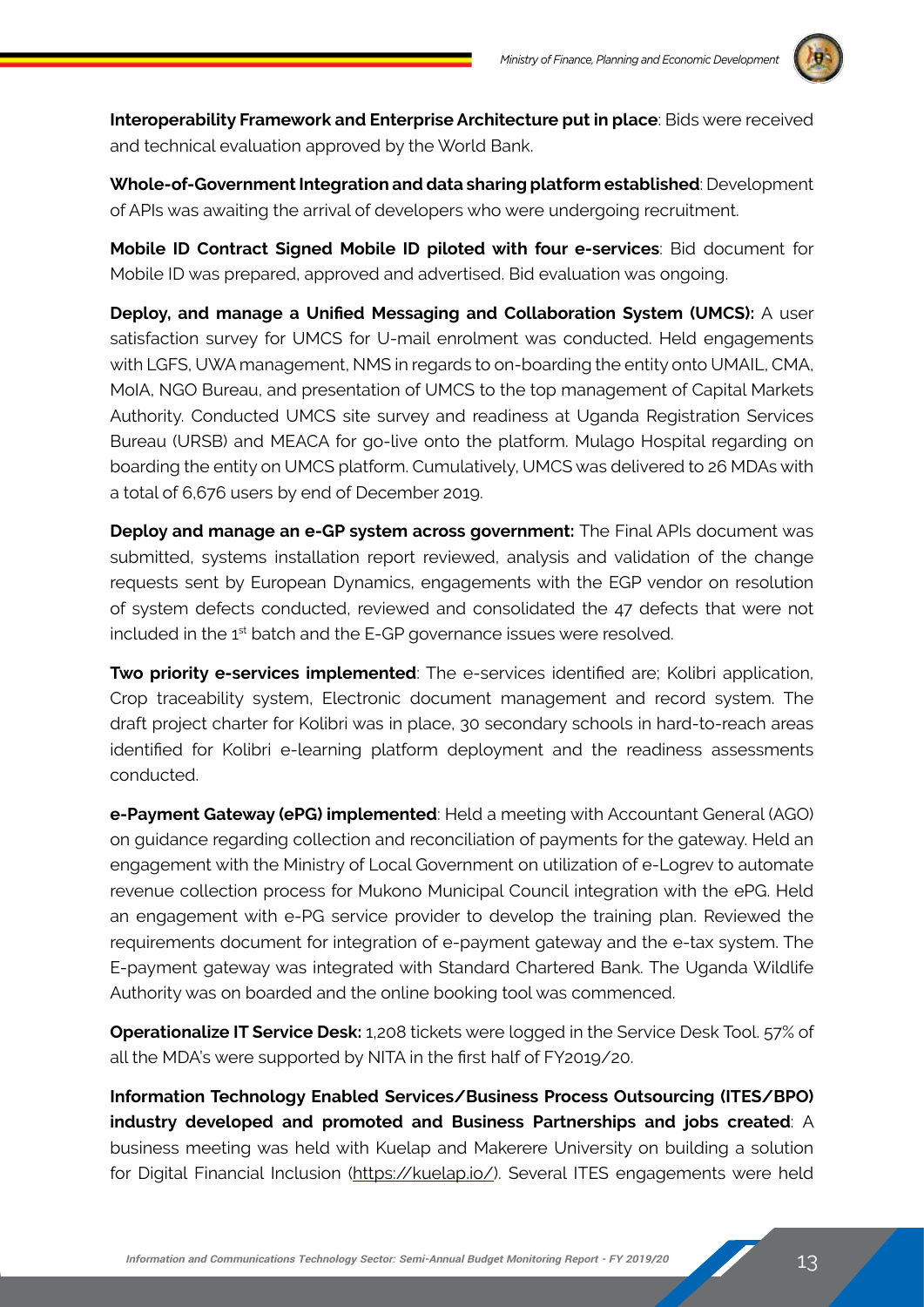**Interoperability Framework and Enterprise Architecture put in place**: Bids were received and technical evaluation approved by the World Bank.

**Whole-of-Government Integration and data sharing platform established**: Development of APIs was awaiting the arrival of developers who were undergoing recruitment.

**Mobile ID Contract Signed Mobile ID piloted with four e-services**: Bid document for Mobile ID was prepared, approved and advertised. Bid evaluation was ongoing.

**Deploy, and manage a Unified Messaging and Collaboration System (UMCS):** A user satisfaction survey for UMCS for U-mail enrolment was conducted. Held engagements with LGFS, UWA management, NMS in regards to on-boarding the entity onto UMAIL, CMA, MoIA, NGO Bureau, and presentation of UMCS to the top management of Capital Markets Authority. Conducted UMCS site survey and readiness at Uganda Registration Services Bureau (URSB) and MEACA for go-live onto the platform. Mulago Hospital regarding on boarding the entity on UMCS platform. Cumulatively, UMCS was delivered to 26 MDAs with a total of 6,676 users by end of December 2019.

**Deploy and manage an e-GP system across government:** The Final APIs document was submitted, systems installation report reviewed, analysis and validation of the change requests sent by European Dynamics, engagements with the EGP vendor on resolution of system defects conducted, reviewed and consolidated the 47 defects that were not included in the 1st batch and the E-GP governance issues were resolved.

**Two priority e-services implemented**: The e-services identified are; Kolibri application, Crop traceability system, Electronic document management and record system. The draft project charter for Kolibri was in place, 30 secondary schools in hard-to-reach areas identified for Kolibri e-learning platform deployment and the readiness assessments conducted.

**e-Payment Gateway (ePG) implemented**: Held a meeting with Accountant General (AGO) on guidance regarding collection and reconciliation of payments for the gateway. Held an engagement with the Ministry of Local Government on utilization of e-Logrev to automate revenue collection process for Mukono Municipal Council integration with the ePG. Held an engagement with e-PG service provider to develop the training plan. Reviewed the requirements document for integration of e-payment gateway and the e-tax system. The E-payment gateway was integrated with Standard Chartered Bank. The Uganda Wildlife Authority was on boarded and the online booking tool was commenced.

**Operationalize IT Service Desk:** 1,208 tickets were logged in the Service Desk Tool. 57% of all the MDA's were supported by NITA in the first half of FY2019/20.

**Information Technology Enabled Services/Business Process Outsourcing (ITES/BPO) industry developed and promoted and Business Partnerships and jobs created**: A business meeting was held with Kuelap and Makerere University on building a solution for Digital Financial Inclusion (https://kuelap.io/). Several ITES engagements were held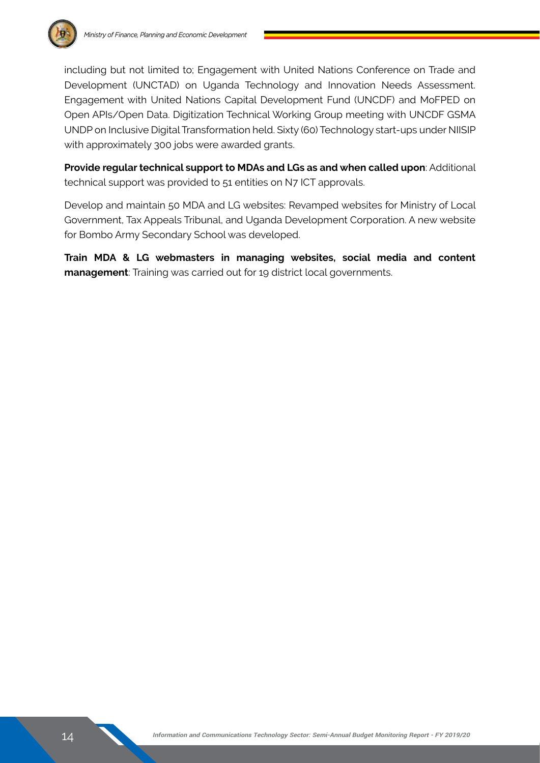including but not limited to; Engagement with United Nations Conference on Trade and Development (UNCTAD) on Uganda Technology and Innovation Needs Assessment. Engagement with United Nations Capital Development Fund (UNCDF) and MoFPED on Open APIs/Open Data. Digitization Technical Working Group meeting with UNCDF GSMA UNDP on Inclusive Digital Transformation held. Sixty (60) Technology start-ups under NIISIP with approximately 300 jobs were awarded grants.

**Provide regular technical support to MDAs and LGs as and when called upon**: Additional technical support was provided to 51 entities on N7 ICT approvals.

Develop and maintain 50 MDA and LG websites: Revamped websites for Ministry of Local Government, Tax Appeals Tribunal, and Uganda Development Corporation. A new website for Bombo Army Secondary School was developed.

**Train MDA & LG webmasters in managing websites, social media and content management**: Training was carried out for 19 district local governments.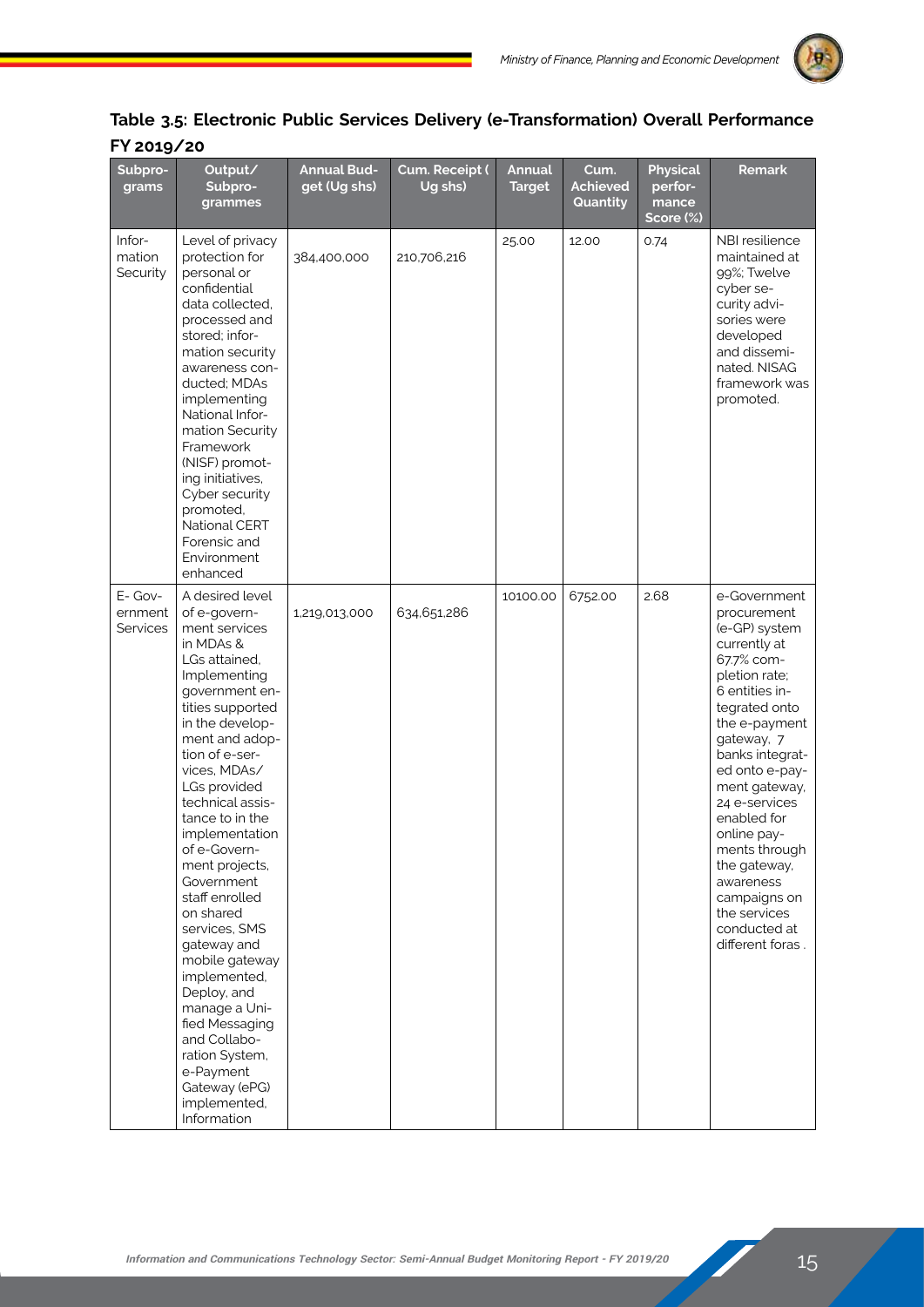**Table 3.5: Electronic Public Services Delivery (e-Transformation) Overall Performance FY 2019/20**

| Subprograms | Output/ Subprogrammes | Annual Budget (Ug shs) | Cum. Receipt ( Ug shs) | Annual Target | Cum. Achieved Quantity | Physical performance Score (%) | Remark |
|---|---|---|---|---|---|---|---|
| Information Security | Level of privacy protection for personal or confidential data collected, processed and stored; information security awareness conducted; MDAs implementing National Information Security Framework (NISF) promoting initiatives, Cyber security promoted, National CERT Forensic and Environment enhanced | 384,400,000 | 210,706,216 | 25.00 | 12.00 | 0.74 | NBI resilience maintained at 99%; Twelve cyber security advisories were developed and disseminated. NISAG framework was promoted. |
| E- Government Services | A desired level of e-government services in MDAs & LGs attained, Implementing government entities supported in the development and adoption of e-services, MDAs/ LGs provided technical assistance to in the implementation of e-Government projects, Government staff enrolled on shared services, SMS gateway and mobile gateway implemented, Deploy, and manage a Unified Messaging and Collaboration System, e-Payment Gateway (ePG) implemented, Information | 1,219,013,000 | 634,651,286 | 10100.00 | 6752.00 | 2.68 | e-Government procurement (e-GP) system currently at 67.7% completion rate; 6 entities integrated onto the e-payment gateway, 7 banks integrated onto e-payment gateway, 24 e-services enabled for online payments through the gateway, awareness campaigns on the services conducted at different foras . |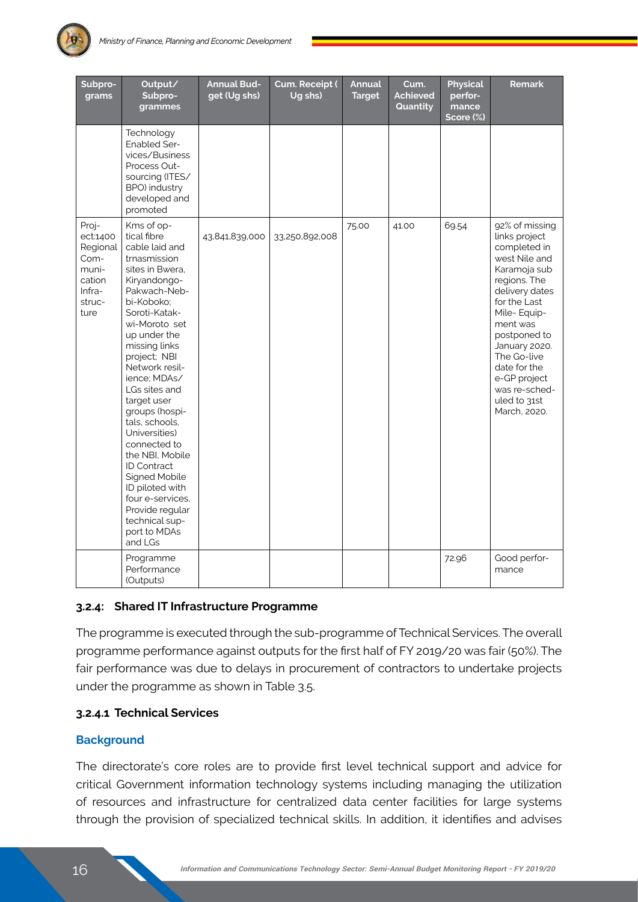| Subprograms | Output/ Subprogrammes | Annual Budget (Ug shs) | Cum. Receipt ( Ug shs) | Annual Target | Cum. Achieved Quantity | Physical performance Score (%) | Remark |
|---|---|---|---|---|---|---|---|
| | Technology Enabled Services/Business Process Outsourcing (ITES/ BPO) industry developed and promoted | | | | | | |
| Project:1400 Regional Communication Infrastructure | Kms of optical fibre cable laid and trnasmission sites in Bwera, Kiryandongo-Pakwach-Nebbi-Koboko; Soroti-Katakwi-Moroto set up under the missing links project; NBI Network resilience; MDAs/ LGs sites and target user groups (hospitals, schools, Universities) connected to the NBI, Mobile ID Contract Signed Mobile ID piloted with four e-services, Provide regular technical support to MDAs and LGs | 43,841,839,000 | 33,250,892,008 | 75.00 | 41.00 | 69.54 | 92% of missing links project completed in west Nile and Karamoja sub regions. The delivery dates for the Last Mile- Equipment was postponed to January 2020. The Go-live date for the e-GP project was re-scheduled to 31st March, 2020. |
| | Programme Performance (Outputs) | | | | | 72.96 | Good performance |

### 3.2.4: Shared IT Infrastructure Programme

The programme is executed through the sub-programme of Technical Services. The overall programme performance against outputs for the first half of FY 2019/20 was fair (50%). The fair performance was due to delays in procurement of contractors to undertake projects under the programme as shown in Table 3.5.

#### 3.2.4.1 Technical Services

**Background**

The directorate's core roles are to provide first level technical support and advice for critical Government information technology systems including managing the utilization of resources and infrastructure for centralized data center facilities for large systems through the provision of specialized technical skills. In addition, it identifies and advises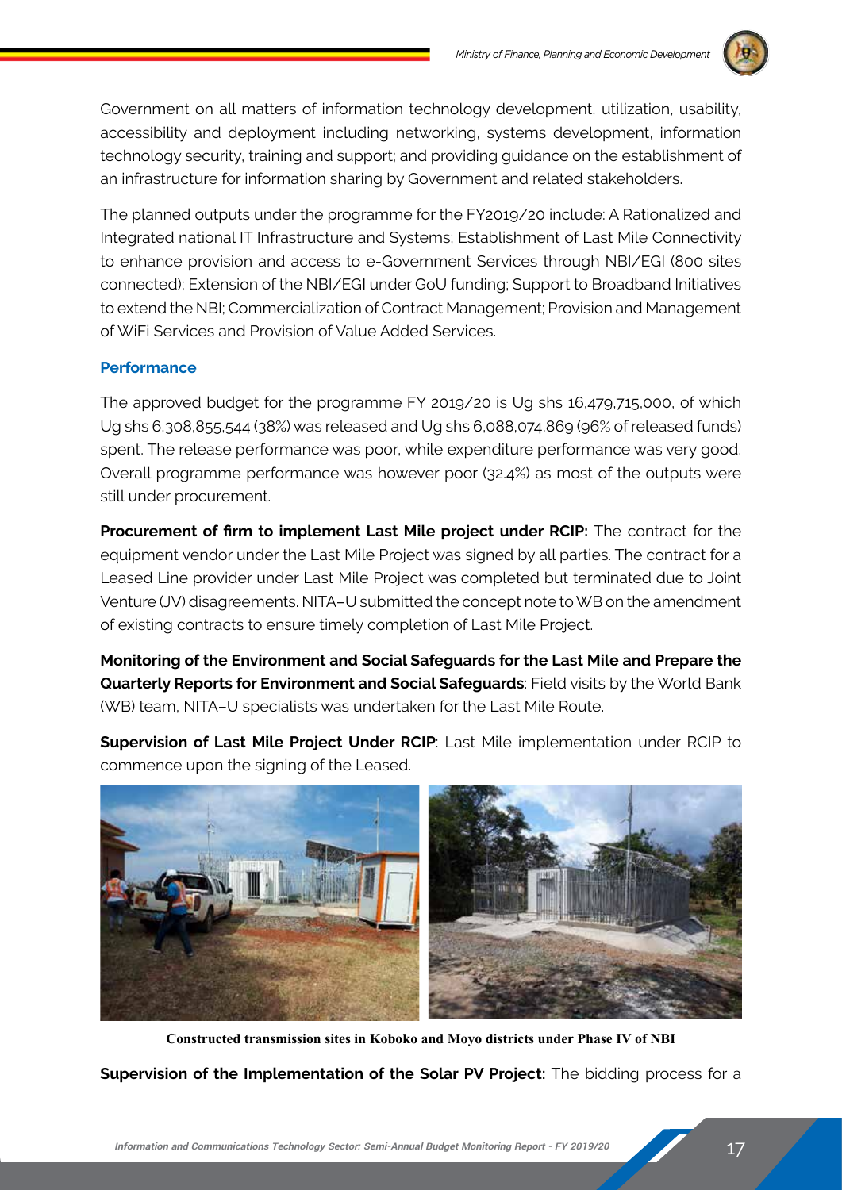Government on all matters of information technology development, utilization, usability, accessibility and deployment including networking, systems development, information technology security, training and support; and providing guidance on the establishment of an infrastructure for information sharing by Government and related stakeholders.

The planned outputs under the programme for the FY2019/20 include: A Rationalized and Integrated national IT Infrastructure and Systems; Establishment of Last Mile Connectivity to enhance provision and access to e-Government Services through NBI/EGI (800 sites connected); Extension of the NBI/EGI under GoU funding; Support to Broadband Initiatives to extend the NBI; Commercialization of Contract Management; Provision and Management of WiFi Services and Provision of Value Added Services.

### Performance

The approved budget for the programme FY 2019/20 is Ug shs 16,479,715,000, of which Ug shs 6,308,855,544 (38%) was released and Ug shs 6,088,074,869 (96% of released funds) spent. The release performance was poor, while expenditure performance was very good. Overall programme performance was however poor (32.4%) as most of the outputs were still under procurement.

**Procurement of firm to implement Last Mile project under RCIP:** The contract for the equipment vendor under the Last Mile Project was signed by all parties. The contract for a Leased Line provider under Last Mile Project was completed but terminated due to Joint Venture (JV) disagreements. NITA–U submitted the concept note to WB on the amendment of existing contracts to ensure timely completion of Last Mile Project.

**Monitoring of the Environment and Social Safeguards for the Last Mile and Prepare the Quarterly Reports for Environment and Social Safeguards**: Field visits by the World Bank (WB) team, NITA–U specialists was undertaken for the Last Mile Route.

**Supervision of Last Mile Project Under RCIP**: Last Mile implementation under RCIP to commence upon the signing of the Leased.

**Constructed transmission sites in Koboko and Moyo districts under Phase IV of NBI**

**Supervision of the Implementation of the Solar PV Project:** The bidding process for a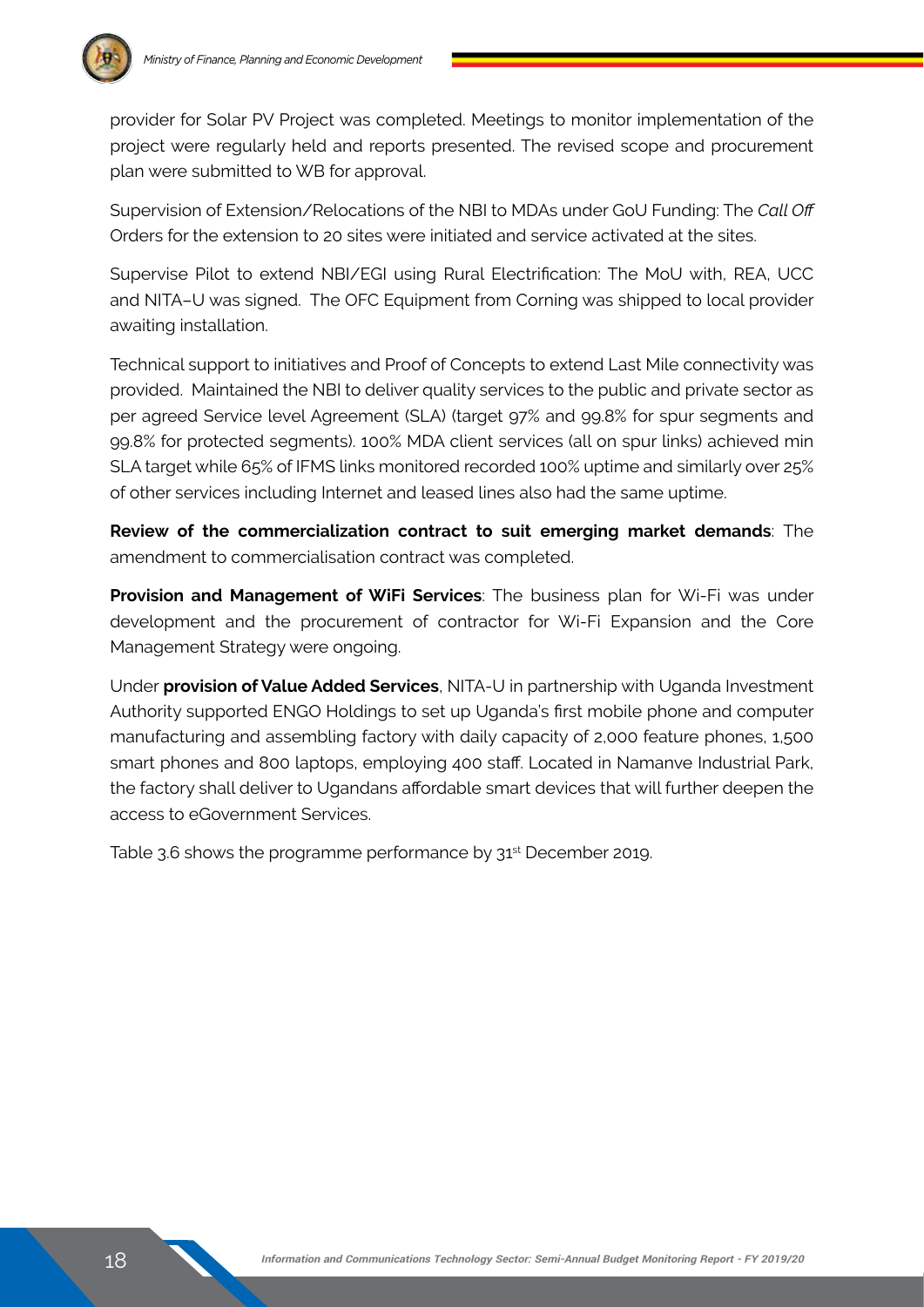provider for Solar PV Project was completed. Meetings to monitor implementation of the project were regularly held and reports presented. The revised scope and procurement plan were submitted to WB for approval.

Supervision of Extension/Relocations of the NBI to MDAs under GoU Funding: The *Call Off* Orders for the extension to 20 sites were initiated and service activated at the sites.

Supervise Pilot to extend NBI/EGI using Rural Electrification: The MoU with, REA, UCC and NITA–U was signed. The OFC Equipment from Corning was shipped to local provider awaiting installation.

Technical support to initiatives and Proof of Concepts to extend Last Mile connectivity was provided. Maintained the NBI to deliver quality services to the public and private sector as per agreed Service level Agreement (SLA) (target 97% and 99.8% for spur segments and 99.8% for protected segments). 100% MDA client services (all on spur links) achieved min SLA target while 65% of IFMS links monitored recorded 100% uptime and similarly over 25% of other services including Internet and leased lines also had the same uptime.

**Review of the commercialization contract to suit emerging market demands**: The amendment to commercialisation contract was completed.

**Provision and Management of WiFi Services**: The business plan for Wi-Fi was under development and the procurement of contractor for Wi-Fi Expansion and the Core Management Strategy were ongoing.

Under **provision of Value Added Services**, NITA-U in partnership with Uganda Investment Authority supported ENGO Holdings to set up Uganda's first mobile phone and computer manufacturing and assembling factory with daily capacity of 2,000 feature phones, 1,500 smart phones and 800 laptops, employing 400 staff. Located in Namanve Industrial Park, the factory shall deliver to Ugandans affordable smart devices that will further deepen the access to eGovernment Services.

Table 3.6 shows the programme performance by 31st December 2019.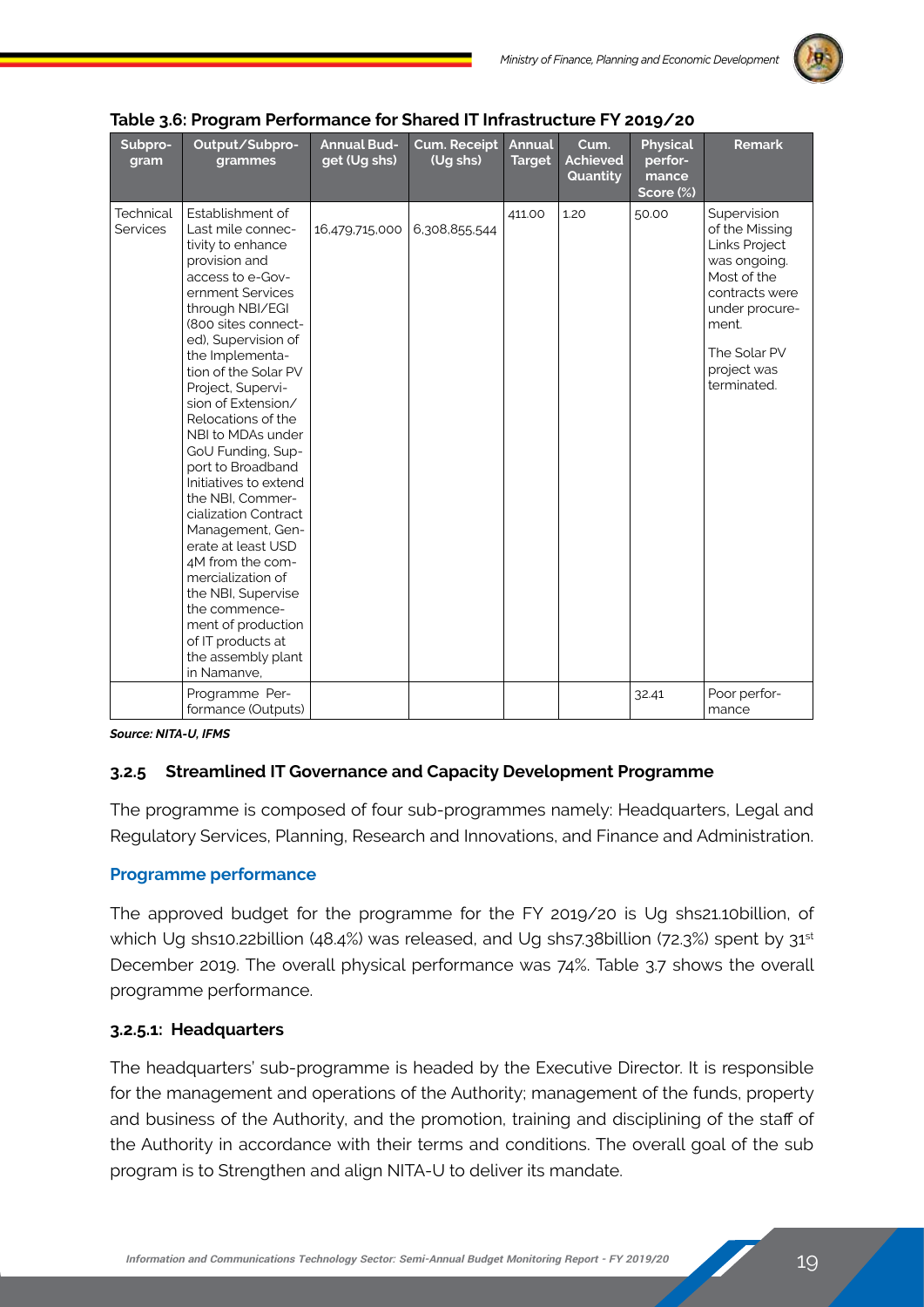**Table 3.6: Program Performance for Shared IT Infrastructure FY 2019/20**

| Subprogram | Output/Subprogrammes | Annual Budget (Ug shs) | Cum. Receipt (Ug shs) | Annual Target | Cum. Achieved Quantity | Physical performance Score (%) | Remark |
|---|---|---|---|---|---|---|---|
| Technical Services | Establishment of Last mile connectivity to enhance provision and access to e-Government Services through NBI/EGI (800 sites connected), Supervision of the Implementation of the Solar PV Project, Supervision of Extension/ Relocations of the NBI to MDAs under GoU Funding, Support to Broadband Initiatives to extend the NBI, Commercialization Contract Management, Generate at least USD 4M from the commercialization of the NBI, Supervise the commencement of production of IT products at the assembly plant in Namanve, | 16,479,715,000 | 6,308,855,544 | 411.00 | 1.20 | 50.00 | Supervision of the Missing Links Project was ongoing. Most of the contracts were under procurement. The Solar PV project was terminated. |
| | Programme Performance (Outputs) | | | | | 32.41 | Poor performance |

***Source: NITA-U, IFMS***

### 3.2.5 Streamlined IT Governance and Capacity Development Programme

The programme is composed of four sub-programmes namely: Headquarters, Legal and Regulatory Services, Planning, Research and Innovations, and Finance and Administration.

#### Programme performance

The approved budget for the programme for the FY 2019/20 is Ug shs21.10billion, of which Ug shs10.22billion (48.4%) was released, and Ug shs7.38billion (72.3%) spent by 31st December 2019. The overall physical performance was 74%. Table 3.7 shows the overall programme performance.

#### 3.2.5.1: Headquarters

The headquarters' sub-programme is headed by the Executive Director. It is responsible for the management and operations of the Authority; management of the funds, property and business of the Authority, and the promotion, training and disciplining of the staff of the Authority in accordance with their terms and conditions. The overall goal of the sub program is to Strengthen and align NITA-U to deliver its mandate.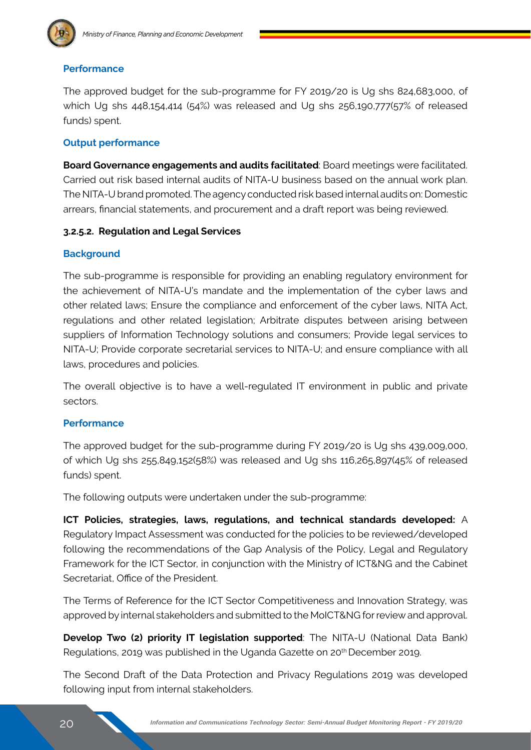**Performance**

The approved budget for the sub-programme for FY 2019/20 is Ug shs 824,683,000, of which Ug shs 448,154,414 (54%) was released and Ug shs 256,190,777(57% of released funds) spent.

**Output performance**

**Board Governance engagements and audits facilitated**: Board meetings were facilitated. Carried out risk based internal audits of NITA-U business based on the annual work plan. The NITA-U brand promoted. The agency conducted risk based internal audits on: Domestic arrears, financial statements, and procurement and a draft report was being reviewed.

#### 3.2.5.2. Regulation and Legal Services

**Background**

The sub-programme is responsible for providing an enabling regulatory environment for the achievement of NITA-U's mandate and the implementation of the cyber laws and other related laws; Ensure the compliance and enforcement of the cyber laws, NITA Act, regulations and other related legislation; Arbitrate disputes between arising between suppliers of Information Technology solutions and consumers; Provide legal services to NITA-U; Provide corporate secretarial services to NITA-U; and ensure compliance with all laws, procedures and policies.

The overall objective is to have a well-regulated IT environment in public and private sectors.

**Performance**

The approved budget for the sub-programme during FY 2019/20 is Ug shs 439,009,000, of which Ug shs 255,849,152(58%) was released and Ug shs 116,265,897(45% of released funds) spent.

The following outputs were undertaken under the sub-programme:

**ICT Policies, strategies, laws, regulations, and technical standards developed:** A Regulatory Impact Assessment was conducted for the policies to be reviewed/developed following the recommendations of the Gap Analysis of the Policy, Legal and Regulatory Framework for the ICT Sector, in conjunction with the Ministry of ICT&NG and the Cabinet Secretariat, Office of the President.

The Terms of Reference for the ICT Sector Competitiveness and Innovation Strategy, was approved by internal stakeholders and submitted to the MoICT&NG for review and approval.

**Develop Two (2) priority IT legislation supported**: The NITA-U (National Data Bank) Regulations, 2019 was published in the Uganda Gazette on 20th December 2019.

The Second Draft of the Data Protection and Privacy Regulations 2019 was developed following input from internal stakeholders.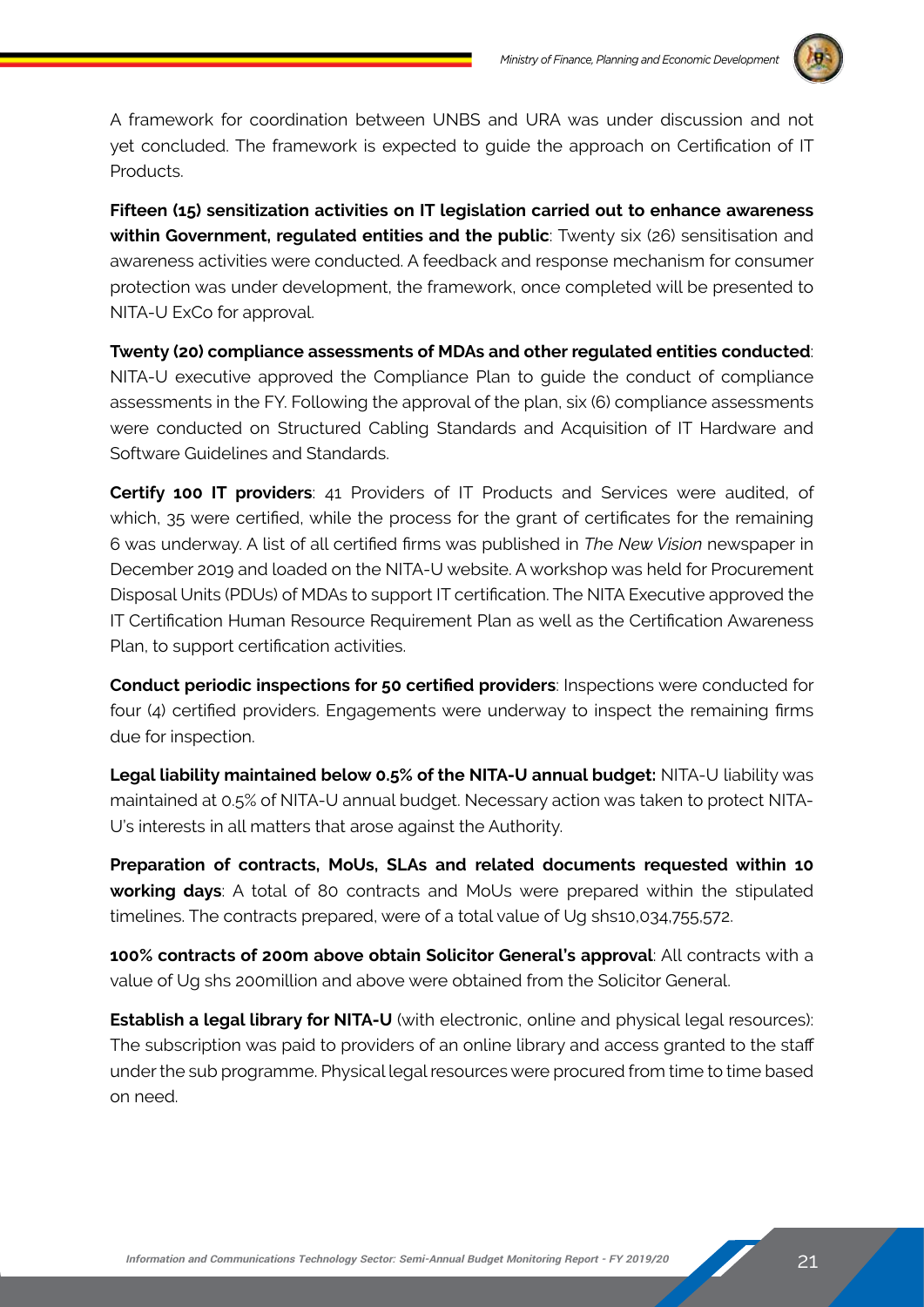A framework for coordination between UNBS and URA was under discussion and not yet concluded. The framework is expected to guide the approach on Certification of IT Products.

**Fifteen (15) sensitization activities on IT legislation carried out to enhance awareness within Government, regulated entities and the public**: Twenty six (26) sensitisation and awareness activities were conducted. A feedback and response mechanism for consumer protection was under development, the framework, once completed will be presented to NITA-U ExCo for approval.

**Twenty (20) compliance assessments of MDAs and other regulated entities conducted**: NITA-U executive approved the Compliance Plan to guide the conduct of compliance assessments in the FY. Following the approval of the plan, six (6) compliance assessments were conducted on Structured Cabling Standards and Acquisition of IT Hardware and Software Guidelines and Standards.

**Certify 100 IT providers**: 41 Providers of IT Products and Services were audited, of which, 35 were certified, while the process for the grant of certificates for the remaining 6 was underway. A list of all certified firms was published in *The New Vision* newspaper in December 2019 and loaded on the NITA-U website. A workshop was held for Procurement Disposal Units (PDUs) of MDAs to support IT certification. The NITA Executive approved the IT Certification Human Resource Requirement Plan as well as the Certification Awareness Plan, to support certification activities.

**Conduct periodic inspections for 50 certified providers**: Inspections were conducted for four (4) certified providers. Engagements were underway to inspect the remaining firms due for inspection.

**Legal liability maintained below 0.5% of the NITA-U annual budget:** NITA-U liability was maintained at 0.5% of NITA-U annual budget. Necessary action was taken to protect NITA-U's interests in all matters that arose against the Authority.

**Preparation of contracts, MoUs, SLAs and related documents requested within 10 working days**: A total of 80 contracts and MoUs were prepared within the stipulated timelines. The contracts prepared, were of a total value of Ug shs10,034,755,572.

**100% contracts of 200m above obtain Solicitor General's approval**: All contracts with a value of Ug shs 200million and above were obtained from the Solicitor General.

**Establish a legal library for NITA-U** (with electronic, online and physical legal resources): The subscription was paid to providers of an online library and access granted to the staff under the sub programme. Physical legal resources were procured from time to time based on need.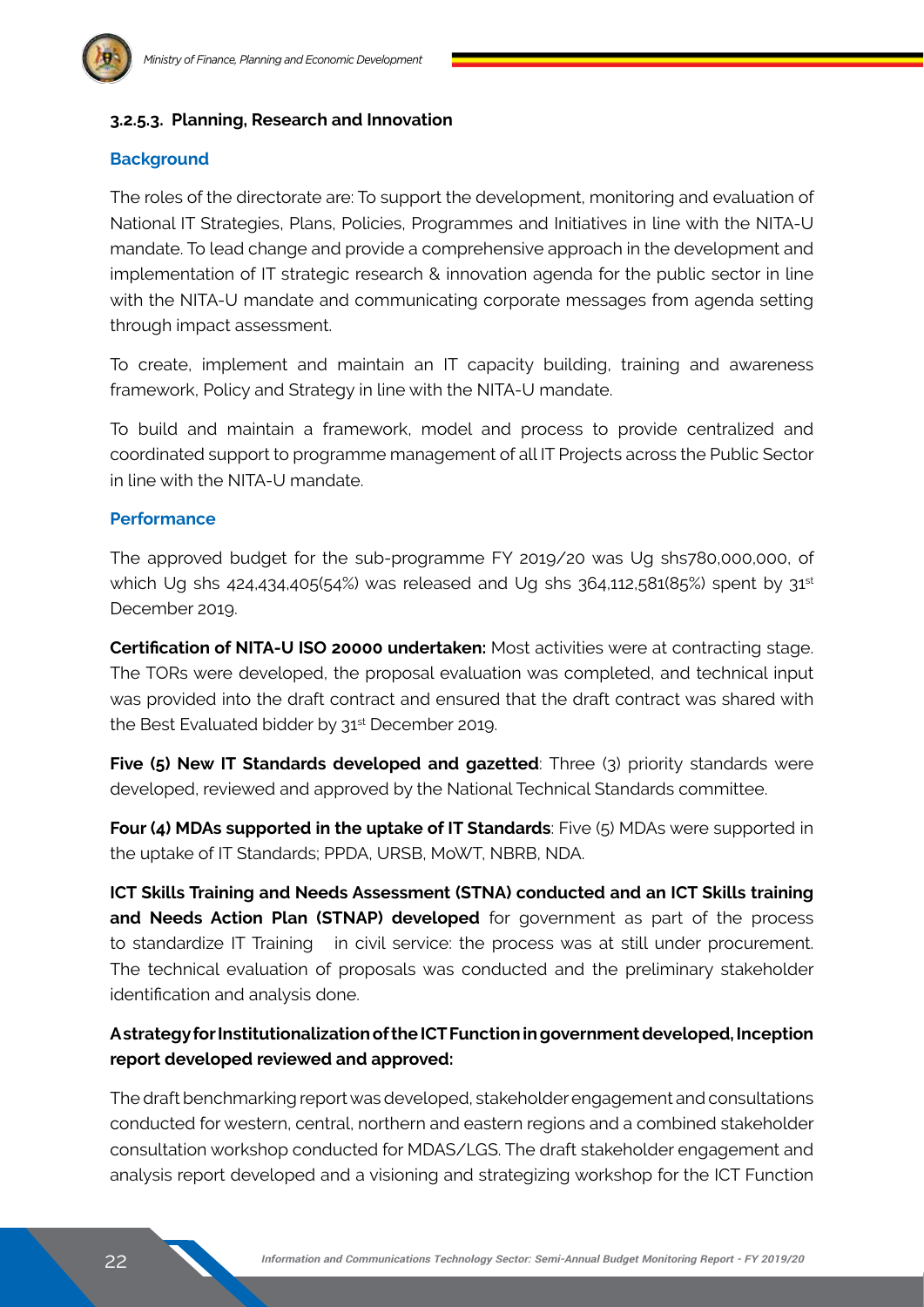### 3.2.5.3. Planning, Research and Innovation

**Background**

The roles of the directorate are: To support the development, monitoring and evaluation of National IT Strategies, Plans, Policies, Programmes and Initiatives in line with the NITA-U mandate. To lead change and provide a comprehensive approach in the development and implementation of IT strategic research & innovation agenda for the public sector in line with the NITA-U mandate and communicating corporate messages from agenda setting through impact assessment.

To create, implement and maintain an IT capacity building, training and awareness framework, Policy and Strategy in line with the NITA-U mandate.

To build and maintain a framework, model and process to provide centralized and coordinated support to programme management of all IT Projects across the Public Sector in line with the NITA-U mandate.

**Performance**

The approved budget for the sub-programme FY 2019/20 was Ug shs780,000,000, of which Ug shs 424,434,405(54%) was released and Ug shs 364,112,581(85%) spent by 31st December 2019.

**Certification of NITA-U ISO 20000 undertaken:** Most activities were at contracting stage. The TORs were developed, the proposal evaluation was completed, and technical input was provided into the draft contract and ensured that the draft contract was shared with the Best Evaluated bidder by 31st December 2019.

**Five (5) New IT Standards developed and gazetted**: Three (3) priority standards were developed, reviewed and approved by the National Technical Standards committee.

**Four (4) MDAs supported in the uptake of IT Standards**: Five (5) MDAs were supported in the uptake of IT Standards; PPDA, URSB, MoWT, NBRB, NDA.

**ICT Skills Training and Needs Assessment (STNA) conducted and an ICT Skills training and Needs Action Plan (STNAP) developed** for government as part of the process to standardize IT Training in civil service: the process was at still under procurement. The technical evaluation of proposals was conducted and the preliminary stakeholder identification and analysis done.

**A strategy for Institutionalization of the ICT Function in government developed, Inception report developed reviewed and approved:**

The draft benchmarking report was developed, stakeholder engagement and consultations conducted for western, central, northern and eastern regions and a combined stakeholder consultation workshop conducted for MDAS/LGS. The draft stakeholder engagement and analysis report developed and a visioning and strategizing workshop for the ICT Function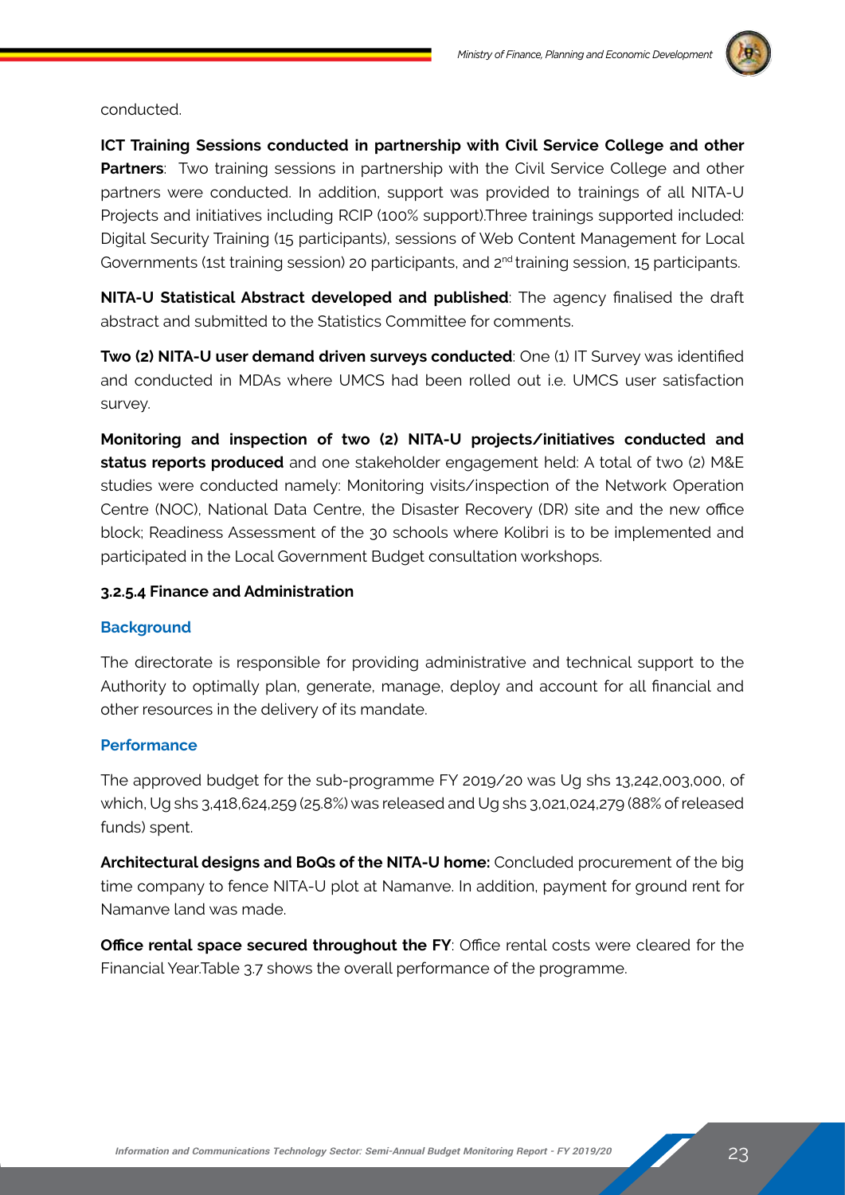conducted.

**ICT Training Sessions conducted in partnership with Civil Service College and other Partners**: Two training sessions in partnership with the Civil Service College and other partners were conducted. In addition, support was provided to trainings of all NITA-U Projects and initiatives including RCIP (100% support).Three trainings supported included: Digital Security Training (15 participants), sessions of Web Content Management for Local Governments (1st training session) 20 participants, and 2nd training session, 15 participants.

**NITA-U Statistical Abstract developed and published**: The agency finalised the draft abstract and submitted to the Statistics Committee for comments.

**Two (2) NITA-U user demand driven surveys conducted**: One (1) IT Survey was identified and conducted in MDAs where UMCS had been rolled out i.e. UMCS user satisfaction survey.

**Monitoring and inspection of two (2) NITA-U projects/initiatives conducted and status reports produced** and one stakeholder engagement held: A total of two (2) M&E studies were conducted namely: Monitoring visits/inspection of the Network Operation Centre (NOC), National Data Centre, the Disaster Recovery (DR) site and the new office block; Readiness Assessment of the 30 schools where Kolibri is to be implemented and participated in the Local Government Budget consultation workshops.

#### 3.2.5.4 Finance and Administration

**Background**

The directorate is responsible for providing administrative and technical support to the Authority to optimally plan, generate, manage, deploy and account for all financial and other resources in the delivery of its mandate.

**Performance**

The approved budget for the sub-programme FY 2019/20 was Ug shs 13,242,003,000, of which, Ug shs 3,418,624,259 (25.8%) was released and Ug shs 3,021,024,279 (88% of released funds) spent.

**Architectural designs and BoQs of the NITA-U home:** Concluded procurement of the big time company to fence NITA-U plot at Namanve. In addition, payment for ground rent for Namanve land was made.

**Office rental space secured throughout the FY**: Office rental costs were cleared for the Financial Year.Table 3.7 shows the overall performance of the programme.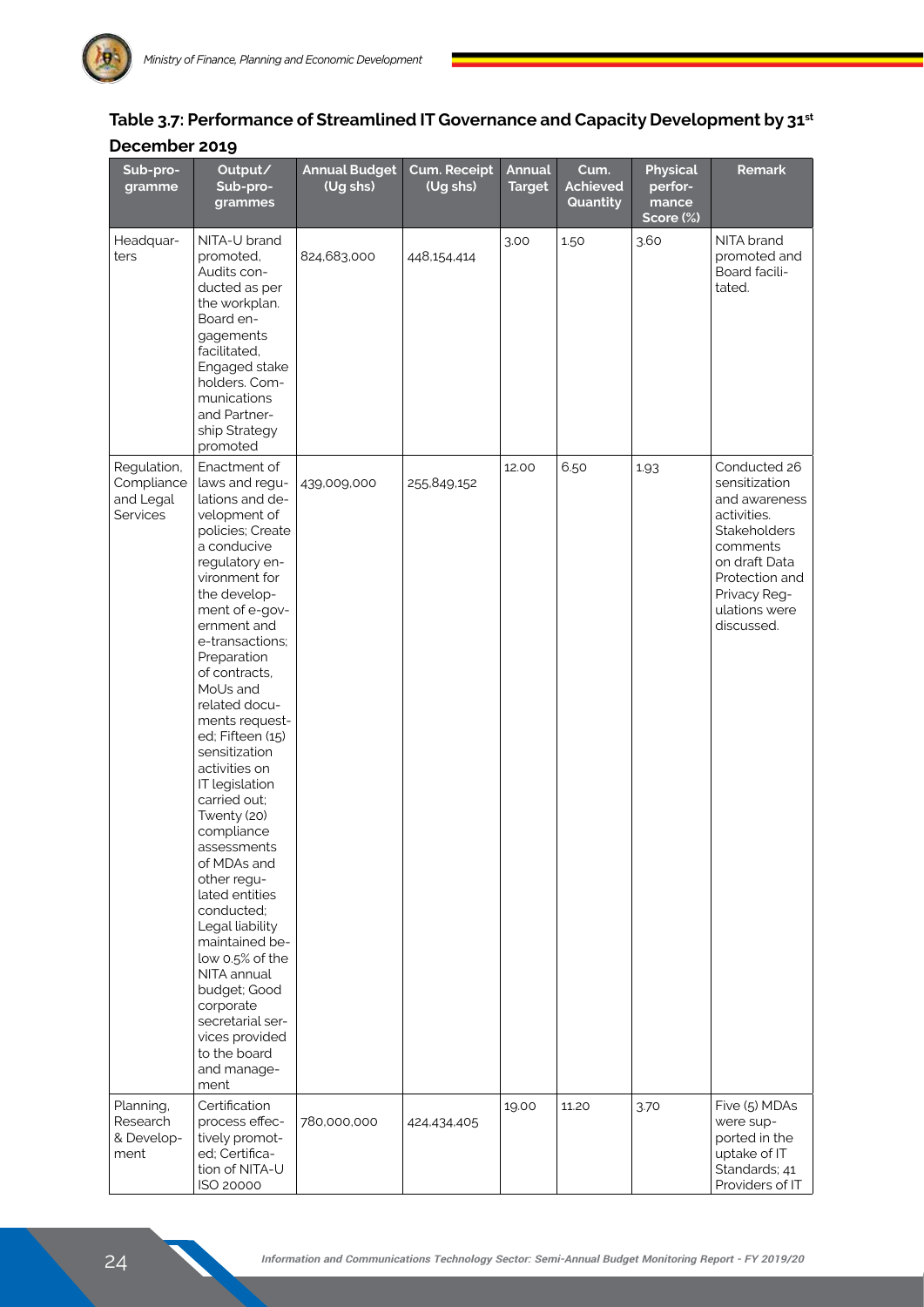### Table 3.7: Performance of Streamlined IT Governance and Capacity Development by 31st December 2019

| Sub-programme | Output/ Sub-programmes | Annual Budget (Ug shs) | Cum. Receipt (Ug shs) | Annual Target | Cum. Achieved Quantity | Physical performance Score (%) | Remark |
|---|---|---|---|---|---|---|---|
| Headquarters | NITA-U brand promoted, Audits conducted as per the workplan. Board engagements facilitated, Engaged stake holders. Communications and Partnership Strategy promoted | 824,683,000 | 448,154,414 | 3.00 | 1.50 | 3.60 | NITA brand promoted and Board facilitated. |
| Regulation, Compliance and Legal Services | Enactment of laws and regulations and development of policies; Create a conducive regulatory environment for the development of e-government and e-transactions; Preparation of contracts, MoUs and related documents requested; Fifteen (15) sensitization activities on IT legislation carried out; Twenty (20) compliance assessments of MDAs and other regulated entities conducted; Legal liability maintained below 0.5% of the NITA annual budget; Good corporate secretarial services provided to the board and management | 439,009,000 | 255,849,152 | 12.00 | 6.50 | 1.93 | Conducted 26 sensitization and awareness activities. Stakeholders comments on draft Data Protection and Privacy Regulations were discussed. |
| Planning, Research & Development | Certification process effectively promoted; Certification of NITA-U ISO 20000 | 780,000,000 | 424,434,405 | 19.00 | 11.20 | 3.70 | Five (5) MDAs were supported in the uptake of IT Standards; 41 Providers of IT |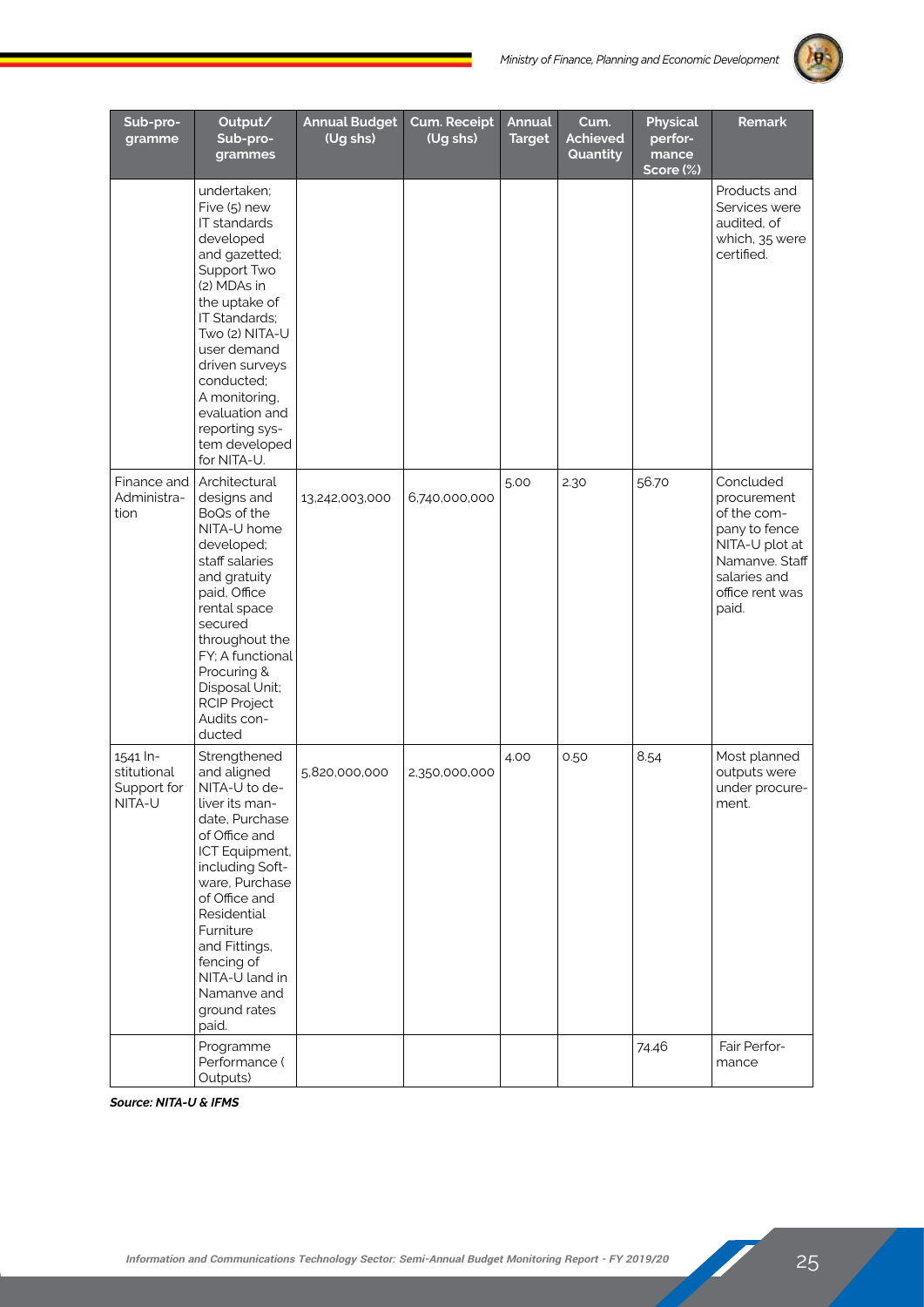| Sub-programme | Output/ Sub-programmes | Annual Budget (Ug shs) | Cum. Receipt (Ug shs) | Annual Target | Cum. Achieved Quantity | Physical performance Score (%) | Remark |
|---|---|---|---|---|---|---|---|
| | undertaken; Five (5) new IT standards developed and gazetted; Support Two (2) MDAs in the uptake of IT Standards; Two (2) NITA-U user demand driven surveys conducted; A monitoring, evaluation and reporting system developed for NITA-U. | | | | | | Products and Services were audited, of which, 35 were certified. |
| Finance and Administration | Architectural designs and BoQs of the NITA-U home developed; staff salaries and gratuity paid, Office rental space secured throughout the FY; A functional Procuring & Disposal Unit; RCIP Project Audits conducted | 13,242,003,000 | 6,740,000,000 | 5.00 | 2.30 | 56.70 | Concluded procurement of the company to fence NITA-U plot at Namanve. Staff salaries and office rent was paid. |
| 1541 Institutional Support for NITA-U | Strengthened and aligned NITA-U to deliver its mandate, Purchase of Office and ICT Equipment, including Software, Purchase of Office and Residential Furniture and Fittings, fencing of NITA-U land in Namanve and ground rates paid. | 5,820,000,000 | 2,350,000,000 | 4.00 | 0.50 | 8.54 | Most planned outputs were under procurement. |
| | Programme Performance ( Outputs) | | | | | 74.46 | Fair Performance |

***Source: NITA-U & IFMS***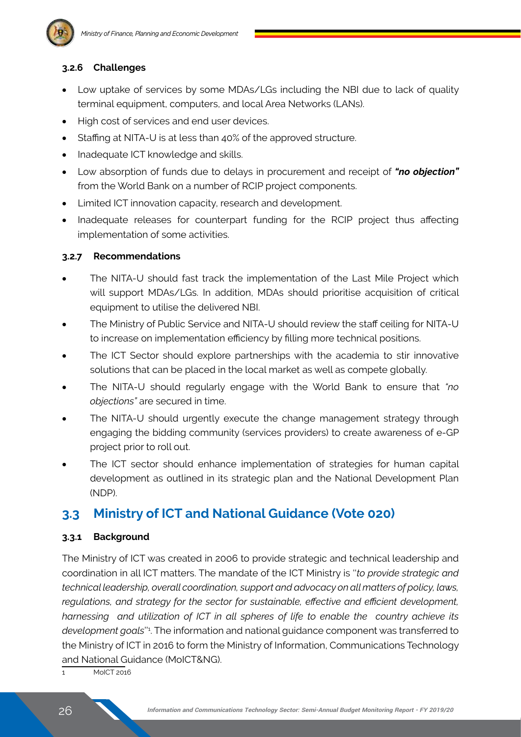### 3.2.6 Challenges

- Low uptake of services by some MDAs/LGs including the NBI due to lack of quality terminal equipment, computers, and local Area Networks (LANs).
- High cost of services and end user devices.
- Staffing at NITA-U is at less than 40% of the approved structure.
- Inadequate ICT knowledge and skills.
- Low absorption of funds due to delays in procurement and receipt of ***"no objection"*** from the World Bank on a number of RCIP project components.
- Limited ICT innovation capacity, research and development.
- Inadequate releases for counterpart funding for the RCIP project thus affecting implementation of some activities.

### 3.2.7 Recommendations

- The NITA-U should fast track the implementation of the Last Mile Project which will support MDAs/LGs. In addition, MDAs should prioritise acquisition of critical equipment to utilise the delivered NBI.
- The Ministry of Public Service and NITA-U should review the staff ceiling for NITA-U to increase on implementation efficiency by filling more technical positions.
- The ICT Sector should explore partnerships with the academia to stir innovative solutions that can be placed in the local market as well as compete globally.
- The NITA-U should regularly engage with the World Bank to ensure that *"no objections"* are secured in time.
- The NITA-U should urgently execute the change management strategy through engaging the bidding community (services providers) to create awareness of e-GP project prior to roll out.
- The ICT sector should enhance implementation of strategies for human capital development as outlined in its strategic plan and the National Development Plan (NDP).

## 3.3 Ministry of ICT and National Guidance (Vote 020)

### 3.3.1 Background

The Ministry of ICT was created in 2006 to provide strategic and technical leadership and coordination in all ICT matters. The mandate of the ICT Ministry is "*to provide strategic and technical leadership, overall coordination, support and advocacy on all matters of policy, laws, regulations, and strategy for the sector for sustainable, effective and efficient development, harnessing and utilization of ICT in all spheres of life to enable the country achieve its development goals*"[1]. The information and national guidance component was transferred to the Ministry of ICT in 2016 to form the Ministry of Information, Communications Technology and National Guidance (MoICT&NG).

1 MoICT 2016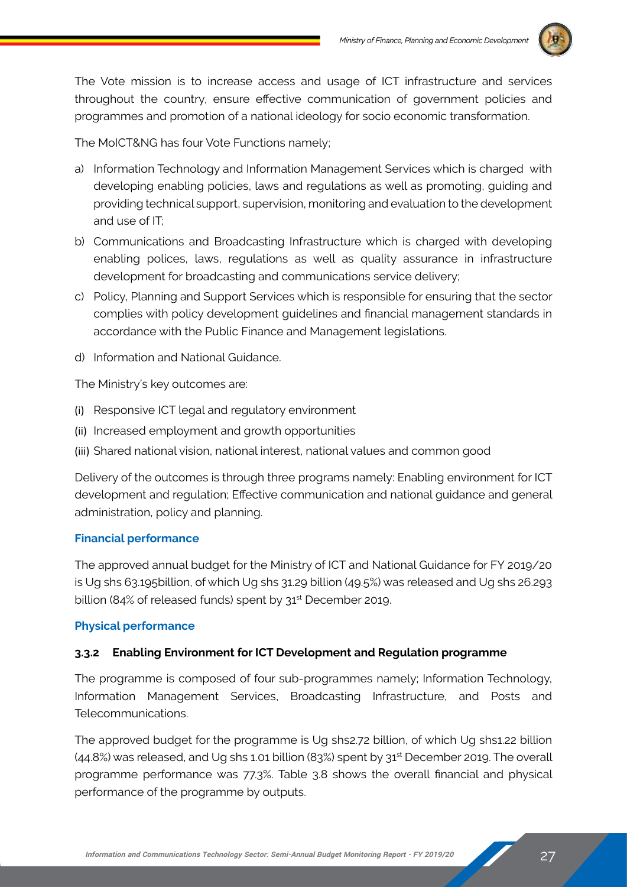The Vote mission is to increase access and usage of ICT infrastructure and services throughout the country, ensure effective communication of government policies and programmes and promotion of a national ideology for socio economic transformation.

The MoICT&NG has four Vote Functions namely;

a) Information Technology and Information Management Services which is charged with developing enabling policies, laws and regulations as well as promoting, guiding and providing technical support, supervision, monitoring and evaluation to the development and use of IT;
b) Communications and Broadcasting Infrastructure which is charged with developing enabling polices, laws, regulations as well as quality assurance in infrastructure development for broadcasting and communications service delivery;
c) Policy, Planning and Support Services which is responsible for ensuring that the sector complies with policy development guidelines and financial management standards in accordance with the Public Finance and Management legislations.
d) Information and National Guidance.

The Ministry's key outcomes are:

(i) Responsive ICT legal and regulatory environment
(ii) Increased employment and growth opportunities
(iii) Shared national vision, national interest, national values and common good

Delivery of the outcomes is through three programs namely: Enabling environment for ICT development and regulation; Effective communication and national guidance and general administration, policy and planning.

**Financial performance**

The approved annual budget for the Ministry of ICT and National Guidance for FY 2019/20 is Ug shs 63.195billion, of which Ug shs 31.29 billion (49.5%) was released and Ug shs 26.293 billion (84% of released funds) spent by 31st December 2019.

**Physical performance**

### 3.3.2 Enabling Environment for ICT Development and Regulation programme

The programme is composed of four sub-programmes namely; Information Technology, Information Management Services, Broadcasting Infrastructure, and Posts and Telecommunications.

The approved budget for the programme is Ug shs2.72 billion, of which Ug shs1.22 billion (44.8%) was released, and Ug shs 1.01 billion (83%) spent by 31st December 2019. The overall programme performance was 77.3%. Table 3.8 shows the overall financial and physical performance of the programme by outputs.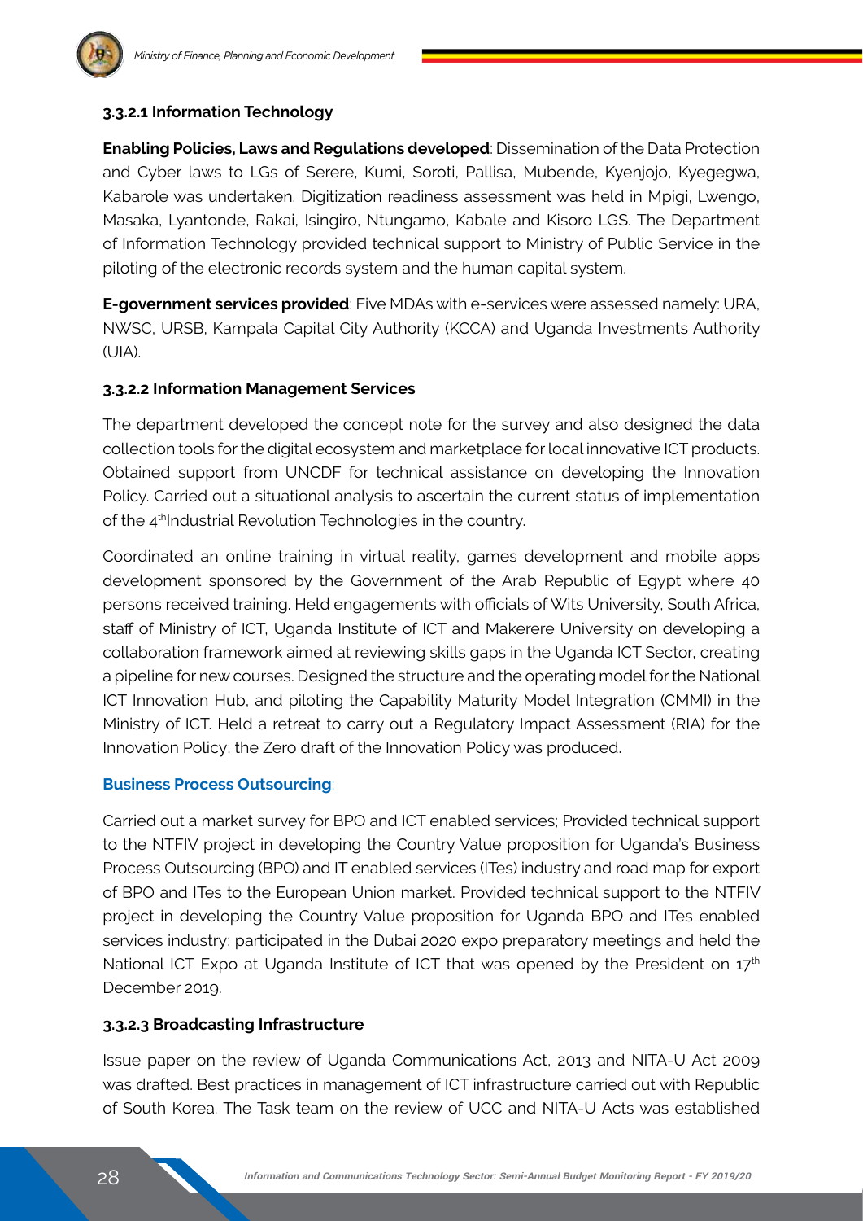#### 3.3.2.1 Information Technology

**Enabling Policies, Laws and Regulations developed**: Dissemination of the Data Protection and Cyber laws to LGs of Serere, Kumi, Soroti, Pallisa, Mubende, Kyenjojo, Kyegegwa, Kabarole was undertaken. Digitization readiness assessment was held in Mpigi, Lwengo, Masaka, Lyantonde, Rakai, Isingiro, Ntungamo, Kabale and Kisoro LGS. The Department of Information Technology provided technical support to Ministry of Public Service in the piloting of the electronic records system and the human capital system.

**E-government services provided**: Five MDAs with e-services were assessed namely: URA, NWSC, URSB, Kampala Capital City Authority (KCCA) and Uganda Investments Authority (UIA).

#### 3.3.2.2 Information Management Services

The department developed the concept note for the survey and also designed the data collection tools for the digital ecosystem and marketplace for local innovative ICT products. Obtained support from UNCDF for technical assistance on developing the Innovation Policy. Carried out a situational analysis to ascertain the current status of implementation of the 4thIndustrial Revolution Technologies in the country.

Coordinated an online training in virtual reality, games development and mobile apps development sponsored by the Government of the Arab Republic of Egypt where 40 persons received training. Held engagements with officials of Wits University, South Africa, staff of Ministry of ICT, Uganda Institute of ICT and Makerere University on developing a collaboration framework aimed at reviewing skills gaps in the Uganda ICT Sector, creating a pipeline for new courses. Designed the structure and the operating model for the National ICT Innovation Hub, and piloting the Capability Maturity Model Integration (CMMI) in the Ministry of ICT. Held a retreat to carry out a Regulatory Impact Assessment (RIA) for the Innovation Policy; the Zero draft of the Innovation Policy was produced.

**Business Process Outsourcing**:

Carried out a market survey for BPO and ICT enabled services; Provided technical support to the NTFIV project in developing the Country Value proposition for Uganda's Business Process Outsourcing (BPO) and IT enabled services (ITes) industry and road map for export of BPO and ITes to the European Union market. Provided technical support to the NTFIV project in developing the Country Value proposition for Uganda BPO and ITes enabled services industry; participated in the Dubai 2020 expo preparatory meetings and held the National ICT Expo at Uganda Institute of ICT that was opened by the President on 17th December 2019.

#### 3.3.2.3 Broadcasting Infrastructure

Issue paper on the review of Uganda Communications Act, 2013 and NITA-U Act 2009 was drafted. Best practices in management of ICT infrastructure carried out with Republic of South Korea. The Task team on the review of UCC and NITA-U Acts was established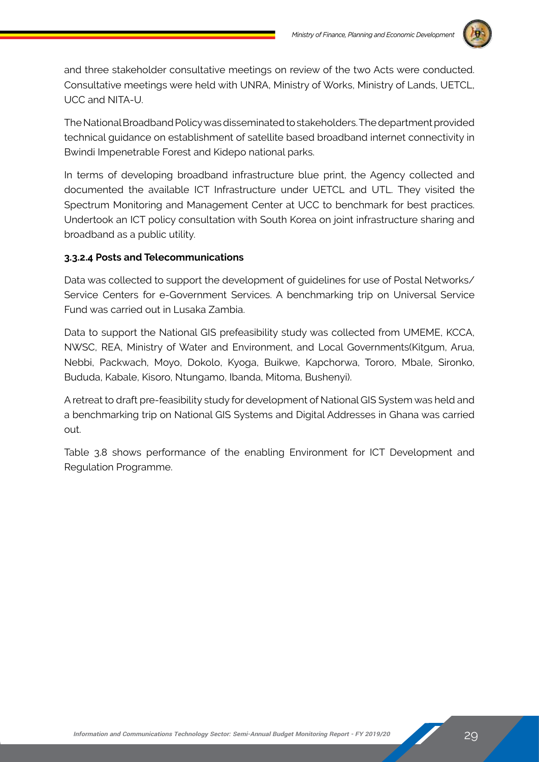and three stakeholder consultative meetings on review of the two Acts were conducted. Consultative meetings were held with UNRA, Ministry of Works, Ministry of Lands, UETCL, UCC and NITA-U.

The National Broadband Policy was disseminated to stakeholders. The department provided technical guidance on establishment of satellite based broadband internet connectivity in Bwindi Impenetrable Forest and Kidepo national parks.

In terms of developing broadband infrastructure blue print, the Agency collected and documented the available ICT Infrastructure under UETCL and UTL. They visited the Spectrum Monitoring and Management Center at UCC to benchmark for best practices. Undertook an ICT policy consultation with South Korea on joint infrastructure sharing and broadband as a public utility.

#### 3.3.2.4 Posts and Telecommunications

Data was collected to support the development of guidelines for use of Postal Networks/ Service Centers for e-Government Services. A benchmarking trip on Universal Service Fund was carried out in Lusaka Zambia.

Data to support the National GIS prefeasibility study was collected from UMEME, KCCA, NWSC, REA, Ministry of Water and Environment, and Local Governments(Kitgum, Arua, Nebbi, Packwach, Moyo, Dokolo, Kyoga, Buikwe, Kapchorwa, Tororo, Mbale, Sironko, Bududa, Kabale, Kisoro, Ntungamo, Ibanda, Mitoma, Bushenyi).

A retreat to draft pre-feasibility study for development of National GIS System was held and a benchmarking trip on National GIS Systems and Digital Addresses in Ghana was carried out.

Table 3.8 shows performance of the enabling Environment for ICT Development and Regulation Programme.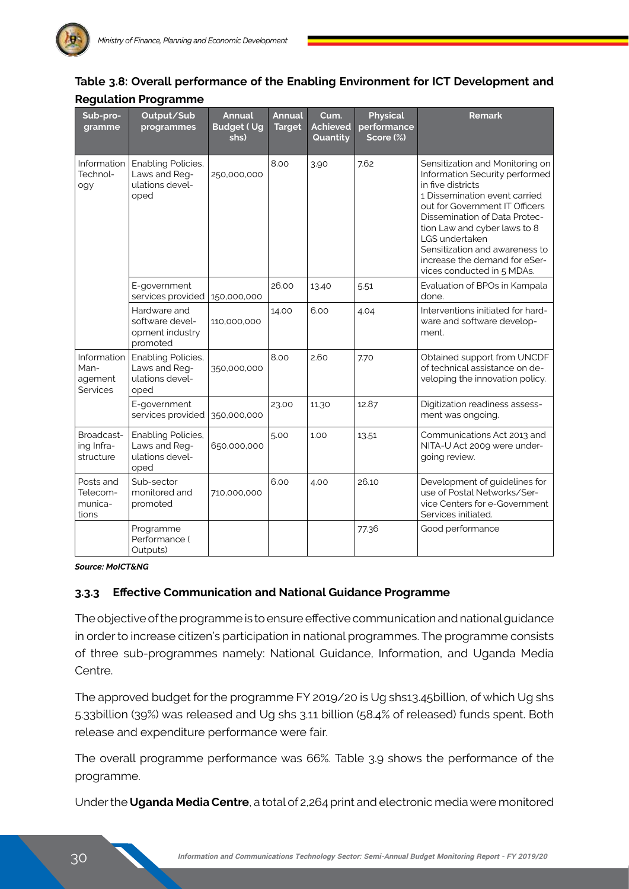**Table 3.8: Overall performance of the Enabling Environment for ICT Development and Regulation Programme**

| Sub-programme | Output/Sub programmes | Annual Budget ( Ug shs) | Annual Target | Cum. Achieved Quantity | Physical performance Score (%) | Remark |
|---|---|---|---|---|---|---|
| Information Technology | Enabling Policies, Laws and Regulations developed | 250,000,000 | 8.00 | 3.90 | 7.62 | Sensitization and Monitoring on Information Security performed in five districts 1 Dissemination event carried out for Government IT Officers Dissemination of Data Protection Law and cyber laws to 8 LGS undertaken Sensitization and awareness to increase the demand for eServices conducted in 5 MDAs. |
| | E-government services provided | 150,000,000 | 26.00 | 13.40 | 5.51 | Evaluation of BPOs in Kampala done. |
| | Hardware and software development industry promoted | 110,000,000 | 14.00 | 6.00 | 4.04 | Interventions initiated for hardware and software development. |
| Information Management Services | Enabling Policies, Laws and Regulations developed | 350,000,000 | 8.00 | 2.60 | 7.70 | Obtained support from UNCDF of technical assistance on developing the innovation policy. |
| | E-government services provided | 350,000,000 | 23.00 | 11.30 | 12.87 | Digitization readiness assessment was ongoing. |
| Broadcasting Infrastructure | Enabling Policies, Laws and Regulations developed | 650,000,000 | 5.00 | 1.00 | 13.51 | Communications Act 2013 and NITA-U Act 2009 were undergoing review. |
| Posts and Telecommunications | Sub-sector monitored and promoted | 710,000,000 | 6.00 | 4.00 | 26.10 | Development of guidelines for use of Postal Networks/Service Centers for e-Government Services initiated. |
| | Programme Performance ( Outputs) | | | | 77.36 | Good performance |

***Source: MoICT&NG***

### 3.3.3 Effective Communication and National Guidance Programme

The objective of the programme is to ensure effective communication and national guidance in order to increase citizen's participation in national programmes. The programme consists of three sub-programmes namely: National Guidance, Information, and Uganda Media Centre.

The approved budget for the programme FY 2019/20 is Ug shs13.45billion, of which Ug shs 5.33billion (39%) was released and Ug shs 3.11 billion (58.4% of released) funds spent. Both release and expenditure performance were fair.

The overall programme performance was 66%. Table 3.9 shows the performance of the programme.

Under the **Uganda Media Centre**, a total of 2,264 print and electronic media were monitored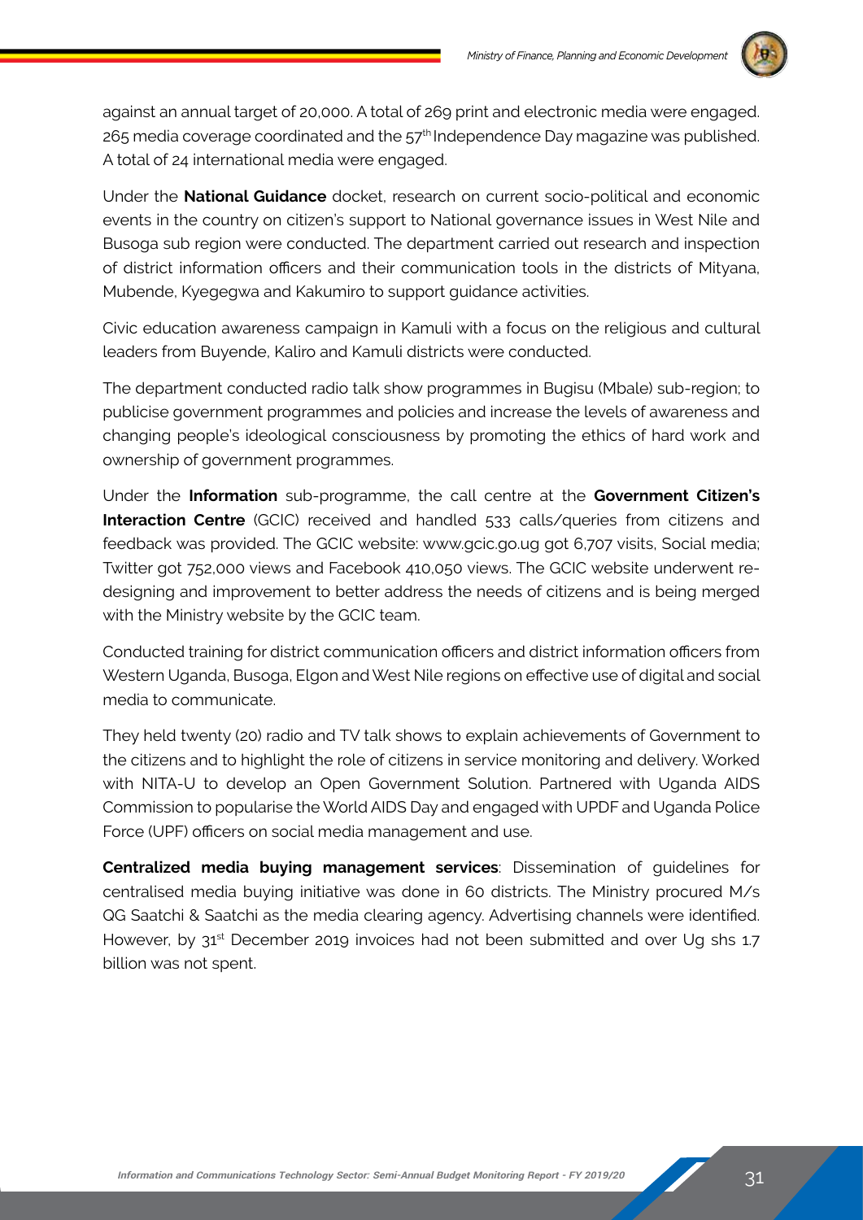against an annual target of 20,000. A total of 269 print and electronic media were engaged. 265 media coverage coordinated and the 57th Independence Day magazine was published. A total of 24 international media were engaged.

Under the **National Guidance** docket, research on current socio-political and economic events in the country on citizen's support to National governance issues in West Nile and Busoga sub region were conducted. The department carried out research and inspection of district information officers and their communication tools in the districts of Mityana, Mubende, Kyegegwa and Kakumiro to support guidance activities.

Civic education awareness campaign in Kamuli with a focus on the religious and cultural leaders from Buyende, Kaliro and Kamuli districts were conducted.

The department conducted radio talk show programmes in Bugisu (Mbale) sub-region; to publicise government programmes and policies and increase the levels of awareness and changing people's ideological consciousness by promoting the ethics of hard work and ownership of government programmes.

Under the **Information** sub-programme, the call centre at the **Government Citizen's Interaction Centre** (GCIC) received and handled 533 calls/queries from citizens and feedback was provided. The GCIC website: www.gcic.go.ug got 6,707 visits, Social media; Twitter got 752,000 views and Facebook 410,050 views. The GCIC website underwent re-designing and improvement to better address the needs of citizens and is being merged with the Ministry website by the GCIC team.

Conducted training for district communication officers and district information officers from Western Uganda, Busoga, Elgon and West Nile regions on effective use of digital and social media to communicate.

They held twenty (20) radio and TV talk shows to explain achievements of Government to the citizens and to highlight the role of citizens in service monitoring and delivery. Worked with NITA-U to develop an Open Government Solution. Partnered with Uganda AIDS Commission to popularise the World AIDS Day and engaged with UPDF and Uganda Police Force (UPF) officers on social media management and use.

**Centralized media buying management services**: Dissemination of guidelines for centralised media buying initiative was done in 60 districts. The Ministry procured M/s QG Saatchi & Saatchi as the media clearing agency. Advertising channels were identified. However, by 31st December 2019 invoices had not been submitted and over Ug shs 1.7 billion was not spent.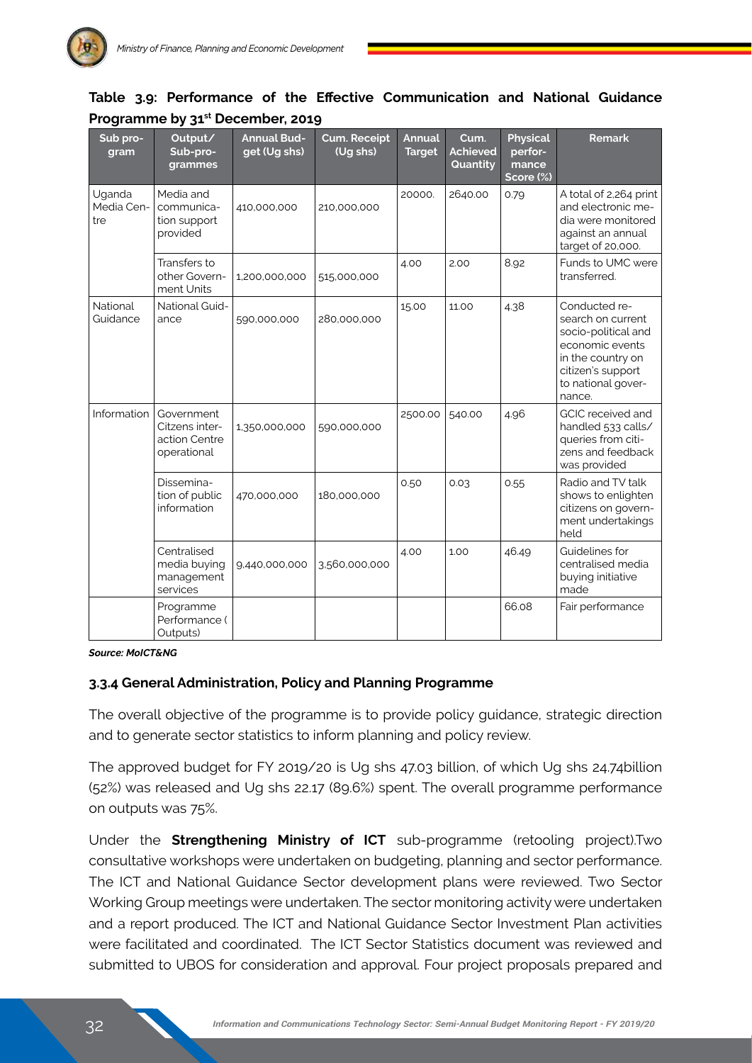**Table 3.9: Performance of the Effective Communication and National Guidance Programme by 31st December, 2019**

| Sub program | Output/ Sub-programmes | Annual Budget (Ug shs) | Cum. Receipt (Ug shs) | Annual Target | Cum. Achieved Quantity | Physical performance Score (%) | Remark |
|---|---|---|---|---|---|---|---|
| Uganda Media Centre | Media and communication support provided | 410,000,000 | 210,000,000 | 20000. | 2640.00 | 0.79 | A total of 2,264 print and electronic media were monitored against an annual target of 20,000. |
| | Transfers to other Government Units | 1,200,000,000 | 515,000,000 | 4.00 | 2.00 | 8.92 | Funds to UMC were transferred. |
| National Guidance | National Guidance | 590,000,000 | 280,000,000 | 15.00 | 11.00 | 4.38 | Conducted research on current socio-political and economic events in the country on citizen's support to national governance. |
| Information | Government Citzens interaction Centre operational | 1,350,000,000 | 590,000,000 | 2500.00 | 540.00 | 4.96 | GCIC received and handled 533 calls/ queries from citizens and feedback was provided |
| | Dissemination of public information | 470,000,000 | 180,000,000 | 0.50 | 0.03 | 0.55 | Radio and TV talk shows to enlighten citizens on government undertakings held |
| | Centralised media buying management services | 9,440,000,000 | 3,560,000,000 | 4.00 | 1.00 | 46.49 | Guidelines for centralised media buying initiative made |
| | Programme Performance ( Outputs) | | | | | 66.08 | Fair performance |

***Source: MoICT&NG***

### 3.3.4 General Administration, Policy and Planning Programme

The overall objective of the programme is to provide policy guidance, strategic direction and to generate sector statistics to inform planning and policy review.

The approved budget for FY 2019/20 is Ug shs 47.03 billion, of which Ug shs 24.74billion (52%) was released and Ug shs 22.17 (89.6%) spent. The overall programme performance on outputs was 75%.

Under the **Strengthening Ministry of ICT** sub-programme (retooling project).Two consultative workshops were undertaken on budgeting, planning and sector performance. The ICT and National Guidance Sector development plans were reviewed. Two Sector Working Group meetings were undertaken. The sector monitoring activity were undertaken and a report produced. The ICT and National Guidance Sector Investment Plan activities were facilitated and coordinated. The ICT Sector Statistics document was reviewed and submitted to UBOS for consideration and approval. Four project proposals prepared and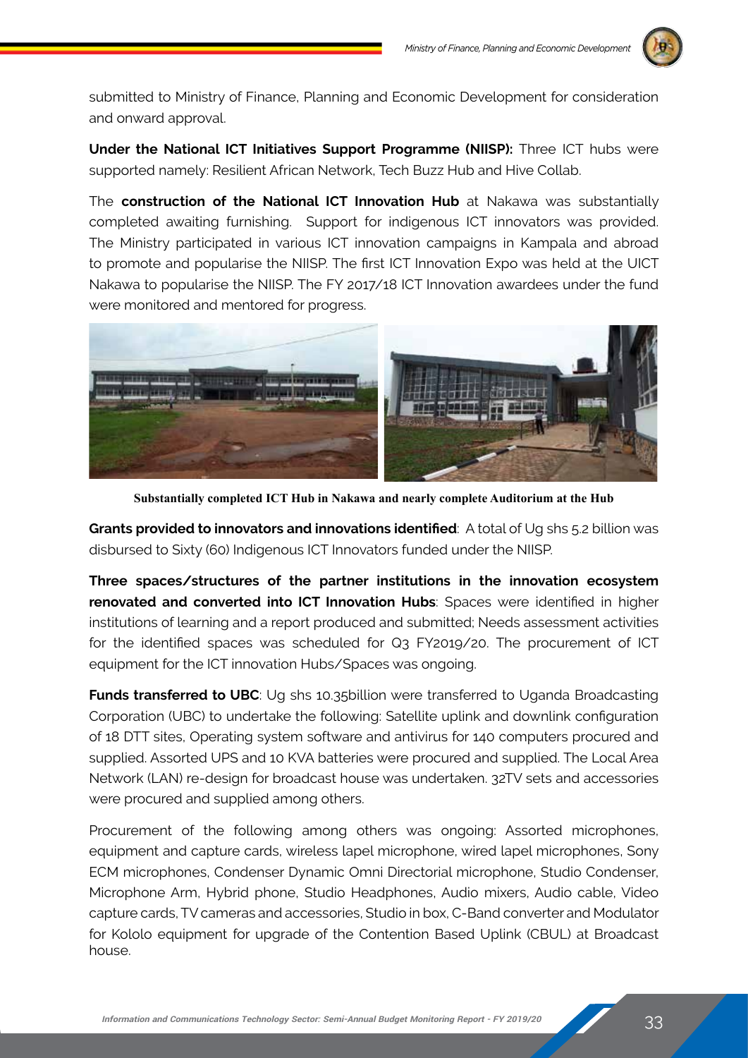submitted to Ministry of Finance, Planning and Economic Development for consideration and onward approval.

**Under the National ICT Initiatives Support Programme (NIISP):** Three ICT hubs were supported namely: Resilient African Network, Tech Buzz Hub and Hive Collab.

The **construction of the National ICT Innovation Hub** at Nakawa was substantially completed awaiting furnishing. Support for indigenous ICT innovators was provided. The Ministry participated in various ICT innovation campaigns in Kampala and abroad to promote and popularise the NIISP. The first ICT Innovation Expo was held at the UICT Nakawa to popularise the NIISP. The FY 2017/18 ICT Innovation awardees under the fund were monitored and mentored for progress.

**Substantially completed ICT Hub in Nakawa and nearly complete Auditorium at the Hub**

**Grants provided to innovators and innovations identified**: A total of Ug shs 5.2 billion was disbursed to Sixty (60) Indigenous ICT Innovators funded under the NIISP.

**Three spaces/structures of the partner institutions in the innovation ecosystem renovated and converted into ICT Innovation Hubs**: Spaces were identified in higher institutions of learning and a report produced and submitted; Needs assessment activities for the identified spaces was scheduled for Q3 FY2019/20. The procurement of ICT equipment for the ICT innovation Hubs/Spaces was ongoing.

**Funds transferred to UBC**: Ug shs 10.35billion were transferred to Uganda Broadcasting Corporation (UBC) to undertake the following: Satellite uplink and downlink configuration of 18 DTT sites, Operating system software and antivirus for 140 computers procured and supplied. Assorted UPS and 10 KVA batteries were procured and supplied. The Local Area Network (LAN) re-design for broadcast house was undertaken. 32TV sets and accessories were procured and supplied among others.

Procurement of the following among others was ongoing: Assorted microphones, equipment and capture cards, wireless lapel microphone, wired lapel microphones, Sony ECM microphones, Condenser Dynamic Omni Directorial microphone, Studio Condenser, Microphone Arm, Hybrid phone, Studio Headphones, Audio mixers, Audio cable, Video capture cards, TV cameras and accessories, Studio in box, C-Band converter and Modulator for Kololo equipment for upgrade of the Contention Based Uplink (CBUL) at Broadcast house.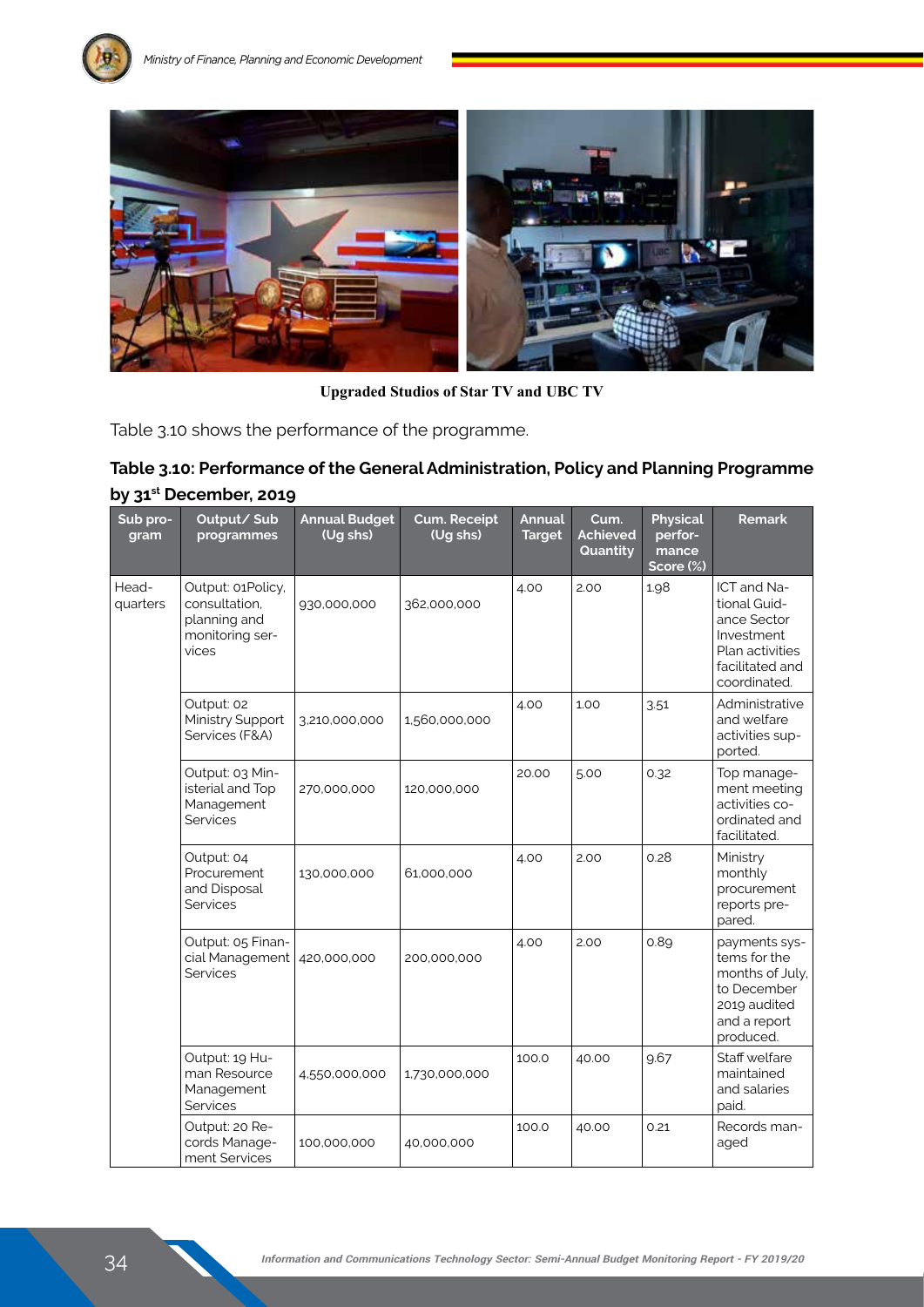Upgraded Studios of Star TV and UBC TV

Table 3.10 shows the performance of the programme.

**Table 3.10: Performance of the General Administration, Policy and Planning Programme by 31st December, 2019**

| Sub programme | Output/ Sub programmes | Annual Budget (Ug shs) | Cum. Receipt (Ug shs) | Annual Target | Cum. Achieved Quantity | Physical performance Score (%) | Remark |
|---|---|---|---|---|---|---|---|
| Headquarters | Output: 01Policy, consultation, planning and monitoring services | 930,000,000 | 362,000,000 | 4.00 | 2.00 | 1.98 | ICT and National Guidance Sector Investment Plan activities facilitated and coordinated. |
| | Output: 02 Ministry Support Services (F&A) | 3,210,000,000 | 1,560,000,000 | 4.00 | 1.00 | 3.51 | Administrative and welfare activities supported. |
| | Output: 03 Ministerial and Top Management Services | 270,000,000 | 120,000,000 | 20.00 | 5.00 | 0.32 | Top management meeting activities coordinated and facilitated. |
| | Output: 04 Procurement and Disposal Services | 130,000,000 | 61,000,000 | 4.00 | 2.00 | 0.28 | Ministry monthly procurement reports prepared. |
| | Output: 05 Financial Management Services | 420,000,000 | 200,000,000 | 4.00 | 2.00 | 0.89 | payments systems for the months of July, to December 2019 audited and a report produced. |
| | Output: 19 Human Resource Management Services | 4,550,000,000 | 1,730,000,000 | 100.0 | 40.00 | 9.67 | Staff welfare maintained and salaries paid. |
| | Output: 20 Records Management Services | 100,000,000 | 40,000,000 | 100.0 | 40.00 | 0.21 | Records managed |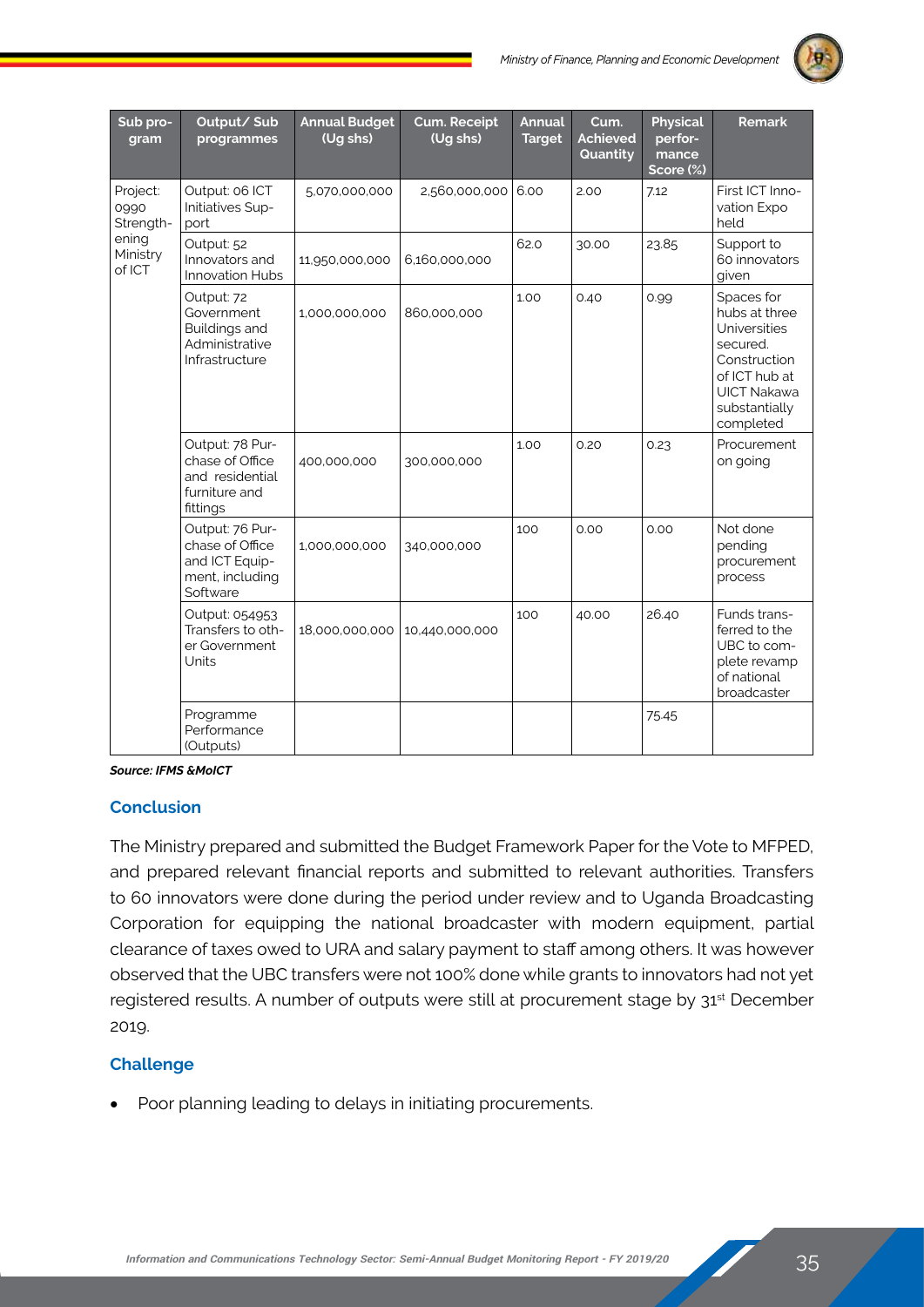| Sub program | Output/ Sub programmes | Annual Budget (Ug shs) | Cum. Receipt (Ug shs) | Annual Target | Cum. Achieved Quantity | Physical performance Score (%) | Remark |
|---|---|---|---|---|---|---|---|
| Project: 0990 Strengthening Ministry of ICT | Output: 06 ICT Initiatives Support | 5,070,000,000 | 2,560,000,000 | 6.00 | 2.00 | 7.12 | First ICT Innovation Expo held |
| | Output: 52 Innovators and Innovation Hubs | 11,950,000,000 | 6,160,000,000 | 62.0 | 30.00 | 23.85 | Support to 60 innovators given |
| | Output: 72 Government Buildings and Administrative Infrastructure | 1,000,000,000 | 860,000,000 | 1.00 | 0.40 | 0.99 | Spaces for hubs at three Universities secured. Construction of ICT hub at UICT Nakawa substantially completed |
| | Output: 78 Purchase of Office and residential furniture and fittings | 400,000,000 | 300,000,000 | 1.00 | 0.20 | 0.23 | Procurement on going |
| | Output: 76 Purchase of Office and ICT Equipment, including Software | 1,000,000,000 | 340,000,000 | 100 | 0.00 | 0.00 | Not done pending procurement process |
| | Output: 054953 Transfers to other Government Units | 18,000,000,000 | 10,440,000,000 | 100 | 40.00 | 26.40 | Funds transferred to the UBC to complete revamp of national broadcaster |
| | Programme Performance (Outputs) | | | | | 75.45 | |

***Source: IFMS &MoICT***

## Conclusion

The Ministry prepared and submitted the Budget Framework Paper for the Vote to MFPED, and prepared relevant financial reports and submitted to relevant authorities. Transfers to 60 innovators were done during the period under review and to Uganda Broadcasting Corporation for equipping the national broadcaster with modern equipment, partial clearance of taxes owed to URA and salary payment to staff among others. It was however observed that the UBC transfers were not 100% done while grants to innovators had not yet registered results. A number of outputs were still at procurement stage by 31st December 2019.

## Challenge

- Poor planning leading to delays in initiating procurements.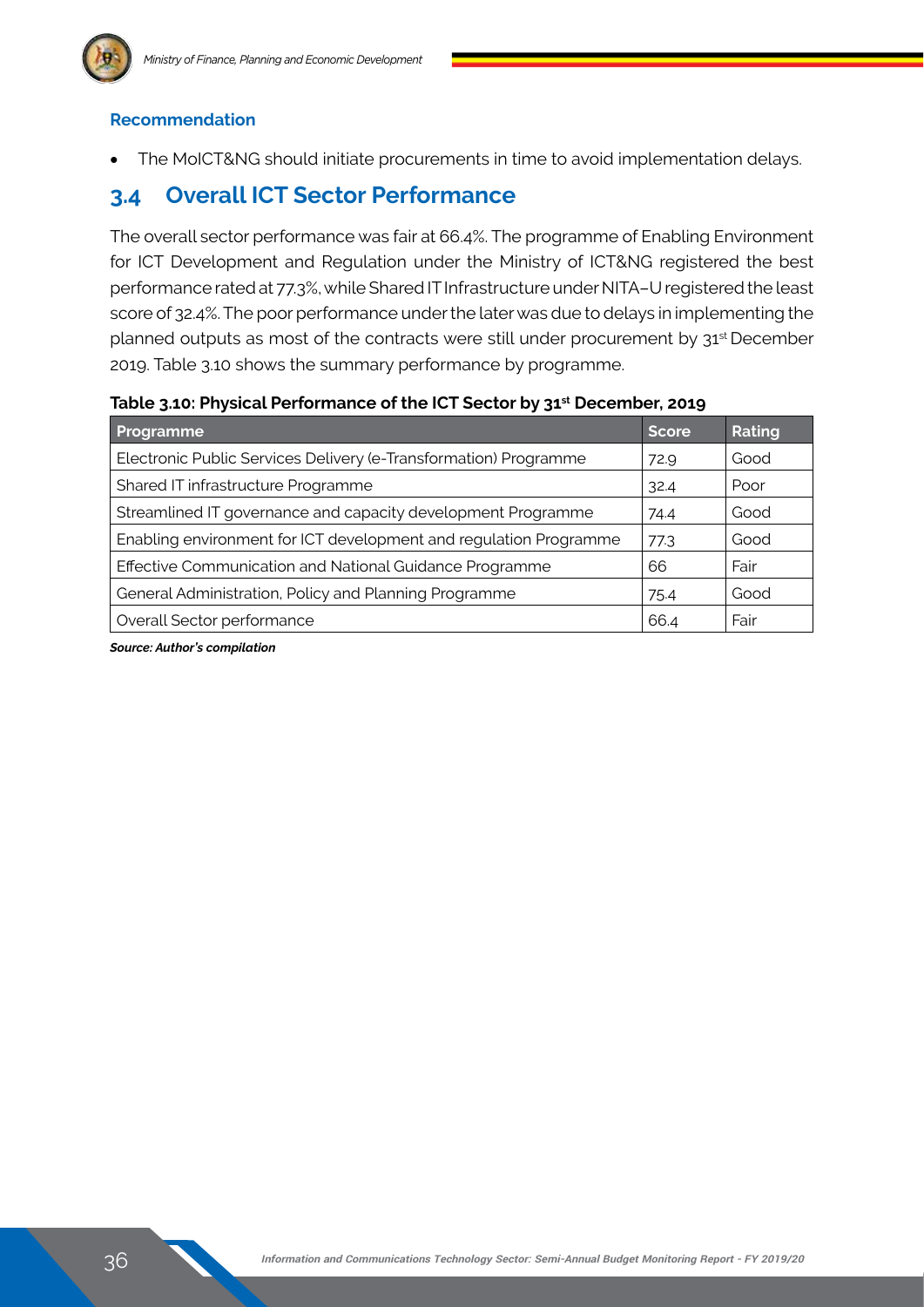**Recommendation**

- The MoICT&NG should initiate procurements in time to avoid implementation delays.

## 3.4 Overall ICT Sector Performance

The overall sector performance was fair at 66.4%. The programme of Enabling Environment for ICT Development and Regulation under the Ministry of ICT&NG registered the best performance rated at 77.3%, while Shared IT Infrastructure under NITA–U registered the least score of 32.4%. The poor performance under the later was due to delays in implementing the planned outputs as most of the contracts were still under procurement by 31st December 2019. Table 3.10 shows the summary performance by programme.

**Table 3.10: Physical Performance of the ICT Sector by 31st December, 2019**

| Programme | Score | Rating |
|---|---|---|
| Electronic Public Services Delivery (e-Transformation) Programme | 72.9 | Good |
| Shared IT infrastructure Programme | 32.4 | Poor |
| Streamlined IT governance and capacity development Programme | 74.4 | Good |
| Enabling environment for ICT development and regulation Programme | 77.3 | Good |
| Effective Communication and National Guidance Programme | 66 | Fair |
| General Administration, Policy and Planning Programme | 75.4 | Good |
| Overall Sector performance | 66.4 | Fair |

***Source: Author's compilation***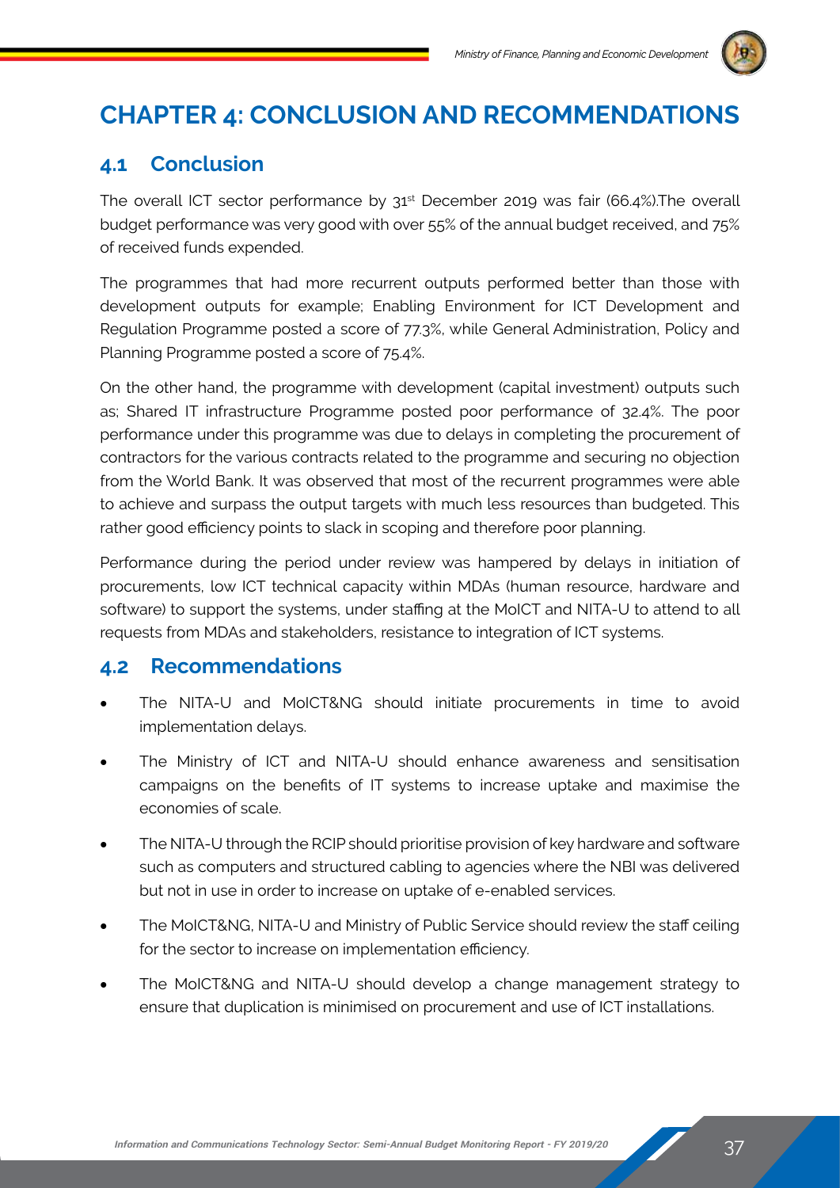# CHAPTER 4: CONCLUSION AND RECOMMENDATIONS

## 4.1 Conclusion

The overall ICT sector performance by 31st December 2019 was fair (66.4%).The overall budget performance was very good with over 55% of the annual budget received, and 75% of received funds expended.

The programmes that had more recurrent outputs performed better than those with development outputs for example; Enabling Environment for ICT Development and Regulation Programme posted a score of 77.3%, while General Administration, Policy and Planning Programme posted a score of 75.4%.

On the other hand, the programme with development (capital investment) outputs such as; Shared IT infrastructure Programme posted poor performance of 32.4%. The poor performance under this programme was due to delays in completing the procurement of contractors for the various contracts related to the programme and securing no objection from the World Bank. It was observed that most of the recurrent programmes were able to achieve and surpass the output targets with much less resources than budgeted. This rather good efficiency points to slack in scoping and therefore poor planning.

Performance during the period under review was hampered by delays in initiation of procurements, low ICT technical capacity within MDAs (human resource, hardware and software) to support the systems, under staffing at the MoICT and NITA-U to attend to all requests from MDAs and stakeholders, resistance to integration of ICT systems.

## 4.2 Recommendations

- The NITA-U and MoICT&NG should initiate procurements in time to avoid implementation delays.
- The Ministry of ICT and NITA-U should enhance awareness and sensitisation campaigns on the benefits of IT systems to increase uptake and maximise the economies of scale.
- The NITA-U through the RCIP should prioritise provision of key hardware and software such as computers and structured cabling to agencies where the NBI was delivered but not in use in order to increase on uptake of e-enabled services.
- The MoICT&NG, NITA-U and Ministry of Public Service should review the staff ceiling for the sector to increase on implementation efficiency.
- The MoICT&NG and NITA-U should develop a change management strategy to ensure that duplication is minimised on procurement and use of ICT installations.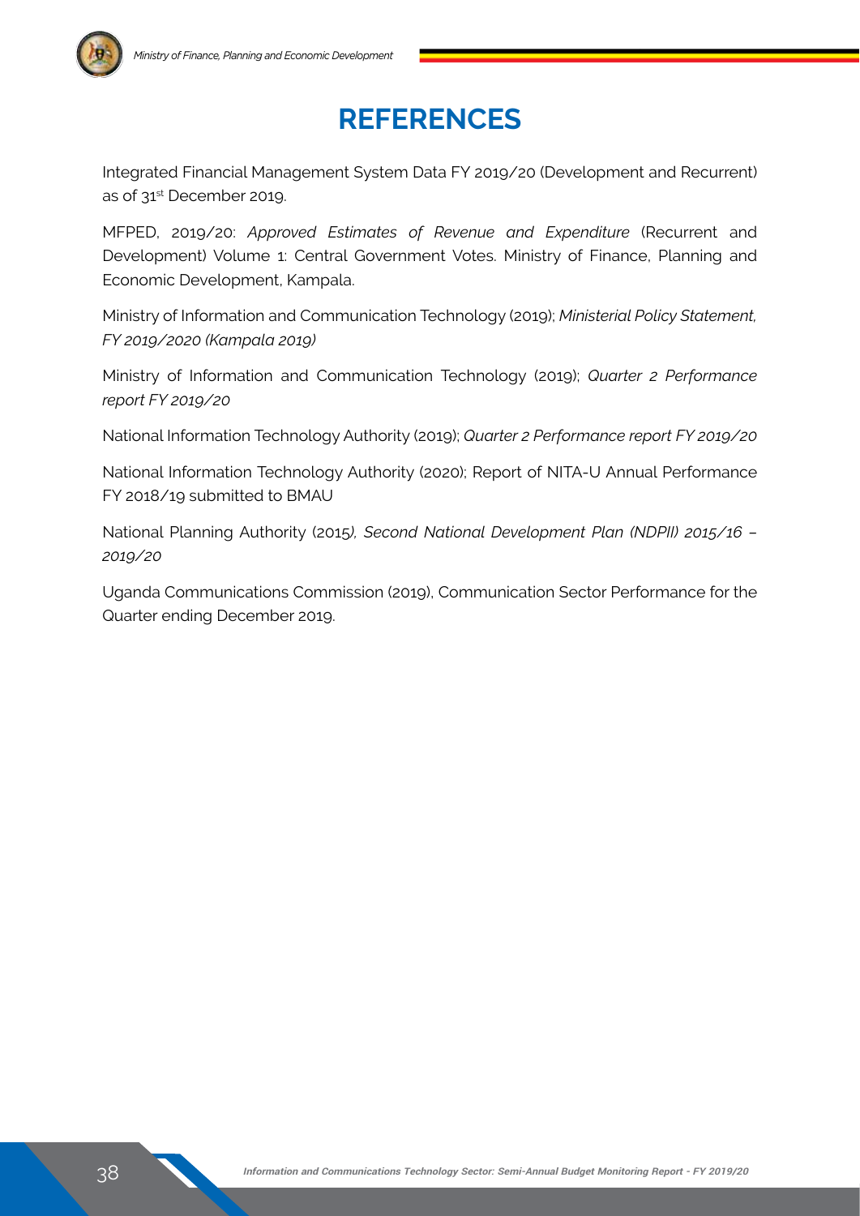# REFERENCES

Integrated Financial Management System Data FY 2019/20 (Development and Recurrent) as of 31st December 2019.

MFPED, 2019/20: *Approved Estimates of Revenue and Expenditure* (Recurrent and Development) Volume 1: Central Government Votes. Ministry of Finance, Planning and Economic Development, Kampala.

Ministry of Information and Communication Technology (2019); *Ministerial Policy Statement, FY 2019/2020 (Kampala 2019)*

Ministry of Information and Communication Technology (2019); *Quarter 2 Performance report FY 2019/20*

National Information Technology Authority (2019); *Quarter 2 Performance report FY 2019/20*

National Information Technology Authority (2020); Report of NITA-U Annual Performance FY 2018/19 submitted to BMAU

National Planning Authority (2015*), Second National Development Plan (NDPII) 2015/16 – 2019/20*

Uganda Communications Commission (2019), Communication Sector Performance for the Quarter ending December 2019.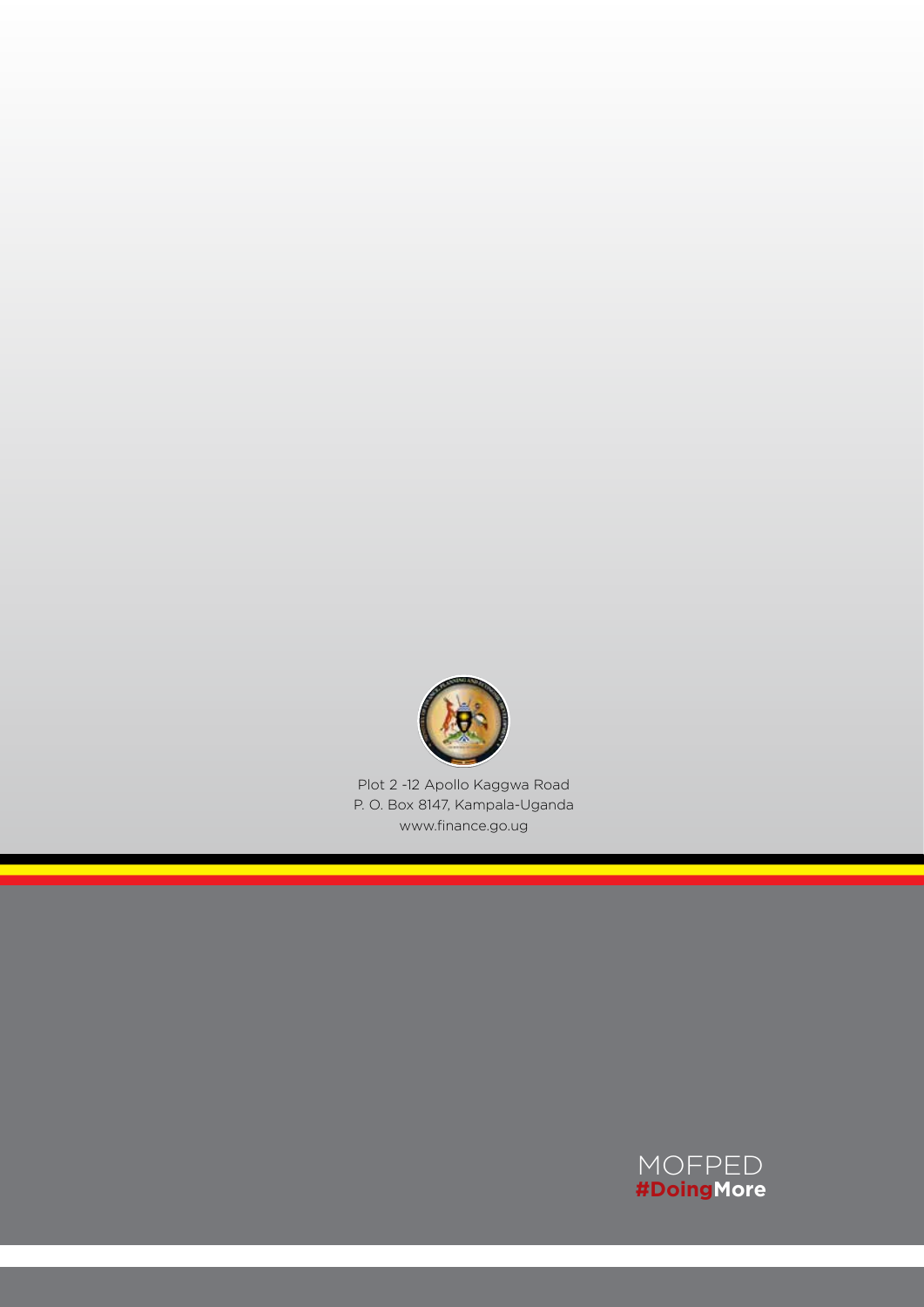Plot 2 -12 Apollo Kaggwa Road
P. O. Box 8147, Kampala-Uganda
www.finance.go.ug

MOFPED
**#DoingMore**